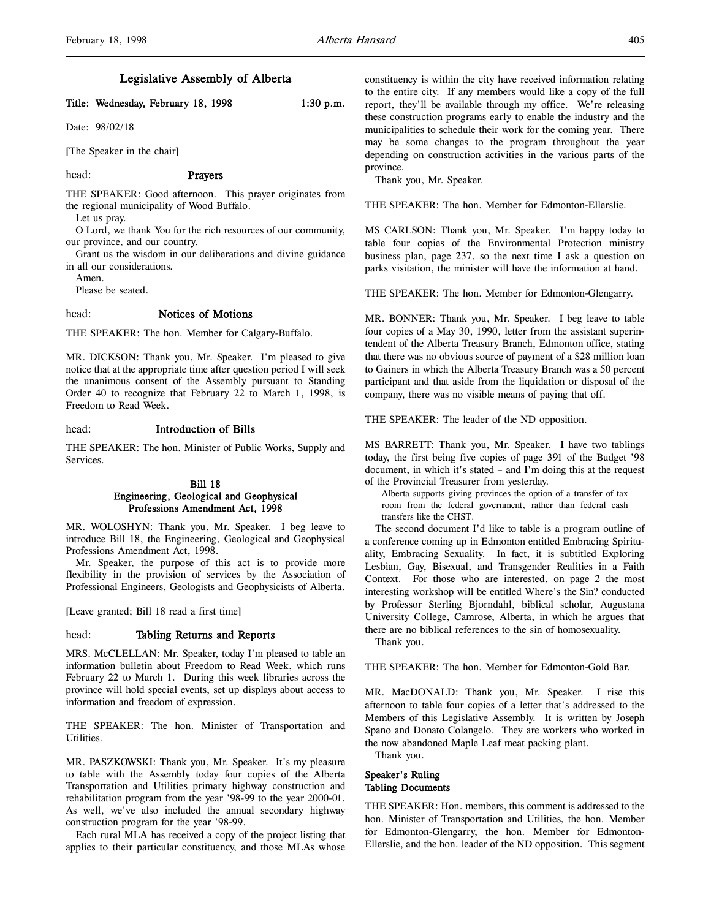# Legislative Assembly of Alberta

**Title: Wednesday, February 18, 1998 1:30 p.m.**

Date: 98/02/18

[The Speaker in the chair]

## head: Prayers

THE SPEAKER: Good afternoon. This prayer originates from the regional municipality of Wood Buffalo.

Let us pray.

O Lord, we thank You for the rich resources of our community, our province, and our country.

Grant us the wisdom in our deliberations and divine guidance in all our considerations.

Amen.

Please be seated.

## head: Notices of Motions

THE SPEAKER: The hon. Member for Calgary-Buffalo.

MR. DICKSON: Thank you, Mr. Speaker. I'm pleased to give notice that at the appropriate time after question period I will seek the unanimous consent of the Assembly pursuant to Standing Order 40 to recognize that February 22 to March 1, 1998, is Freedom to Read Week.

## head: Introduction of Bills

THE SPEAKER: The hon. Minister of Public Works, Supply and Services.

### Bill 18
### Engineering, Geological and Geophysical Professions Amendment Act, 1998

MR. WOLOSHYN: Thank you, Mr. Speaker. I beg leave to introduce Bill 18, the Engineering, Geological and Geophysical Professions Amendment Act, 1998.

Mr. Speaker, the purpose of this act is to provide more flexibility in the provision of services by the Association of Professional Engineers, Geologists and Geophysicists of Alberta.

[Leave granted; Bill 18 read a first time]

## head: Tabling Returns and Reports

MRS. McCLELLAN: Mr. Speaker, today I'm pleased to table an information bulletin about Freedom to Read Week, which runs February 22 to March 1. During this week libraries across the province will hold special events, set up displays about access to information and freedom of expression.

THE SPEAKER: The hon. Minister of Transportation and Utilities.

MR. PASZKOWSKI: Thank you, Mr. Speaker. It's my pleasure to table with the Assembly today four copies of the Alberta Transportation and Utilities primary highway construction and rehabilitation program from the year '98-99 to the year 2000-01. As well, we've also included the annual secondary highway construction program for the year '98-99.

Each rural MLA has received a copy of the project listing that applies to their particular constituency, and those MLAs whose constituency is within the city have received information relating to the entire city. If any members would like a copy of the full report, they'll be available through my office. We're releasing these construction programs early to enable the industry and the municipalities to schedule their work for the coming year. There may be some changes to the program throughout the year depending on construction activities in the various parts of the province.

Thank you, Mr. Speaker.

THE SPEAKER: The hon. Member for Edmonton-Ellerslie.

MS CARLSON: Thank you, Mr. Speaker. I'm happy today to table four copies of the Environmental Protection ministry business plan, page 237, so the next time I ask a question on parks visitation, the minister will have the information at hand.

THE SPEAKER: The hon. Member for Edmonton-Glengarry.

MR. BONNER: Thank you, Mr. Speaker. I beg leave to table four copies of a May 30, 1990, letter from the assistant superintendent of the Alberta Treasury Branch, Edmonton office, stating that there was no obvious source of payment of a $28 million loan to Gainers in which the Alberta Treasury Branch was a 50 percent participant and that aside from the liquidation or disposal of the company, there was no visible means of paying that off.

THE SPEAKER: The leader of the ND opposition.

MS BARRETT: Thank you, Mr. Speaker. I have two tablings today, the first being five copies of page 391 of the Budget '98 document, in which it's stated – and I'm doing this at the request of the Provincial Treasurer from yesterday.

> Alberta supports giving provinces the option of a transfer of tax room from the federal government, rather than federal cash transfers like the CHST.

The second document I'd like to table is a program outline of a conference coming up in Edmonton entitled Embracing Spirituality, Embracing Sexuality. In fact, it is subtitled Exploring Lesbian, Gay, Bisexual, and Transgender Realities in a Faith Context. For those who are interested, on page 2 the most interesting workshop will be entitled Where's the Sin? conducted by Professor Sterling Bjorndahl, biblical scholar, Augustana University College, Camrose, Alberta, in which he argues that there are no biblical references to the sin of homosexuality.

Thank you.

THE SPEAKER: The hon. Member for Edmonton-Gold Bar.

MR. MacDONALD: Thank you, Mr. Speaker. I rise this afternoon to table four copies of a letter that's addressed to the Members of this Legislative Assembly. It is written by Joseph Spano and Donato Colangelo. They are workers who worked in the now abandoned Maple Leaf meat packing plant.

Thank you.

### Speaker's Ruling
### Tabling Documents

THE SPEAKER: Hon. members, this comment is addressed to the hon. Minister of Transportation and Utilities, the hon. Member for Edmonton-Glengarry, the hon. Member for Edmonton-Ellerslie, and the hon. leader of the ND opposition. This segment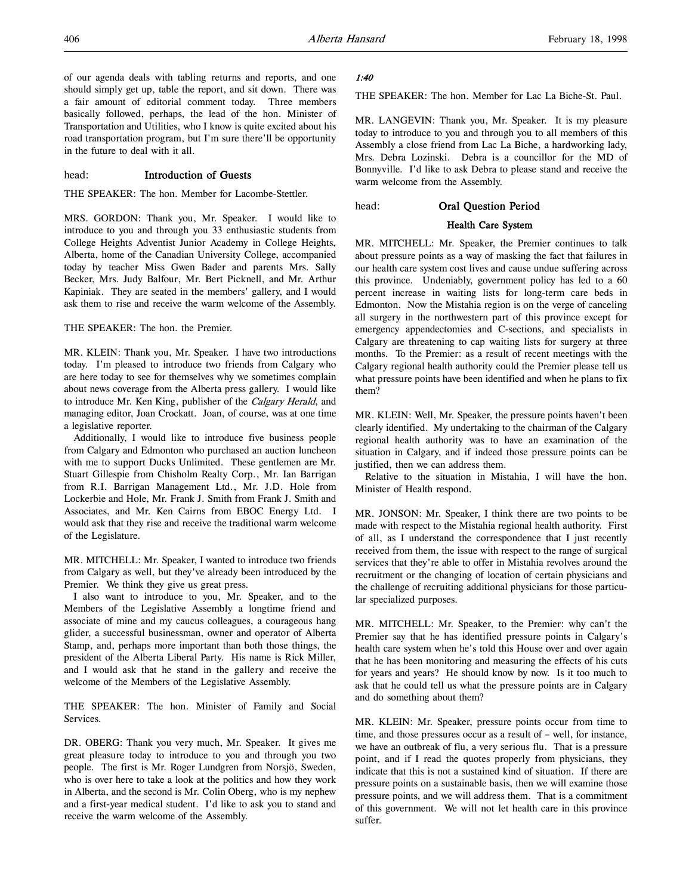of our agenda deals with tabling returns and reports, and one should simply get up, table the report, and sit down. There was a fair amount of editorial comment today. Three members basically followed, perhaps, the lead of the hon. Minister of Transportation and Utilities, who I know is quite excited about his road transportation program, but I'm sure there'll be opportunity in the future to deal with it all.

## head: Introduction of Guests

THE SPEAKER: The hon. Member for Lacombe-Stettler.

MRS. GORDON: Thank you, Mr. Speaker. I would like to introduce to you and through you 33 enthusiastic students from College Heights Adventist Junior Academy in College Heights, Alberta, home of the Canadian University College, accompanied today by teacher Miss Gwen Bader and parents Mrs. Sally Becker, Mrs. Judy Balfour, Mr. Bert Picknell, and Mr. Arthur Kapiniak. They are seated in the members' gallery, and I would ask them to rise and receive the warm welcome of the Assembly.

THE SPEAKER: The hon. the Premier.

MR. KLEIN: Thank you, Mr. Speaker. I have two introductions today. I'm pleased to introduce two friends from Calgary who are here today to see for themselves why we sometimes complain about news coverage from the Alberta press gallery. I would like to introduce Mr. Ken King, publisher of the *Calgary Herald*, and managing editor, Joan Crockatt. Joan, of course, was at one time a legislative reporter.

Additionally, I would like to introduce five business people from Calgary and Edmonton who purchased an auction luncheon with me to support Ducks Unlimited. These gentlemen are Mr. Stuart Gillespie from Chisholm Realty Corp., Mr. Ian Barrigan from R.I. Barrigan Management Ltd., Mr. J.D. Hole from Lockerbie and Hole, Mr. Frank J. Smith from Frank J. Smith and Associates, and Mr. Ken Cairns from EBOC Energy Ltd. I would ask that they rise and receive the traditional warm welcome of the Legislature.

MR. MITCHELL: Mr. Speaker, I wanted to introduce two friends from Calgary as well, but they've already been introduced by the Premier. We think they give us great press.

I also want to introduce to you, Mr. Speaker, and to the Members of the Legislative Assembly a longtime friend and associate of mine and my caucus colleagues, a courageous hang glider, a successful businessman, owner and operator of Alberta Stamp, and, perhaps more important than both those things, the president of the Alberta Liberal Party. His name is Rick Miller, and I would ask that he stand in the gallery and receive the welcome of the Members of the Legislative Assembly.

THE SPEAKER: The hon. Minister of Family and Social Services.

DR. OBERG: Thank you very much, Mr. Speaker. It gives me great pleasure today to introduce to you and through you two people. The first is Mr. Roger Lundgren from Norsjö, Sweden, who is over here to take a look at the politics and how they work in Alberta, and the second is Mr. Colin Oberg, who is my nephew and a first-year medical student. I'd like to ask you to stand and receive the warm welcome of the Assembly.

*1:40*

THE SPEAKER: The hon. Member for Lac La Biche-St. Paul.

MR. LANGEVIN: Thank you, Mr. Speaker. It is my pleasure today to introduce to you and through you to all members of this Assembly a close friend from Lac La Biche, a hardworking lady, Mrs. Debra Lozinski. Debra is a councillor for the MD of Bonnyville. I'd like to ask Debra to please stand and receive the warm welcome from the Assembly.

## head: Oral Question Period

### Health Care System

MR. MITCHELL: Mr. Speaker, the Premier continues to talk about pressure points as a way of masking the fact that failures in our health care system cost lives and cause undue suffering across this province. Undeniably, government policy has led to a 60 percent increase in waiting lists for long-term care beds in Edmonton. Now the Mistahia region is on the verge of canceling all surgery in the northwestern part of this province except for emergency appendectomies and C-sections, and specialists in Calgary are threatening to cap waiting lists for surgery at three months. To the Premier: as a result of recent meetings with the Calgary regional health authority could the Premier please tell us what pressure points have been identified and when he plans to fix them?

MR. KLEIN: Well, Mr. Speaker, the pressure points haven't been clearly identified. My undertaking to the chairman of the Calgary regional health authority was to have an examination of the situation in Calgary, and if indeed those pressure points can be justified, then we can address them.

Relative to the situation in Mistahia, I will have the hon. Minister of Health respond.

MR. JONSON: Mr. Speaker, I think there are two points to be made with respect to the Mistahia regional health authority. First of all, as I understand the correspondence that I just recently received from them, the issue with respect to the range of surgical services that they're able to offer in Mistahia revolves around the recruitment or the changing of location of certain physicians and the challenge of recruiting additional physicians for those particular specialized purposes.

MR. MITCHELL: Mr. Speaker, to the Premier: why can't the Premier say that he has identified pressure points in Calgary's health care system when he's told this House over and over again that he has been monitoring and measuring the effects of his cuts for years and years? He should know by now. Is it too much to ask that he could tell us what the pressure points are in Calgary and do something about them?

MR. KLEIN: Mr. Speaker, pressure points occur from time to time, and those pressures occur as a result of – well, for instance, we have an outbreak of flu, a very serious flu. That is a pressure point, and if I read the quotes properly from physicians, they indicate that this is not a sustained kind of situation. If there are pressure points on a sustainable basis, then we will examine those pressure points, and we will address them. That is a commitment of this government. We will not let health care in this province suffer.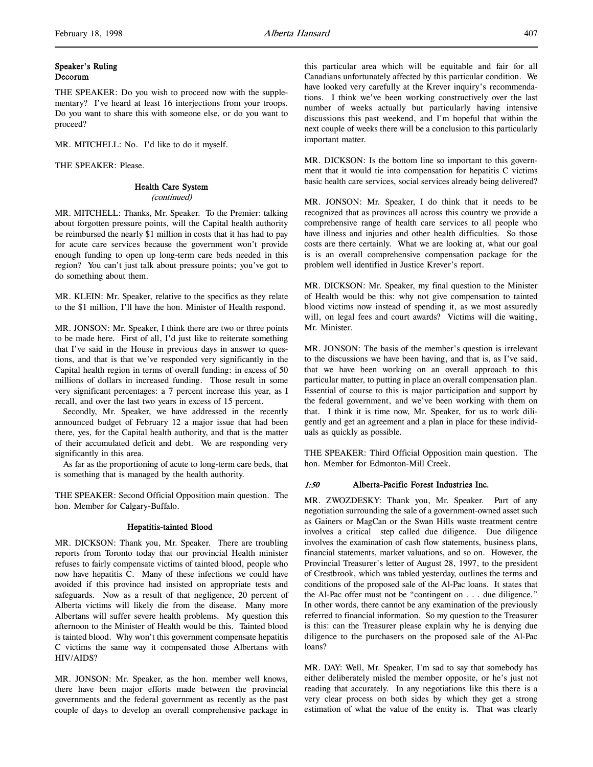## Speaker's Ruling
## Decorum

THE SPEAKER: Do you wish to proceed now with the supplementary? I've heard at least 16 interjections from your troops. Do you want to share this with someone else, or do you want to proceed?

MR. MITCHELL: No. I'd like to do it myself.

THE SPEAKER: Please.

### Health Care System
*(continued)*

MR. MITCHELL: Thanks, Mr. Speaker. To the Premier: talking about forgotten pressure points, will the Capital health authority be reimbursed the nearly $1 million in costs that it has had to pay for acute care services because the government won't provide enough funding to open up long-term care beds needed in this region? You can't just talk about pressure points; you've got to do something about them.

MR. KLEIN: Mr. Speaker, relative to the specifics as they relate to the $1 million, I'll have the hon. Minister of Health respond.

MR. JONSON: Mr. Speaker, I think there are two or three points to be made here. First of all, I'd just like to reiterate something that I've said in the House in previous days in answer to questions, and that is that we've responded very significantly in the Capital health region in terms of overall funding: in excess of 50 millions of dollars in increased funding. Those result in some very significant percentages: a 7 percent increase this year, as I recall, and over the last two years in excess of 15 percent.

Secondly, Mr. Speaker, we have addressed in the recently announced budget of February 12 a major issue that had been there, yes, for the Capital health authority, and that is the matter of their accumulated deficit and debt. We are responding very significantly in this area.

As far as the proportioning of acute to long-term care beds, that is something that is managed by the health authority.

THE SPEAKER: Second Official Opposition main question. The hon. Member for Calgary-Buffalo.

### Hepatitis-tainted Blood

MR. DICKSON: Thank you, Mr. Speaker. There are troubling reports from Toronto today that our provincial Health minister refuses to fairly compensate victims of tainted blood, people who now have hepatitis C. Many of these infections we could have avoided if this province had insisted on appropriate tests and safeguards. Now as a result of that negligence, 20 percent of Alberta victims will likely die from the disease. Many more Albertans will suffer severe health problems. My question this afternoon to the Minister of Health would be this. Tainted blood is tainted blood. Why won't this government compensate hepatitis C victims the same way it compensated those Albertans with HIV/AIDS?

MR. JONSON: Mr. Speaker, as the hon. member well knows, there have been major efforts made between the provincial governments and the federal government as recently as the past couple of days to develop an overall comprehensive package in this particular area which will be equitable and fair for all Canadians unfortunately affected by this particular condition. We have looked very carefully at the Krever inquiry's recommendations. I think we've been working constructively over the last number of weeks actually but particularly having intensive discussions this past weekend, and I'm hopeful that within the next couple of weeks there will be a conclusion to this particularly important matter.

MR. DICKSON: Is the bottom line so important to this government that it would tie into compensation for hepatitis C victims basic health care services, social services already being delivered?

MR. JONSON: Mr. Speaker, I do think that it needs to be recognized that as provinces all across this country we provide a comprehensive range of health care services to all people who have illness and injuries and other health difficulties. So those costs are there certainly. What we are looking at, what our goal is is an overall comprehensive compensation package for the problem well identified in Justice Krever's report.

MR. DICKSON: Mr. Speaker, my final question to the Minister of Health would be this: why not give compensation to tainted blood victims now instead of spending it, as we most assuredly will, on legal fees and court awards? Victims will die waiting, Mr. Minister.

MR. JONSON: The basis of the member's question is irrelevant to the discussions we have been having, and that is, as I've said, that we have been working on an overall approach to this particular matter, to putting in place an overall compensation plan. Essential of course to this is major participation and support by the federal government, and we've been working with them on that. I think it is time now, Mr. Speaker, for us to work diligently and get an agreement and a plan in place for these individuals as quickly as possible.

THE SPEAKER: Third Official Opposition main question. The hon. Member for Edmonton-Mill Creek.

### *1:50* Alberta-Pacific Forest Industries Inc.

MR. ZWOZDESKY: Thank you, Mr. Speaker. Part of any negotiation surrounding the sale of a government-owned asset such as Gainers or MagCan or the Swan Hills waste treatment centre involves a critical step called due diligence. Due diligence involves the examination of cash flow statements, business plans, financial statements, market valuations, and so on. However, the Provincial Treasurer's letter of August 28, 1997, to the president of Crestbrook, which was tabled yesterday, outlines the terms and conditions of the proposed sale of the Al-Pac loans. It states that the Al-Pac offer must not be "contingent on . . . due diligence." In other words, there cannot be any examination of the previously referred to financial information. So my question to the Treasurer is this: can the Treasurer please explain why he is denying due diligence to the purchasers on the proposed sale of the Al-Pac loans?

MR. DAY: Well, Mr. Speaker, I'm sad to say that somebody has either deliberately misled the member opposite, or he's just not reading that accurately. In any negotiations like this there is a very clear process on both sides by which they get a strong estimation of what the value of the entity is. That was clearly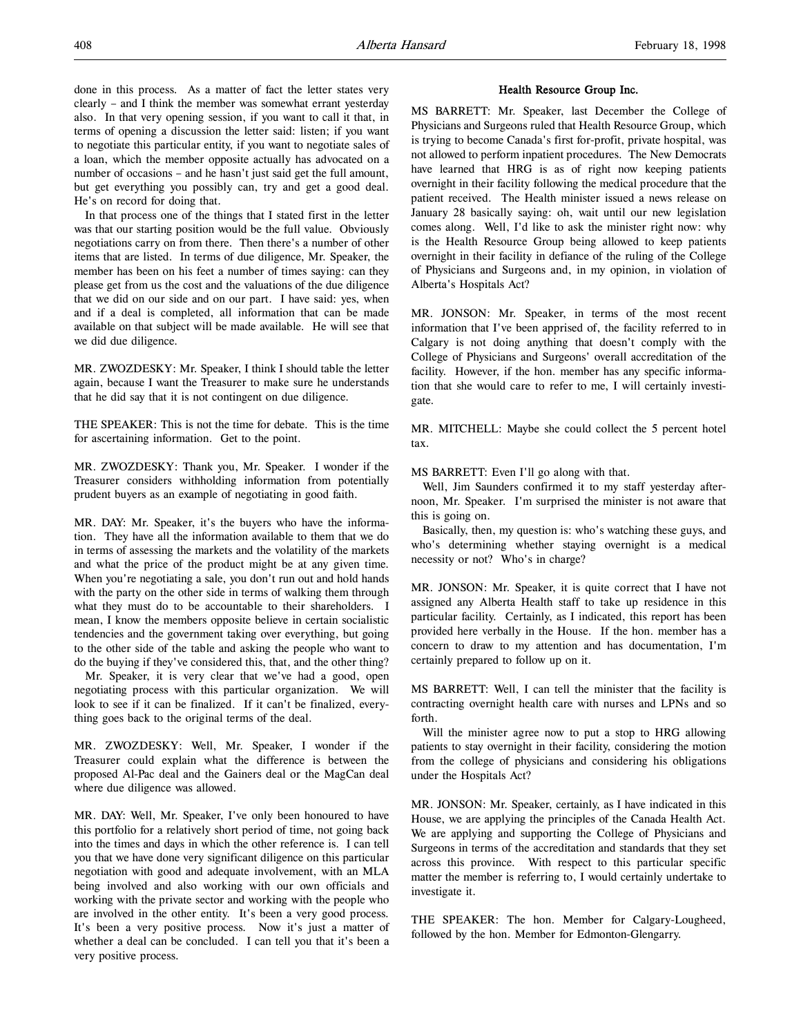done in this process. As a matter of fact the letter states very clearly – and I think the member was somewhat errant yesterday also. In that very opening session, if you want to call it that, in terms of opening a discussion the letter said: listen; if you want to negotiate this particular entity, if you want to negotiate sales of a loan, which the member opposite actually has advocated on a number of occasions – and he hasn't just said get the full amount, but get everything you possibly can, try and get a good deal. He's on record for doing that.

In that process one of the things that I stated first in the letter was that our starting position would be the full value. Obviously negotiations carry on from there. Then there's a number of other items that are listed. In terms of due diligence, Mr. Speaker, the member has been on his feet a number of times saying: can they please get from us the cost and the valuations of the due diligence that we did on our side and on our part. I have said: yes, when and if a deal is completed, all information that can be made available on that subject will be made available. He will see that we did due diligence.

MR. ZWOZDESKY: Mr. Speaker, I think I should table the letter again, because I want the Treasurer to make sure he understands that he did say that it is not contingent on due diligence.

THE SPEAKER: This is not the time for debate. This is the time for ascertaining information. Get to the point.

MR. ZWOZDESKY: Thank you, Mr. Speaker. I wonder if the Treasurer considers withholding information from potentially prudent buyers as an example of negotiating in good faith.

MR. DAY: Mr. Speaker, it's the buyers who have the information. They have all the information available to them that we do in terms of assessing the markets and the volatility of the markets and what the price of the product might be at any given time. When you're negotiating a sale, you don't run out and hold hands with the party on the other side in terms of walking them through what they must do to be accountable to their shareholders. I mean, I know the members opposite believe in certain socialistic tendencies and the government taking over everything, but going to the other side of the table and asking the people who want to do the buying if they've considered this, that, and the other thing?

Mr. Speaker, it is very clear that we've had a good, open negotiating process with this particular organization. We will look to see if it can be finalized. If it can't be finalized, everything goes back to the original terms of the deal.

MR. ZWOZDESKY: Well, Mr. Speaker, I wonder if the Treasurer could explain what the difference is between the proposed Al-Pac deal and the Gainers deal or the MagCan deal where due diligence was allowed.

MR. DAY: Well, Mr. Speaker, I've only been honoured to have this portfolio for a relatively short period of time, not going back into the times and days in which the other reference is. I can tell you that we have done very significant diligence on this particular negotiation with good and adequate involvement, with an MLA being involved and also working with our own officials and working with the private sector and working with the people who are involved in the other entity. It's been a very good process. It's been a very positive process. Now it's just a matter of whether a deal can be concluded. I can tell you that it's been a very positive process.

### Health Resource Group Inc.

MS BARRETT: Mr. Speaker, last December the College of Physicians and Surgeons ruled that Health Resource Group, which is trying to become Canada's first for-profit, private hospital, was not allowed to perform inpatient procedures. The New Democrats have learned that HRG is as of right now keeping patients overnight in their facility following the medical procedure that the patient received. The Health minister issued a news release on January 28 basically saying: oh, wait until our new legislation comes along. Well, I'd like to ask the minister right now: why is the Health Resource Group being allowed to keep patients overnight in their facility in defiance of the ruling of the College of Physicians and Surgeons and, in my opinion, in violation of Alberta's Hospitals Act?

MR. JONSON: Mr. Speaker, in terms of the most recent information that I've been apprised of, the facility referred to in Calgary is not doing anything that doesn't comply with the College of Physicians and Surgeons' overall accreditation of the facility. However, if the hon. member has any specific information that she would care to refer to me, I will certainly investigate.

MR. MITCHELL: Maybe she could collect the 5 percent hotel tax.

MS BARRETT: Even I'll go along with that.

Well, Jim Saunders confirmed it to my staff yesterday afternoon, Mr. Speaker. I'm surprised the minister is not aware that this is going on.

Basically, then, my question is: who's watching these guys, and who's determining whether staying overnight is a medical necessity or not? Who's in charge?

MR. JONSON: Mr. Speaker, it is quite correct that I have not assigned any Alberta Health staff to take up residence in this particular facility. Certainly, as I indicated, this report has been provided here verbally in the House. If the hon. member has a concern to draw to my attention and has documentation, I'm certainly prepared to follow up on it.

MS BARRETT: Well, I can tell the minister that the facility is contracting overnight health care with nurses and LPNs and so forth.

Will the minister agree now to put a stop to HRG allowing patients to stay overnight in their facility, considering the motion from the college of physicians and considering his obligations under the Hospitals Act?

MR. JONSON: Mr. Speaker, certainly, as I have indicated in this House, we are applying the principles of the Canada Health Act. We are applying and supporting the College of Physicians and Surgeons in terms of the accreditation and standards that they set across this province. With respect to this particular specific matter the member is referring to, I would certainly undertake to investigate it.

THE SPEAKER: The hon. Member for Calgary-Lougheed, followed by the hon. Member for Edmonton-Glengarry.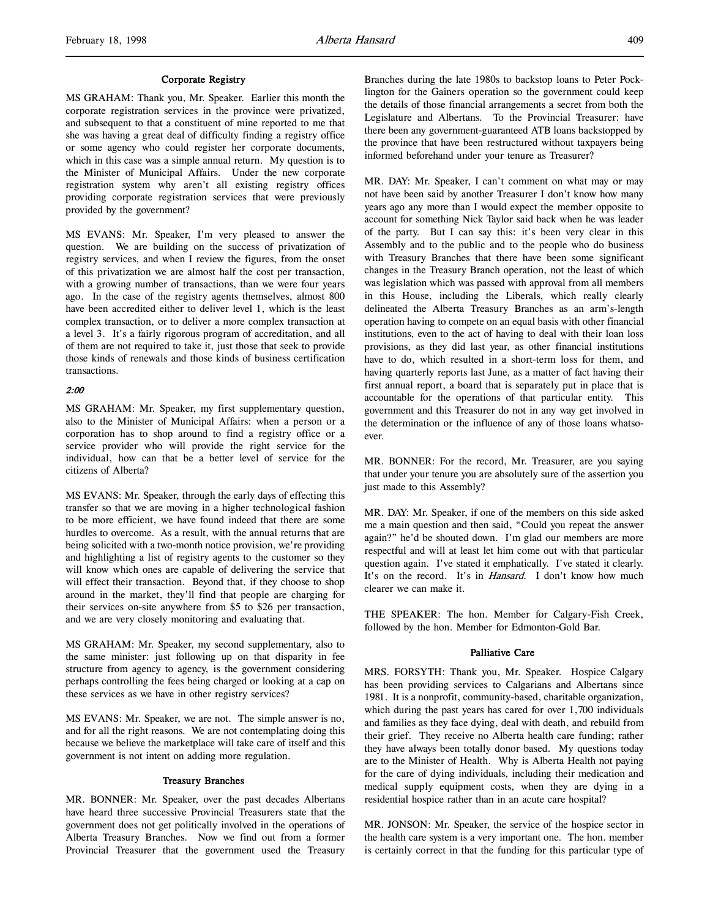### Corporate Registry

MS GRAHAM: Thank you, Mr. Speaker. Earlier this month the corporate registration services in the province were privatized, and subsequent to that a constituent of mine reported to me that she was having a great deal of difficulty finding a registry office or some agency who could register her corporate documents, which in this case was a simple annual return. My question is to the Minister of Municipal Affairs. Under the new corporate registration system why aren't all existing registry offices providing corporate registration services that were previously provided by the government?

MS EVANS: Mr. Speaker, I'm very pleased to answer the question. We are building on the success of privatization of registry services, and when I review the figures, from the onset of this privatization we are almost half the cost per transaction, with a growing number of transactions, than we were four years ago. In the case of the registry agents themselves, almost 800 have been accredited either to deliver level 1, which is the least complex transaction, or to deliver a more complex transaction at a level 3. It's a fairly rigorous program of accreditation, and all of them are not required to take it, just those that seek to provide those kinds of renewals and those kinds of business certification transactions.

*2:00*

MS GRAHAM: Mr. Speaker, my first supplementary question, also to the Minister of Municipal Affairs: when a person or a corporation has to shop around to find a registry office or a service provider who will provide the right service for the individual, how can that be a better level of service for the citizens of Alberta?

MS EVANS: Mr. Speaker, through the early days of effecting this transfer so that we are moving in a higher technological fashion to be more efficient, we have found indeed that there are some hurdles to overcome. As a result, with the annual returns that are being solicited with a two-month notice provision, we're providing and highlighting a list of registry agents to the customer so they will know which ones are capable of delivering the service that will effect their transaction. Beyond that, if they choose to shop around in the market, they'll find that people are charging for their services on-site anywhere from $5 to $26 per transaction, and we are very closely monitoring and evaluating that.

MS GRAHAM: Mr. Speaker, my second supplementary, also to the same minister: just following up on that disparity in fee structure from agency to agency, is the government considering perhaps controlling the fees being charged or looking at a cap on these services as we have in other registry services?

MS EVANS: Mr. Speaker, we are not. The simple answer is no, and for all the right reasons. We are not contemplating doing this because we believe the marketplace will take care of itself and this government is not intent on adding more regulation.

### Treasury Branches

MR. BONNER: Mr. Speaker, over the past decades Albertans have heard three successive Provincial Treasurers state that the government does not get politically involved in the operations of Alberta Treasury Branches. Now we find out from a former Provincial Treasurer that the government used the Treasury Branches during the late 1980s to backstop loans to Peter Pocklington for the Gainers operation so the government could keep the details of those financial arrangements a secret from both the Legislature and Albertans. To the Provincial Treasurer: have there been any government-guaranteed ATB loans backstopped by the province that have been restructured without taxpayers being informed beforehand under your tenure as Treasurer?

MR. DAY: Mr. Speaker, I can't comment on what may or may not have been said by another Treasurer I don't know how many years ago any more than I would expect the member opposite to account for something Nick Taylor said back when he was leader of the party. But I can say this: it's been very clear in this Assembly and to the public and to the people who do business with Treasury Branches that there have been some significant changes in the Treasury Branch operation, not the least of which was legislation which was passed with approval from all members in this House, including the Liberals, which really clearly delineated the Alberta Treasury Branches as an arm's-length operation having to compete on an equal basis with other financial institutions, even to the act of having to deal with their loan loss provisions, as they did last year, as other financial institutions have to do, which resulted in a short-term loss for them, and having quarterly reports last June, as a matter of fact having their first annual report, a board that is separately put in place that is accountable for the operations of that particular entity. This government and this Treasurer do not in any way get involved in the determination or the influence of any of those loans whatsoever.

MR. BONNER: For the record, Mr. Treasurer, are you saying that under your tenure you are absolutely sure of the assertion you just made to this Assembly?

MR. DAY: Mr. Speaker, if one of the members on this side asked me a main question and then said, "Could you repeat the answer again?" he'd be shouted down. I'm glad our members are more respectful and will at least let him come out with that particular question again. I've stated it emphatically. I've stated it clearly. It's on the record. It's in *Hansard*. I don't know how much clearer we can make it.

THE SPEAKER: The hon. Member for Calgary-Fish Creek, followed by the hon. Member for Edmonton-Gold Bar.

### Palliative Care

MRS. FORSYTH: Thank you, Mr. Speaker. Hospice Calgary has been providing services to Calgarians and Albertans since 1981. It is a nonprofit, community-based, charitable organization, which during the past years has cared for over 1,700 individuals and families as they face dying, deal with death, and rebuild from their grief. They receive no Alberta health care funding; rather they have always been totally donor based. My questions today are to the Minister of Health. Why is Alberta Health not paying for the care of dying individuals, including their medication and medical supply equipment costs, when they are dying in a residential hospice rather than in an acute care hospital?

MR. JONSON: Mr. Speaker, the service of the hospice sector in the health care system is a very important one. The hon. member is certainly correct in that the funding for this particular type of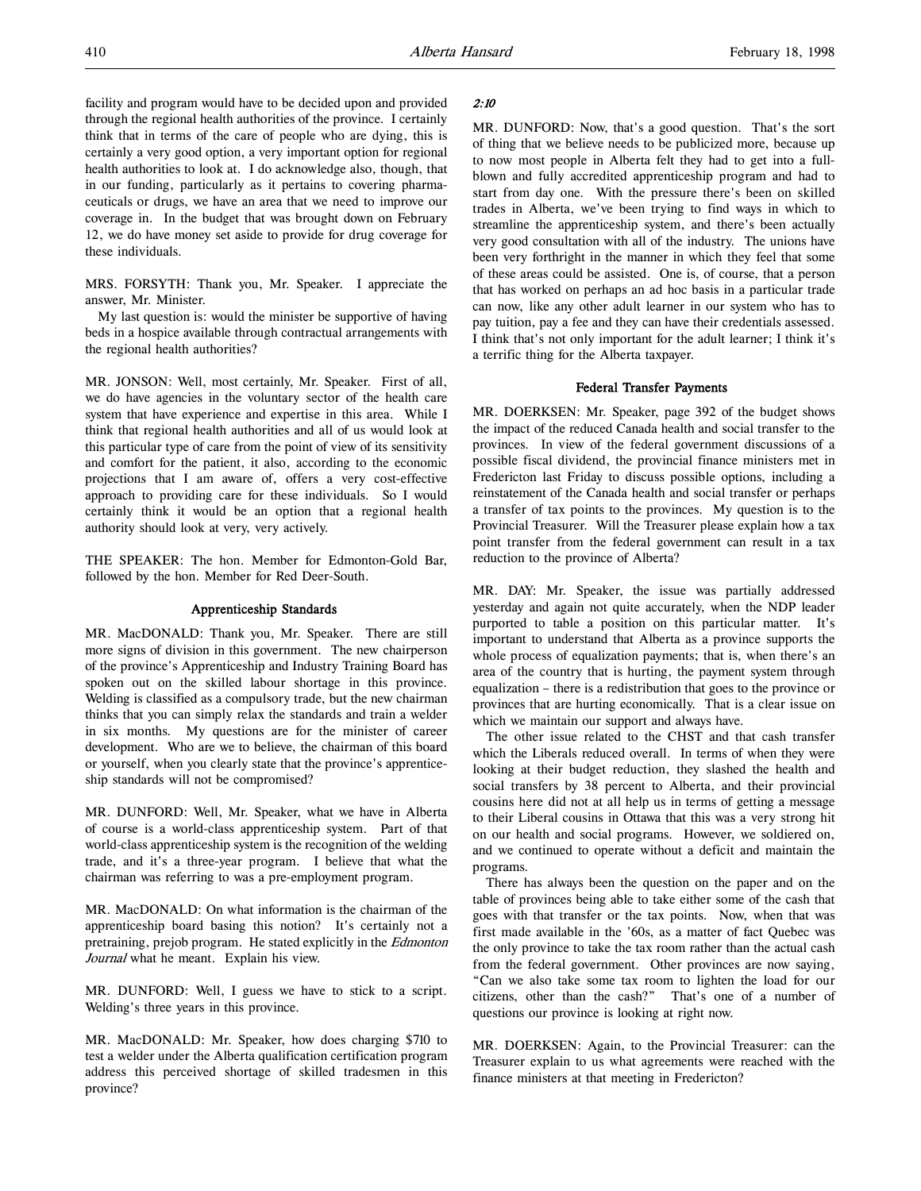facility and program would have to be decided upon and provided through the regional health authorities of the province. I certainly think that in terms of the care of people who are dying, this is certainly a very good option, a very important option for regional health authorities to look at. I do acknowledge also, though, that in our funding, particularly as it pertains to covering pharmaceuticals or drugs, we have an area that we need to improve our coverage in. In the budget that was brought down on February 12, we do have money set aside to provide for drug coverage for these individuals.

MRS. FORSYTH: Thank you, Mr. Speaker. I appreciate the answer, Mr. Minister.

My last question is: would the minister be supportive of having beds in a hospice available through contractual arrangements with the regional health authorities?

MR. JONSON: Well, most certainly, Mr. Speaker. First of all, we do have agencies in the voluntary sector of the health care system that have experience and expertise in this area. While I think that regional health authorities and all of us would look at this particular type of care from the point of view of its sensitivity and comfort for the patient, it also, according to the economic projections that I am aware of, offers a very cost-effective approach to providing care for these individuals. So I would certainly think it would be an option that a regional health authority should look at very, very actively.

THE SPEAKER: The hon. Member for Edmonton-Gold Bar, followed by the hon. Member for Red Deer-South.

### Apprenticeship Standards

MR. MacDONALD: Thank you, Mr. Speaker. There are still more signs of division in this government. The new chairperson of the province's Apprenticeship and Industry Training Board has spoken out on the skilled labour shortage in this province. Welding is classified as a compulsory trade, but the new chairman thinks that you can simply relax the standards and train a welder in six months. My questions are for the minister of career development. Who are we to believe, the chairman of this board or yourself, when you clearly state that the province's apprenticeship standards will not be compromised?

MR. DUNFORD: Well, Mr. Speaker, what we have in Alberta of course is a world-class apprenticeship system. Part of that world-class apprenticeship system is the recognition of the welding trade, and it's a three-year program. I believe that what the chairman was referring to was a pre-employment program.

MR. MacDONALD: On what information is the chairman of the apprenticeship board basing this notion? It's certainly not a pretraining, prejob program. He stated explicitly in the *Edmonton Journal* what he meant. Explain his view.

MR. DUNFORD: Well, I guess we have to stick to a script. Welding's three years in this province.

MR. MacDONALD: Mr. Speaker, how does charging $710 to test a welder under the Alberta qualification certification program address this perceived shortage of skilled tradesmen in this province?

*2:10*

MR. DUNFORD: Now, that's a good question. That's the sort of thing that we believe needs to be publicized more, because up to now most people in Alberta felt they had to get into a full-blown and fully accredited apprenticeship program and had to start from day one. With the pressure there's been on skilled trades in Alberta, we've been trying to find ways in which to streamline the apprenticeship system, and there's been actually very good consultation with all of the industry. The unions have been very forthright in the manner in which they feel that some of these areas could be assisted. One is, of course, that a person that has worked on perhaps an ad hoc basis in a particular trade can now, like any other adult learner in our system who has to pay tuition, pay a fee and they can have their credentials assessed. I think that's not only important for the adult learner; I think it's a terrific thing for the Alberta taxpayer.

### Federal Transfer Payments

MR. DOERKSEN: Mr. Speaker, page 392 of the budget shows the impact of the reduced Canada health and social transfer to the provinces. In view of the federal government discussions of a possible fiscal dividend, the provincial finance ministers met in Fredericton last Friday to discuss possible options, including a reinstatement of the Canada health and social transfer or perhaps a transfer of tax points to the provinces. My question is to the Provincial Treasurer. Will the Treasurer please explain how a tax point transfer from the federal government can result in a tax reduction to the province of Alberta?

MR. DAY: Mr. Speaker, the issue was partially addressed yesterday and again not quite accurately, when the NDP leader purported to table a position on this particular matter. It's important to understand that Alberta as a province supports the whole process of equalization payments; that is, when there's an area of the country that is hurting, the payment system through equalization – there is a redistribution that goes to the province or provinces that are hurting economically. That is a clear issue on which we maintain our support and always have.

The other issue related to the CHST and that cash transfer which the Liberals reduced overall. In terms of when they were looking at their budget reduction, they slashed the health and social transfers by 38 percent to Alberta, and their provincial cousins here did not at all help us in terms of getting a message to their Liberal cousins in Ottawa that this was a very strong hit on our health and social programs. However, we soldiered on, and we continued to operate without a deficit and maintain the programs.

There has always been the question on the paper and on the table of provinces being able to take either some of the cash that goes with that transfer or the tax points. Now, when that was first made available in the '60s, as a matter of fact Quebec was the only province to take the tax room rather than the actual cash from the federal government. Other provinces are now saying, "Can we also take some tax room to lighten the load for our citizens, other than the cash?" That's one of a number of questions our province is looking at right now.

MR. DOERKSEN: Again, to the Provincial Treasurer: can the Treasurer explain to us what agreements were reached with the finance ministers at that meeting in Fredericton?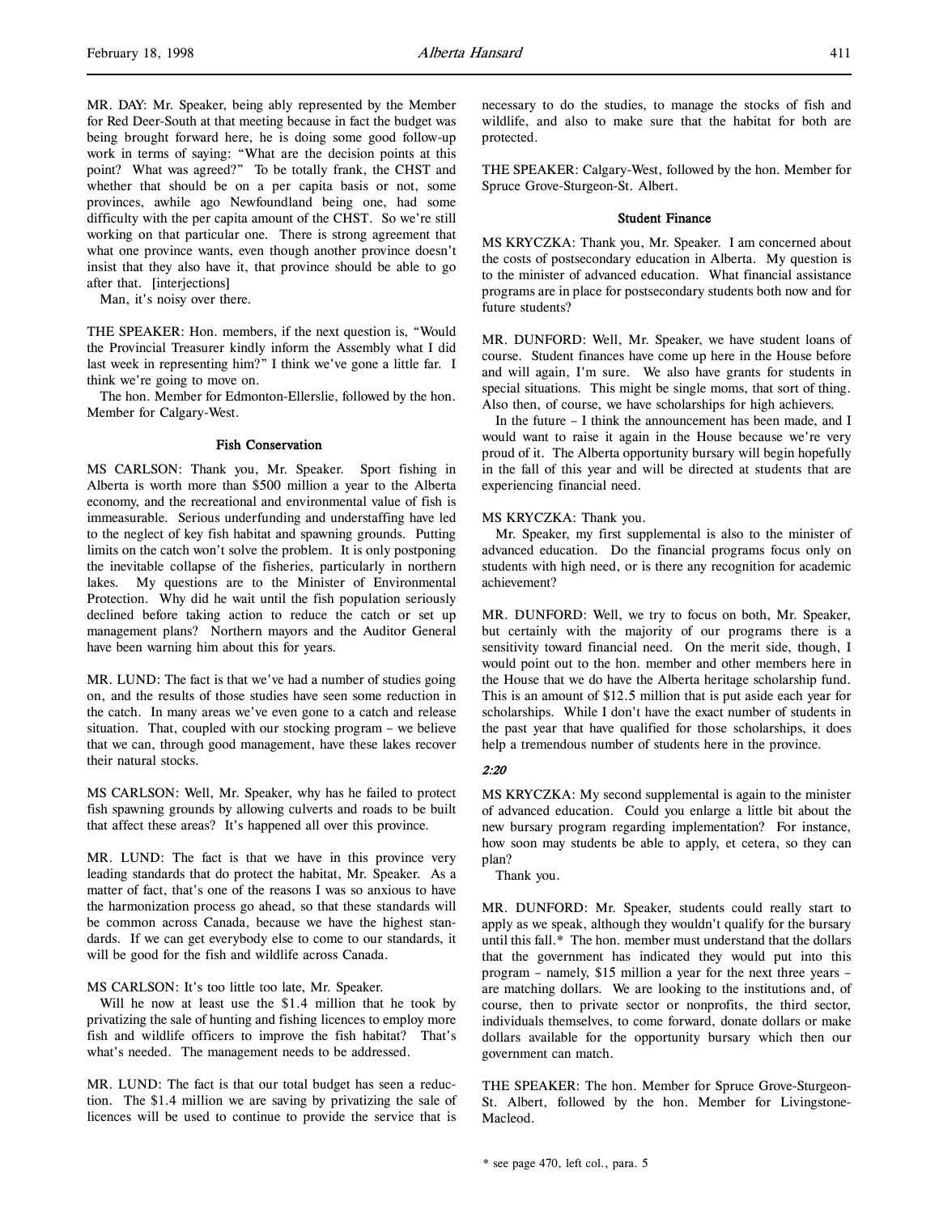MR. DAY: Mr. Speaker, being ably represented by the Member for Red Deer-South at that meeting because in fact the budget was being brought forward here, he is doing some good follow-up work in terms of saying: "What are the decision points at this point? What was agreed?" To be totally frank, the CHST and whether that should be on a per capita basis or not, some provinces, awhile ago Newfoundland being one, had some difficulty with the per capita amount of the CHST. So we're still working on that particular one. There is strong agreement that what one province wants, even though another province doesn't insist that they also have it, that province should be able to go after that. [interjections]

Man, it's noisy over there.

THE SPEAKER: Hon. members, if the next question is, "Would the Provincial Treasurer kindly inform the Assembly what I did last week in representing him?" I think we've gone a little far. I think we're going to move on.

The hon. Member for Edmonton-Ellerslie, followed by the hon. Member for Calgary-West.

### Fish Conservation

MS CARLSON: Thank you, Mr. Speaker. Sport fishing in Alberta is worth more than $500 million a year to the Alberta economy, and the recreational and environmental value of fish is immeasurable. Serious underfunding and understaffing have led to the neglect of key fish habitat and spawning grounds. Putting limits on the catch won't solve the problem. It is only postponing the inevitable collapse of the fisheries, particularly in northern lakes. My questions are to the Minister of Environmental Protection. Why did he wait until the fish population seriously declined before taking action to reduce the catch or set up management plans? Northern mayors and the Auditor General have been warning him about this for years.

MR. LUND: The fact is that we've had a number of studies going on, and the results of those studies have seen some reduction in the catch. In many areas we've even gone to a catch and release situation. That, coupled with our stocking program – we believe that we can, through good management, have these lakes recover their natural stocks.

MS CARLSON: Well, Mr. Speaker, why has he failed to protect fish spawning grounds by allowing culverts and roads to be built that affect these areas? It's happened all over this province.

MR. LUND: The fact is that we have in this province very leading standards that do protect the habitat, Mr. Speaker. As a matter of fact, that's one of the reasons I was so anxious to have the harmonization process go ahead, so that these standards will be common across Canada, because we have the highest standards. If we can get everybody else to come to our standards, it will be good for the fish and wildlife across Canada.

MS CARLSON: It's too little too late, Mr. Speaker.

Will he now at least use the $1.4 million that he took by privatizing the sale of hunting and fishing licences to employ more fish and wildlife officers to improve the fish habitat? That's what's needed. The management needs to be addressed.

MR. LUND: The fact is that our total budget has seen a reduction. The $1.4 million we are saving by privatizing the sale of licences will be used to continue to provide the service that is necessary to do the studies, to manage the stocks of fish and wildlife, and also to make sure that the habitat for both are protected.

THE SPEAKER: Calgary-West, followed by the hon. Member for Spruce Grove-Sturgeon-St. Albert.

### Student Finance

MS KRYCZKA: Thank you, Mr. Speaker. I am concerned about the costs of postsecondary education in Alberta. My question is to the minister of advanced education. What financial assistance programs are in place for postsecondary students both now and for future students?

MR. DUNFORD: Well, Mr. Speaker, we have student loans of course. Student finances have come up here in the House before and will again, I'm sure. We also have grants for students in special situations. This might be single moms, that sort of thing. Also then, of course, we have scholarships for high achievers.

In the future – I think the announcement has been made, and I would want to raise it again in the House because we're very proud of it. The Alberta opportunity bursary will begin hopefully in the fall of this year and will be directed at students that are experiencing financial need.

MS KRYCZKA: Thank you.

Mr. Speaker, my first supplemental is also to the minister of advanced education. Do the financial programs focus only on students with high need, or is there any recognition for academic achievement?

MR. DUNFORD: Well, we try to focus on both, Mr. Speaker, but certainly with the majority of our programs there is a sensitivity toward financial need. On the merit side, though, I would point out to the hon. member and other members here in the House that we do have the Alberta heritage scholarship fund. This is an amount of $12.5 million that is put aside each year for scholarships. While I don't have the exact number of students in the past year that have qualified for those scholarships, it does help a tremendous number of students here in the province.

*2:20*

MS KRYCZKA: My second supplemental is again to the minister of advanced education. Could you enlarge a little bit about the new bursary program regarding implementation? For instance, how soon may students be able to apply, et cetera, so they can plan?

Thank you.

MR. DUNFORD: Mr. Speaker, students could really start to apply as we speak, although they wouldn't qualify for the bursary until this fall.* The hon. member must understand that the dollars that the government has indicated they would put into this program – namely, $15 million a year for the next three years – are matching dollars. We are looking to the institutions and, of course, then to private sector or nonprofits, the third sector, individuals themselves, to come forward, donate dollars or make dollars available for the opportunity bursary which then our government can match.

THE SPEAKER: The hon. Member for Spruce Grove-Sturgeon-St. Albert, followed by the hon. Member for Livingstone-Macleod.

\* see page 470, left col., para. 5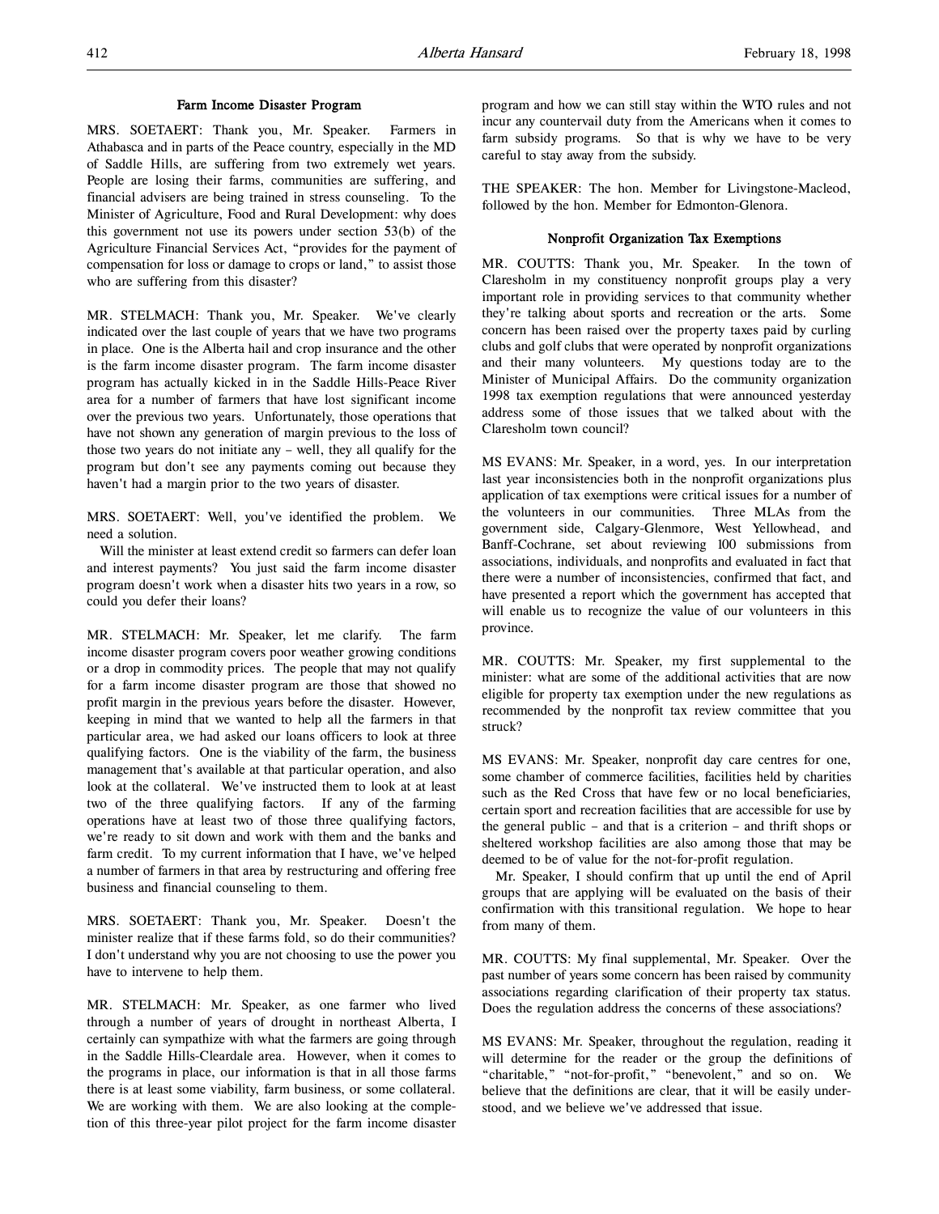### Farm Income Disaster Program

MRS. SOETAERT: Thank you, Mr. Speaker. Farmers in Athabasca and in parts of the Peace country, especially in the MD of Saddle Hills, are suffering from two extremely wet years. People are losing their farms, communities are suffering, and financial advisers are being trained in stress counseling. To the Minister of Agriculture, Food and Rural Development: why does this government not use its powers under section 53(b) of the Agriculture Financial Services Act, "provides for the payment of compensation for loss or damage to crops or land," to assist those who are suffering from this disaster?

MR. STELMACH: Thank you, Mr. Speaker. We've clearly indicated over the last couple of years that we have two programs in place. One is the Alberta hail and crop insurance and the other is the farm income disaster program. The farm income disaster program has actually kicked in in the Saddle Hills-Peace River area for a number of farmers that have lost significant income over the previous two years. Unfortunately, those operations that have not shown any generation of margin previous to the loss of those two years do not initiate any – well, they all qualify for the program but don't see any payments coming out because they haven't had a margin prior to the two years of disaster.

MRS. SOETAERT: Well, you've identified the problem. We need a solution.

Will the minister at least extend credit so farmers can defer loan and interest payments? You just said the farm income disaster program doesn't work when a disaster hits two years in a row, so could you defer their loans?

MR. STELMACH: Mr. Speaker, let me clarify. The farm income disaster program covers poor weather growing conditions or a drop in commodity prices. The people that may not qualify for a farm income disaster program are those that showed no profit margin in the previous years before the disaster. However, keeping in mind that we wanted to help all the farmers in that particular area, we had asked our loans officers to look at three qualifying factors. One is the viability of the farm, the business management that's available at that particular operation, and also look at the collateral. We've instructed them to look at at least two of the three qualifying factors. If any of the farming operations have at least two of those three qualifying factors, we're ready to sit down and work with them and the banks and farm credit. To my current information that I have, we've helped a number of farmers in that area by restructuring and offering free business and financial counseling to them.

MRS. SOETAERT: Thank you, Mr. Speaker. Doesn't the minister realize that if these farms fold, so do their communities? I don't understand why you are not choosing to use the power you have to intervene to help them.

MR. STELMACH: Mr. Speaker, as one farmer who lived through a number of years of drought in northeast Alberta, I certainly can sympathize with what the farmers are going through in the Saddle Hills-Cleardale area. However, when it comes to the programs in place, our information is that in all those farms there is at least some viability, farm business, or some collateral. We are working with them. We are also looking at the completion of this three-year pilot project for the farm income disaster program and how we can still stay within the WTO rules and not incur any countervail duty from the Americans when it comes to farm subsidy programs. So that is why we have to be very careful to stay away from the subsidy.

THE SPEAKER: The hon. Member for Livingstone-Macleod, followed by the hon. Member for Edmonton-Glenora.

### Nonprofit Organization Tax Exemptions

MR. COUTTS: Thank you, Mr. Speaker. In the town of Claresholm in my constituency nonprofit groups play a very important role in providing services to that community whether they're talking about sports and recreation or the arts. Some concern has been raised over the property taxes paid by curling clubs and golf clubs that were operated by nonprofit organizations and their many volunteers. My questions today are to the Minister of Municipal Affairs. Do the community organization 1998 tax exemption regulations that were announced yesterday address some of those issues that we talked about with the Claresholm town council?

MS EVANS: Mr. Speaker, in a word, yes. In our interpretation last year inconsistencies both in the nonprofit organizations plus application of tax exemptions were critical issues for a number of the volunteers in our communities. Three MLAs from the government side, Calgary-Glenmore, West Yellowhead, and Banff-Cochrane, set about reviewing 100 submissions from associations, individuals, and nonprofits and evaluated in fact that there were a number of inconsistencies, confirmed that fact, and have presented a report which the government has accepted that will enable us to recognize the value of our volunteers in this province.

MR. COUTTS: Mr. Speaker, my first supplemental to the minister: what are some of the additional activities that are now eligible for property tax exemption under the new regulations as recommended by the nonprofit tax review committee that you struck?

MS EVANS: Mr. Speaker, nonprofit day care centres for one, some chamber of commerce facilities, facilities held by charities such as the Red Cross that have few or no local beneficiaries, certain sport and recreation facilities that are accessible for use by the general public – and that is a criterion – and thrift shops or sheltered workshop facilities are also among those that may be deemed to be of value for the not-for-profit regulation.

Mr. Speaker, I should confirm that up until the end of April groups that are applying will be evaluated on the basis of their confirmation with this transitional regulation. We hope to hear from many of them.

MR. COUTTS: My final supplemental, Mr. Speaker. Over the past number of years some concern has been raised by community associations regarding clarification of their property tax status. Does the regulation address the concerns of these associations?

MS EVANS: Mr. Speaker, throughout the regulation, reading it will determine for the reader or the group the definitions of "charitable," "not-for-profit," "benevolent," and so on. We believe that the definitions are clear, that it will be easily understood, and we believe we've addressed that issue.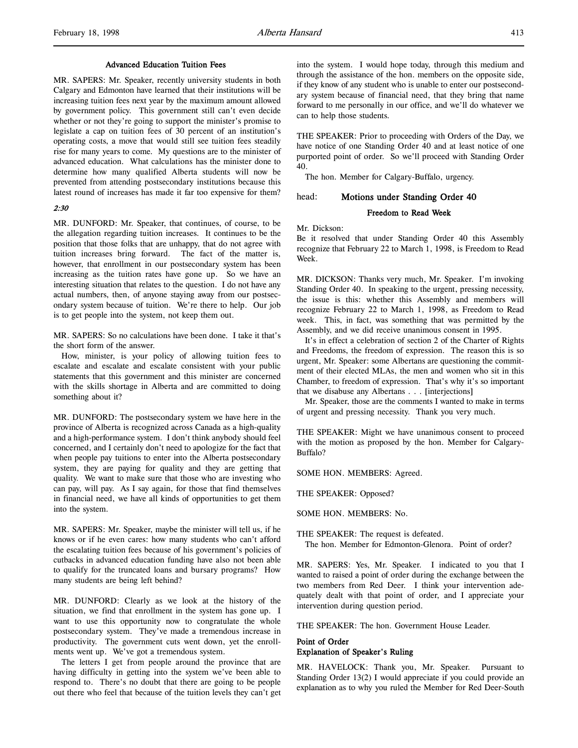### Advanced Education Tuition Fees

MR. SAPERS: Mr. Speaker, recently university students in both Calgary and Edmonton have learned that their institutions will be increasing tuition fees next year by the maximum amount allowed by government policy. This government still can't even decide whether or not they're going to support the minister's promise to legislate a cap on tuition fees of 30 percent of an institution's operating costs, a move that would still see tuition fees steadily rise for many years to come. My questions are to the minister of advanced education. What calculations has the minister done to determine how many qualified Alberta students will now be prevented from attending postsecondary institutions because this latest round of increases has made it far too expensive for them?

*2:30*

MR. DUNFORD: Mr. Speaker, that continues, of course, to be the allegation regarding tuition increases. It continues to be the position that those folks that are unhappy, that do not agree with tuition increases bring forward. The fact of the matter is, however, that enrollment in our postsecondary system has been increasing as the tuition rates have gone up. So we have an interesting situation that relates to the question. I do not have any actual numbers, then, of anyone staying away from our postsecondary system because of tuition. We're there to help. Our job is to get people into the system, not keep them out.

MR. SAPERS: So no calculations have been done. I take it that's the short form of the answer.

How, minister, is your policy of allowing tuition fees to escalate and escalate and escalate consistent with your public statements that this government and this minister are concerned with the skills shortage in Alberta and are committed to doing something about it?

MR. DUNFORD: The postsecondary system we have here in the province of Alberta is recognized across Canada as a high-quality and a high-performance system. I don't think anybody should feel concerned, and I certainly don't need to apologize for the fact that when people pay tuitions to enter into the Alberta postsecondary system, they are paying for quality and they are getting that quality. We want to make sure that those who are investing who can pay, will pay. As I say again, for those that find themselves in financial need, we have all kinds of opportunities to get them into the system.

MR. SAPERS: Mr. Speaker, maybe the minister will tell us, if he knows or if he even cares: how many students who can't afford the escalating tuition fees because of his government's policies of cutbacks in advanced education funding have also not been able to qualify for the truncated loans and bursary programs? How many students are being left behind?

MR. DUNFORD: Clearly as we look at the history of the situation, we find that enrollment in the system has gone up. I want to use this opportunity now to congratulate the whole postsecondary system. They've made a tremendous increase in productivity. The government cuts went down, yet the enrollments went up. We've got a tremendous system.

The letters I get from people around the province that are having difficulty in getting into the system we've been able to respond to. There's no doubt that there are going to be people out there who feel that because of the tuition levels they can't get into the system. I would hope today, through this medium and through the assistance of the hon. members on the opposite side, if they know of any student who is unable to enter our postsecondary system because of financial need, that they bring that name forward to me personally in our office, and we'll do whatever we can to help those students.

THE SPEAKER: Prior to proceeding with Orders of the Day, we have notice of one Standing Order 40 and at least notice of one purported point of order. So we'll proceed with Standing Order 40.

The hon. Member for Calgary-Buffalo, urgency.

## head: Motions under Standing Order 40

### Freedom to Read Week

Mr. Dickson:
Be it resolved that under Standing Order 40 this Assembly recognize that February 22 to March 1, 1998, is Freedom to Read Week.

MR. DICKSON: Thanks very much, Mr. Speaker. I'm invoking Standing Order 40. In speaking to the urgent, pressing necessity, the issue is this: whether this Assembly and members will recognize February 22 to March 1, 1998, as Freedom to Read week. This, in fact, was something that was permitted by the Assembly, and we did receive unanimous consent in 1995.

It's in effect a celebration of section 2 of the Charter of Rights and Freedoms, the freedom of expression. The reason this is so urgent, Mr. Speaker: some Albertans are questioning the commitment of their elected MLAs, the men and women who sit in this Chamber, to freedom of expression. That's why it's so important that we disabuse any Albertans . . . [interjections]

Mr. Speaker, those are the comments I wanted to make in terms of urgent and pressing necessity. Thank you very much.

THE SPEAKER: Might we have unanimous consent to proceed with the motion as proposed by the hon. Member for Calgary-Buffalo?

SOME HON. MEMBERS: Agreed.

THE SPEAKER: Opposed?

SOME HON. MEMBERS: No.

THE SPEAKER: The request is defeated.

The hon. Member for Edmonton-Glenora. Point of order?

MR. SAPERS: Yes, Mr. Speaker. I indicated to you that I wanted to raised a point of order during the exchange between the two members from Red Deer. I think your intervention adequately dealt with that point of order, and I appreciate your intervention during question period.

THE SPEAKER: The hon. Government House Leader.

### Point of Order
### Explanation of Speaker's Ruling

MR. HAVELOCK: Thank you, Mr. Speaker. Pursuant to Standing Order 13(2) I would appreciate if you could provide an explanation as to why you ruled the Member for Red Deer-South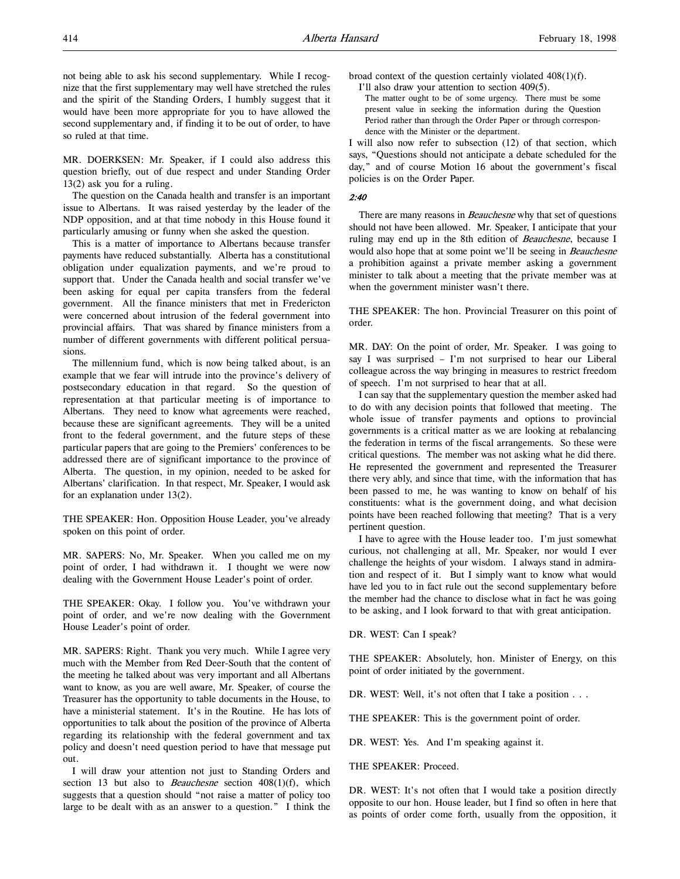not being able to ask his second supplementary. While I recognize that the first supplementary may well have stretched the rules and the spirit of the Standing Orders, I humbly suggest that it would have been more appropriate for you to have allowed the second supplementary and, if finding it to be out of order, to have so ruled at that time.

MR. DOERKSEN: Mr. Speaker, if I could also address this question briefly, out of due respect and under Standing Order 13(2) ask you for a ruling.

The question on the Canada health and transfer is an important issue to Albertans. It was raised yesterday by the leader of the NDP opposition, and at that time nobody in this House found it particularly amusing or funny when she asked the question.

This is a matter of importance to Albertans because transfer payments have reduced substantially. Alberta has a constitutional obligation under equalization payments, and we're proud to support that. Under the Canada health and social transfer we've been asking for equal per capita transfers from the federal government. All the finance ministers that met in Fredericton were concerned about intrusion of the federal government into provincial affairs. That was shared by finance ministers from a number of different governments with different political persuasions.

The millennium fund, which is now being talked about, is an example that we fear will intrude into the province's delivery of postsecondary education in that regard. So the question of representation at that particular meeting is of importance to Albertans. They need to know what agreements were reached, because these are significant agreements. They will be a united front to the federal government, and the future steps of these particular papers that are going to the Premiers' conferences to be addressed there are of significant importance to the province of Alberta. The question, in my opinion, needed to be asked for Albertans' clarification. In that respect, Mr. Speaker, I would ask for an explanation under 13(2).

THE SPEAKER: Hon. Opposition House Leader, you've already spoken on this point of order.

MR. SAPERS: No, Mr. Speaker. When you called me on my point of order, I had withdrawn it. I thought we were now dealing with the Government House Leader's point of order.

THE SPEAKER: Okay. I follow you. You've withdrawn your point of order, and we're now dealing with the Government House Leader's point of order.

MR. SAPERS: Right. Thank you very much. While I agree very much with the Member from Red Deer-South that the content of the meeting he talked about was very important and all Albertans want to know, as you are well aware, Mr. Speaker, of course the Treasurer has the opportunity to table documents in the House, to have a ministerial statement. It's in the Routine. He has lots of opportunities to talk about the position of the province of Alberta regarding its relationship with the federal government and tax policy and doesn't need question period to have that message put out.

I will draw your attention not just to Standing Orders and section 13 but also to *Beauchesne* section 408(1)(f), which suggests that a question should "not raise a matter of policy too large to be dealt with as an answer to a question." I think the broad context of the question certainly violated 408(1)(f).

I'll also draw your attention to section 409(5).

> The matter ought to be of some urgency. There must be some present value in seeking the information during the Question Period rather than through the Order Paper or through correspondence with the Minister or the department.

I will also now refer to subsection (12) of that section, which says, "Questions should not anticipate a debate scheduled for the day," and of course Motion 16 about the government's fiscal policies is on the Order Paper.

*2:40*

There are many reasons in *Beauchesne* why that set of questions should not have been allowed. Mr. Speaker, I anticipate that your ruling may end up in the 8th edition of *Beauchesne*, because I would also hope that at some point we'll be seeing in *Beauchesne* a prohibition against a private member asking a government minister to talk about a meeting that the private member was at when the government minister wasn't there.

THE SPEAKER: The hon. Provincial Treasurer on this point of order.

MR. DAY: On the point of order, Mr. Speaker. I was going to say I was surprised – I'm not surprised to hear our Liberal colleague across the way bringing in measures to restrict freedom of speech. I'm not surprised to hear that at all.

I can say that the supplementary question the member asked had to do with any decision points that followed that meeting. The whole issue of transfer payments and options to provincial governments is a critical matter as we are looking at rebalancing the federation in terms of the fiscal arrangements. So these were critical questions. The member was not asking what he did there. He represented the government and represented the Treasurer there very ably, and since that time, with the information that has been passed to me, he was wanting to know on behalf of his constituents: what is the government doing, and what decision points have been reached following that meeting? That is a very pertinent question.

I have to agree with the House leader too. I'm just somewhat curious, not challenging at all, Mr. Speaker, nor would I ever challenge the heights of your wisdom. I always stand in admiration and respect of it. But I simply want to know what would have led you to in fact rule out the second supplementary before the member had the chance to disclose what in fact he was going to be asking, and I look forward to that with great anticipation.

DR. WEST: Can I speak?

THE SPEAKER: Absolutely, hon. Minister of Energy, on this point of order initiated by the government.

DR. WEST: Well, it's not often that I take a position . . .

THE SPEAKER: This is the government point of order.

DR. WEST: Yes. And I'm speaking against it.

THE SPEAKER: Proceed.

DR. WEST: It's not often that I would take a position directly opposite to our hon. House leader, but I find so often in here that as points of order come forth, usually from the opposition, it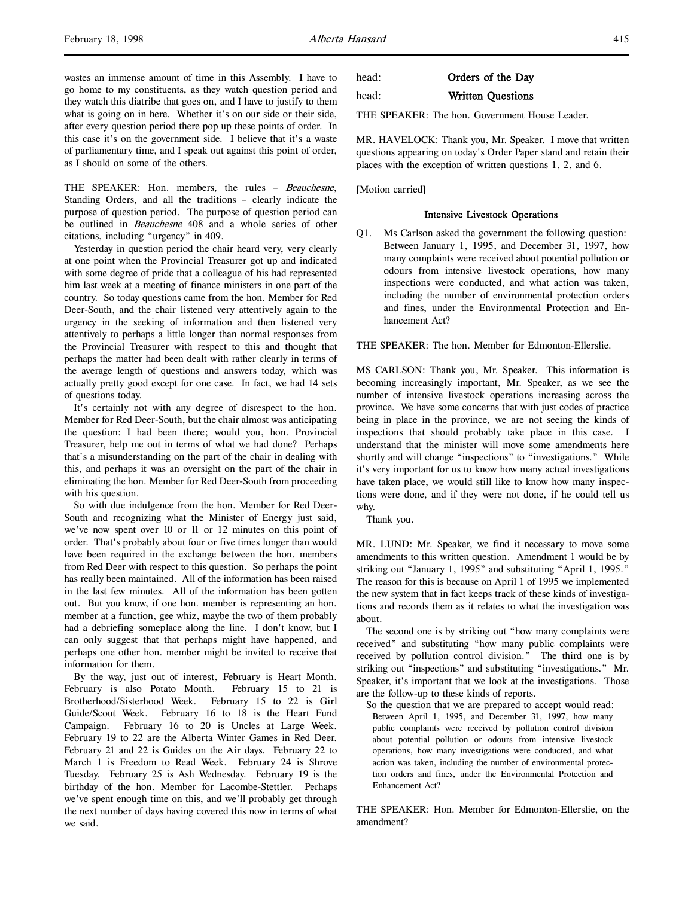wastes an immense amount of time in this Assembly. I have to go home to my constituents, as they watch question period and they watch this diatribe that goes on, and I have to justify to them what is going on in here. Whether it's on our side or their side, after every question period there pop up these points of order. In this case it's on the government side. I believe that it's a waste of parliamentary time, and I speak out against this point of order, as I should on some of the others.

THE SPEAKER: Hon. members, the rules – *Beauchesne*, Standing Orders, and all the traditions – clearly indicate the purpose of question period. The purpose of question period can be outlined in *Beauchesne* 408 and a whole series of other citations, including "urgency" in 409.

Yesterday in question period the chair heard very, very clearly at one point when the Provincial Treasurer got up and indicated with some degree of pride that a colleague of his had represented him last week at a meeting of finance ministers in one part of the country. So today questions came from the hon. Member for Red Deer-South, and the chair listened very attentively again to the urgency in the seeking of information and then listened very attentively to perhaps a little longer than normal responses from the Provincial Treasurer with respect to this and thought that perhaps the matter had been dealt with rather clearly in terms of the average length of questions and answers today, which was actually pretty good except for one case. In fact, we had 14 sets of questions today.

It's certainly not with any degree of disrespect to the hon. Member for Red Deer-South, but the chair almost was anticipating the question: I had been there; would you, hon. Provincial Treasurer, help me out in terms of what we had done? Perhaps that's a misunderstanding on the part of the chair in dealing with this, and perhaps it was an oversight on the part of the chair in eliminating the hon. Member for Red Deer-South from proceeding with his question.

So with due indulgence from the hon. Member for Red Deer-South and recognizing what the Minister of Energy just said, we've now spent over 10 or 11 or 12 minutes on this point of order. That's probably about four or five times longer than would have been required in the exchange between the hon. members from Red Deer with respect to this question. So perhaps the point has really been maintained. All of the information has been raised in the last few minutes. All of the information has been gotten out. But you know, if one hon. member is representing an hon. member at a function, gee whiz, maybe the two of them probably had a debriefing someplace along the line. I don't know, but I can only suggest that that perhaps might have happened, and perhaps one other hon. member might be invited to receive that information for them.

By the way, just out of interest, February is Heart Month. February is also Potato Month. February 15 to 21 is Brotherhood/Sisterhood Week. February 15 to 22 is Girl Guide/Scout Week. February 16 to 18 is the Heart Fund Campaign. February 16 to 20 is Uncles at Large Week. February 19 to 22 are the Alberta Winter Games in Red Deer. February 21 and 22 is Guides on the Air days. February 22 to March 1 is Freedom to Read Week. February 24 is Shrove Tuesday. February 25 is Ash Wednesday. February 19 is the birthday of the hon. Member for Lacombe-Stettler. Perhaps we've spent enough time on this, and we'll probably get through the next number of days having covered this now in terms of what we said.

head: **Orders of the Day**

head: **Written Questions**

THE SPEAKER: The hon. Government House Leader.

MR. HAVELOCK: Thank you, Mr. Speaker. I move that written questions appearing on today's Order Paper stand and retain their places with the exception of written questions 1, 2, and 6.

[Motion carried]

### Intensive Livestock Operations

Q1. Ms Carlson asked the government the following question: Between January 1, 1995, and December 31, 1997, how many complaints were received about potential pollution or odours from intensive livestock operations, how many inspections were conducted, and what action was taken, including the number of environmental protection orders and fines, under the Environmental Protection and Enhancement Act?

THE SPEAKER: The hon. Member for Edmonton-Ellerslie.

MS CARLSON: Thank you, Mr. Speaker. This information is becoming increasingly important, Mr. Speaker, as we see the number of intensive livestock operations increasing across the province. We have some concerns that with just codes of practice being in place in the province, we are not seeing the kinds of inspections that should probably take place in this case. I understand that the minister will move some amendments here shortly and will change "inspections" to "investigations." While it's very important for us to know how many actual investigations have taken place, we would still like to know how many inspections were done, and if they were not done, if he could tell us why.

Thank you.

MR. LUND: Mr. Speaker, we find it necessary to move some amendments to this written question. Amendment 1 would be by striking out "January 1, 1995" and substituting "April 1, 1995." The reason for this is because on April 1 of 1995 we implemented the new system that in fact keeps track of these kinds of investigations and records them as it relates to what the investigation was about.

The second one is by striking out "how many complaints were received" and substituting "how many public complaints were received by pollution control division." The third one is by striking out "inspections" and substituting "investigations." Mr. Speaker, it's important that we look at the investigations. Those are the follow-up to these kinds of reports.

So the question that we are prepared to accept would read:

> Between April 1, 1995, and December 31, 1997, how many public complaints were received by pollution control division about potential pollution or odours from intensive livestock operations, how many investigations were conducted, and what action was taken, including the number of environmental protection orders and fines, under the Environmental Protection and Enhancement Act?

THE SPEAKER: Hon. Member for Edmonton-Ellerslie, on the amendment?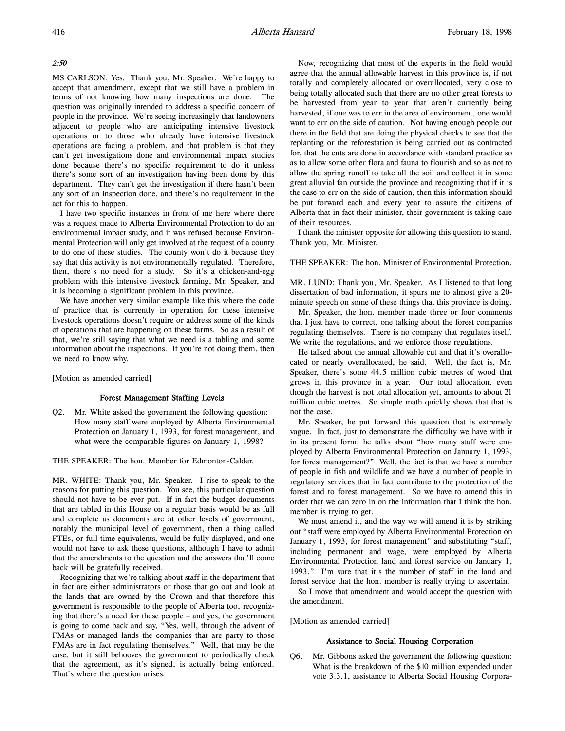*2:50*

MS CARLSON: Yes. Thank you, Mr. Speaker. We're happy to accept that amendment, except that we still have a problem in terms of not knowing how many inspections are done. The question was originally intended to address a specific concern of people in the province. We're seeing increasingly that landowners adjacent to people who are anticipating intensive livestock operations or to those who already have intensive livestock operations are facing a problem, and that problem is that they can't get investigations done and environmental impact studies done because there's no specific requirement to do it unless there's some sort of an investigation having been done by this department. They can't get the investigation if there hasn't been any sort of an inspection done, and there's no requirement in the act for this to happen.

I have two specific instances in front of me here where there was a request made to Alberta Environmental Protection to do an environmental impact study, and it was refused because Environmental Protection will only get involved at the request of a county to do one of these studies. The county won't do it because they say that this activity is not environmentally regulated. Therefore, then, there's no need for a study. So it's a chicken-and-egg problem with this intensive livestock farming, Mr. Speaker, and it is becoming a significant problem in this province.

We have another very similar example like this where the code of practice that is currently in operation for these intensive livestock operations doesn't require or address some of the kinds of operations that are happening on these farms. So as a result of that, we're still saying that what we need is a tabling and some information about the inspections. If you're not doing them, then we need to know why.

[Motion as amended carried]

## Forest Management Staffing Levels

Q2. Mr. White asked the government the following question: How many staff were employed by Alberta Environmental Protection on January 1, 1993, for forest management, and what were the comparable figures on January 1, 1998?

THE SPEAKER: The hon. Member for Edmonton-Calder.

MR. WHITE: Thank you, Mr. Speaker. I rise to speak to the reasons for putting this question. You see, this particular question should not have to be ever put. If in fact the budget documents that are tabled in this House on a regular basis would be as full and complete as documents are at other levels of government, notably the municipal level of government, then a thing called FTEs, or full-time equivalents, would be fully displayed, and one would not have to ask these questions, although I have to admit that the amendments to the question and the answers that'll come back will be gratefully received.

Recognizing that we're talking about staff in the department that in fact are either administrators or those that go out and look at the lands that are owned by the Crown and that therefore this government is responsible to the people of Alberta too, recognizing that there's a need for these people – and yes, the government is going to come back and say, "Yes, well, through the advent of FMAs or managed lands the companies that are party to those FMAs are in fact regulating themselves." Well, that may be the case, but it still behooves the government to periodically check that the agreement, as it's signed, is actually being enforced. That's where the question arises.

Now, recognizing that most of the experts in the field would agree that the annual allowable harvest in this province is, if not totally and completely allocated or overallocated, very close to being totally allocated such that there are no other great forests to be harvested from year to year that aren't currently being harvested, if one was to err in the area of environment, one would want to err on the side of caution. Not having enough people out there in the field that are doing the physical checks to see that the replanting or the reforestation is being carried out as contracted for, that the cuts are done in accordance with standard practice so as to allow some other flora and fauna to flourish and so as not to allow the spring runoff to take all the soil and collect it in some great alluvial fan outside the province and recognizing that if it is the case to err on the side of caution, then this information should be put forward each and every year to assure the citizens of Alberta that in fact their minister, their government is taking care of their resources.

I thank the minister opposite for allowing this question to stand. Thank you, Mr. Minister.

THE SPEAKER: The hon. Minister of Environmental Protection.

MR. LUND: Thank you, Mr. Speaker. As I listened to that long dissertation of bad information, it spurs me to almost give a 20-minute speech on some of these things that this province is doing.

Mr. Speaker, the hon. member made three or four comments that I just have to correct, one talking about the forest companies regulating themselves. There is no company that regulates itself. We write the regulations, and we enforce those regulations.

He talked about the annual allowable cut and that it's overallocated or nearly overallocated, he said. Well, the fact is, Mr. Speaker, there's some 44.5 million cubic metres of wood that grows in this province in a year. Our total allocation, even though the harvest is not total allocation yet, amounts to about 21 million cubic metres. So simple math quickly shows that that is not the case.

Mr. Speaker, he put forward this question that is extremely vague. In fact, just to demonstrate the difficulty we have with it in its present form, he talks about "how many staff were employed by Alberta Environmental Protection on January 1, 1993, for forest management?" Well, the fact is that we have a number of people in fish and wildlife and we have a number of people in regulatory services that in fact contribute to the protection of the forest and to forest management. So we have to amend this in order that we can zero in on the information that I think the hon. member is trying to get.

We must amend it, and the way we will amend it is by striking out "staff were employed by Alberta Environmental Protection on January 1, 1993, for forest management" and substituting "staff, including permanent and wage, were employed by Alberta Environmental Protection land and forest service on January 1, 1993." I'm sure that it's the number of staff in the land and forest service that the hon. member is really trying to ascertain.

So I move that amendment and would accept the question with the amendment.

[Motion as amended carried]

## Assistance to Social Housing Corporation

Q6. Mr. Gibbons asked the government the following question: What is the breakdown of the $10 million expended under vote 3.3.1, assistance to Alberta Social Housing Corpora-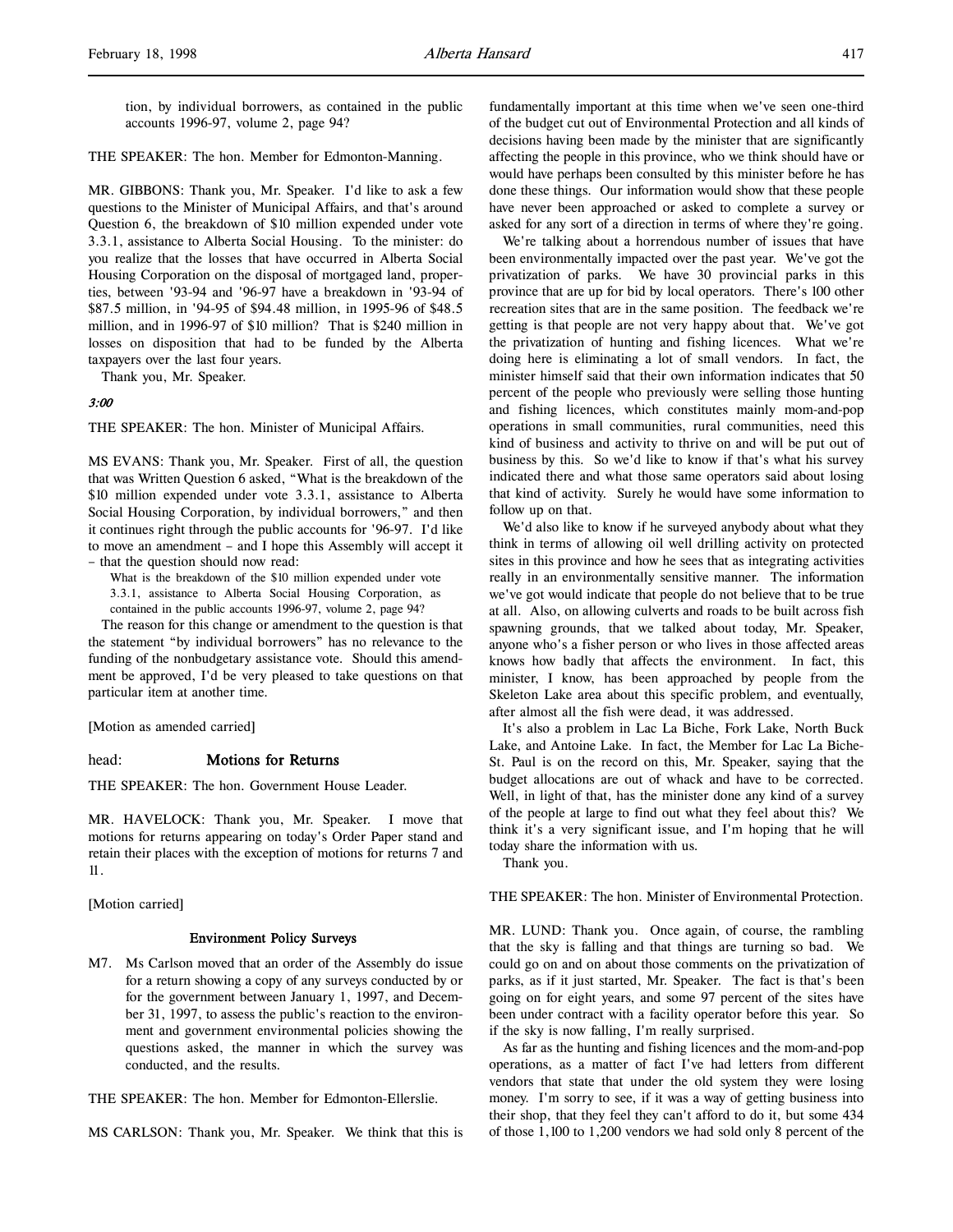tion, by individual borrowers, as contained in the public accounts 1996-97, volume 2, page 94?

THE SPEAKER: The hon. Member for Edmonton-Manning.

MR. GIBBONS: Thank you, Mr. Speaker. I'd like to ask a few questions to the Minister of Municipal Affairs, and that's around Question 6, the breakdown of $10 million expended under vote 3.3.1, assistance to Alberta Social Housing. To the minister: do you realize that the losses that have occurred in Alberta Social Housing Corporation on the disposal of mortgaged land, properties, between '93-94 and '96-97 have a breakdown in '93-94 of $87.5 million, in '94-95 of $94.48 million, in 1995-96 of $48.5 million, and in 1996-97 of $10 million? That is $240 million in losses on disposition that had to be funded by the Alberta taxpayers over the last four years.

Thank you, Mr. Speaker.

*3:00*

THE SPEAKER: The hon. Minister of Municipal Affairs.

MS EVANS: Thank you, Mr. Speaker. First of all, the question that was Written Question 6 asked, "What is the breakdown of the $10 million expended under vote 3.3.1, assistance to Alberta Social Housing Corporation, by individual borrowers," and then it continues right through the public accounts for '96-97. I'd like to move an amendment – and I hope this Assembly will accept it – that the question should now read:

> What is the breakdown of the $10 million expended under vote 3.3.1, assistance to Alberta Social Housing Corporation, as contained in the public accounts 1996-97, volume 2, page 94?

The reason for this change or amendment to the question is that the statement "by individual borrowers" has no relevance to the funding of the nonbudgetary assistance vote. Should this amendment be approved, I'd be very pleased to take questions on that particular item at another time.

[Motion as amended carried]

head: **Motions for Returns**

THE SPEAKER: The hon. Government House Leader.

MR. HAVELOCK: Thank you, Mr. Speaker. I move that motions for returns appearing on today's Order Paper stand and retain their places with the exception of motions for returns 7 and 11.

[Motion carried]

### Environment Policy Surveys

M7. Ms Carlson moved that an order of the Assembly do issue for a return showing a copy of any surveys conducted by or for the government between January 1, 1997, and December 31, 1997, to assess the public's reaction to the environment and government environmental policies showing the questions asked, the manner in which the survey was conducted, and the results.

THE SPEAKER: The hon. Member for Edmonton-Ellerslie.

MS CARLSON: Thank you, Mr. Speaker. We think that this is fundamentally important at this time when we've seen one-third of the budget cut out of Environmental Protection and all kinds of decisions having been made by the minister that are significantly affecting the people in this province, who we think should have or would have perhaps been consulted by this minister before he has done these things. Our information would show that these people have never been approached or asked to complete a survey or asked for any sort of a direction in terms of where they're going.

We're talking about a horrendous number of issues that have been environmentally impacted over the past year. We've got the privatization of parks. We have 30 provincial parks in this province that are up for bid by local operators. There's 100 other recreation sites that are in the same position. The feedback we're getting is that people are not very happy about that. We've got the privatization of hunting and fishing licences. What we're doing here is eliminating a lot of small vendors. In fact, the minister himself said that their own information indicates that 50 percent of the people who previously were selling those hunting and fishing licences, which constitutes mainly mom-and-pop operations in small communities, rural communities, need this kind of business and activity to thrive on and will be put out of business by this. So we'd like to know if that's what his survey indicated there and what those same operators said about losing that kind of activity. Surely he would have some information to follow up on that.

We'd also like to know if he surveyed anybody about what they think in terms of allowing oil well drilling activity on protected sites in this province and how he sees that as integrating activities really in an environmentally sensitive manner. The information we've got would indicate that people do not believe that to be true at all. Also, on allowing culverts and roads to be built across fish spawning grounds, that we talked about today, Mr. Speaker, anyone who's a fisher person or who lives in those affected areas knows how badly that affects the environment. In fact, this minister, I know, has been approached by people from the Skeleton Lake area about this specific problem, and eventually, after almost all the fish were dead, it was addressed.

It's also a problem in Lac La Biche, Fork Lake, North Buck Lake, and Antoine Lake. In fact, the Member for Lac La Biche-St. Paul is on the record on this, Mr. Speaker, saying that the budget allocations are out of whack and have to be corrected. Well, in light of that, has the minister done any kind of a survey of the people at large to find out what they feel about this? We think it's a very significant issue, and I'm hoping that he will today share the information with us.

Thank you.

THE SPEAKER: The hon. Minister of Environmental Protection.

MR. LUND: Thank you. Once again, of course, the rambling that the sky is falling and that things are turning so bad. We could go on and on about those comments on the privatization of parks, as if it just started, Mr. Speaker. The fact is that's been going on for eight years, and some 97 percent of the sites have been under contract with a facility operator before this year. So if the sky is now falling, I'm really surprised.

As far as the hunting and fishing licences and the mom-and-pop operations, as a matter of fact I've had letters from different vendors that state that under the old system they were losing money. I'm sorry to see, if it was a way of getting business into their shop, that they feel they can't afford to do it, but some 434 of those 1,100 to 1,200 vendors we had sold only 8 percent of the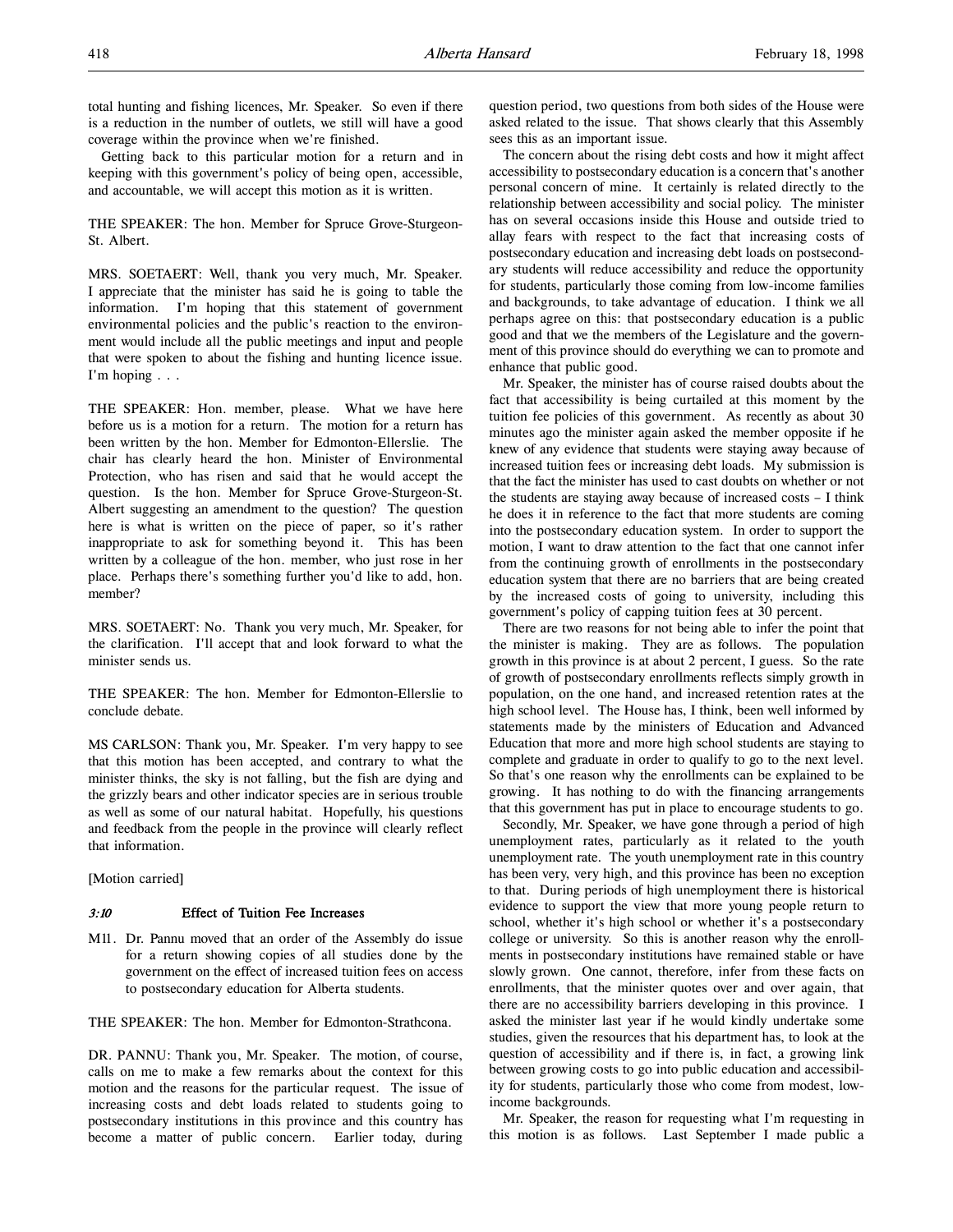total hunting and fishing licences, Mr. Speaker. So even if there is a reduction in the number of outlets, we still will have a good coverage within the province when we're finished.

Getting back to this particular motion for a return and in keeping with this government's policy of being open, accessible, and accountable, we will accept this motion as it is written.

THE SPEAKER: The hon. Member for Spruce Grove-Sturgeon-St. Albert.

MRS. SOETAERT: Well, thank you very much, Mr. Speaker. I appreciate that the minister has said he is going to table the information. I'm hoping that this statement of government environmental policies and the public's reaction to the environment would include all the public meetings and input and people that were spoken to about the fishing and hunting licence issue. I'm hoping . . .

THE SPEAKER: Hon. member, please. What we have here before us is a motion for a return. The motion for a return has been written by the hon. Member for Edmonton-Ellerslie. The chair has clearly heard the hon. Minister of Environmental Protection, who has risen and said that he would accept the question. Is the hon. Member for Spruce Grove-Sturgeon-St. Albert suggesting an amendment to the question? The question here is what is written on the piece of paper, so it's rather inappropriate to ask for something beyond it. This has been written by a colleague of the hon. member, who just rose in her place. Perhaps there's something further you'd like to add, hon. member?

MRS. SOETAERT: No. Thank you very much, Mr. Speaker, for the clarification. I'll accept that and look forward to what the minister sends us.

THE SPEAKER: The hon. Member for Edmonton-Ellerslie to conclude debate.

MS CARLSON: Thank you, Mr. Speaker. I'm very happy to see that this motion has been accepted, and contrary to what the minister thinks, the sky is not falling, but the fish are dying and the grizzly bears and other indicator species are in serious trouble as well as some of our natural habitat. Hopefully, his questions and feedback from the people in the province will clearly reflect that information.

[Motion carried]

### *3:10* Effect of Tuition Fee Increases

M11. Dr. Pannu moved that an order of the Assembly do issue for a return showing copies of all studies done by the government on the effect of increased tuition fees on access to postsecondary education for Alberta students.

THE SPEAKER: The hon. Member for Edmonton-Strathcona.

DR. PANNU: Thank you, Mr. Speaker. The motion, of course, calls on me to make a few remarks about the context for this motion and the reasons for the particular request. The issue of increasing costs and debt loads related to students going to postsecondary institutions in this province and this country has become a matter of public concern. Earlier today, during question period, two questions from both sides of the House were asked related to the issue. That shows clearly that this Assembly sees this as an important issue.

The concern about the rising debt costs and how it might affect accessibility to postsecondary education is a concern that's another personal concern of mine. It certainly is related directly to the relationship between accessibility and social policy. The minister has on several occasions inside this House and outside tried to allay fears with respect to the fact that increasing costs of postsecondary education and increasing debt loads on postsecondary students will reduce accessibility and reduce the opportunity for students, particularly those coming from low-income families and backgrounds, to take advantage of education. I think we all perhaps agree on this: that postsecondary education is a public good and that we the members of the Legislature and the government of this province should do everything we can to promote and enhance that public good.

Mr. Speaker, the minister has of course raised doubts about the fact that accessibility is being curtailed at this moment by the tuition fee policies of this government. As recently as about 30 minutes ago the minister again asked the member opposite if he knew of any evidence that students were staying away because of increased tuition fees or increasing debt loads. My submission is that the fact the minister has used to cast doubts on whether or not the students are staying away because of increased costs – I think he does it in reference to the fact that more students are coming into the postsecondary education system. In order to support the motion, I want to draw attention to the fact that one cannot infer from the continuing growth of enrollments in the postsecondary education system that there are no barriers that are being created by the increased costs of going to university, including this government's policy of capping tuition fees at 30 percent.

There are two reasons for not being able to infer the point that the minister is making. They are as follows. The population growth in this province is at about 2 percent, I guess. So the rate of growth of postsecondary enrollments reflects simply growth in population, on the one hand, and increased retention rates at the high school level. The House has, I think, been well informed by statements made by the ministers of Education and Advanced Education that more and more high school students are staying to complete and graduate in order to qualify to go to the next level. So that's one reason why the enrollments can be explained to be growing. It has nothing to do with the financing arrangements that this government has put in place to encourage students to go.

Secondly, Mr. Speaker, we have gone through a period of high unemployment rates, particularly as it related to the youth unemployment rate. The youth unemployment rate in this country has been very, very high, and this province has been no exception to that. During periods of high unemployment there is historical evidence to support the view that more young people return to school, whether it's high school or whether it's a postsecondary college or university. So this is another reason why the enrollments in postsecondary institutions have remained stable or have slowly grown. One cannot, therefore, infer from these facts on enrollments, that the minister quotes over and over again, that there are no accessibility barriers developing in this province. I asked the minister last year if he would kindly undertake some studies, given the resources that his department has, to look at the question of accessibility and if there is, in fact, a growing link between growing costs to go into public education and accessibility for students, particularly those who come from modest, low-income backgrounds.

Mr. Speaker, the reason for requesting what I'm requesting in this motion is as follows. Last September I made public a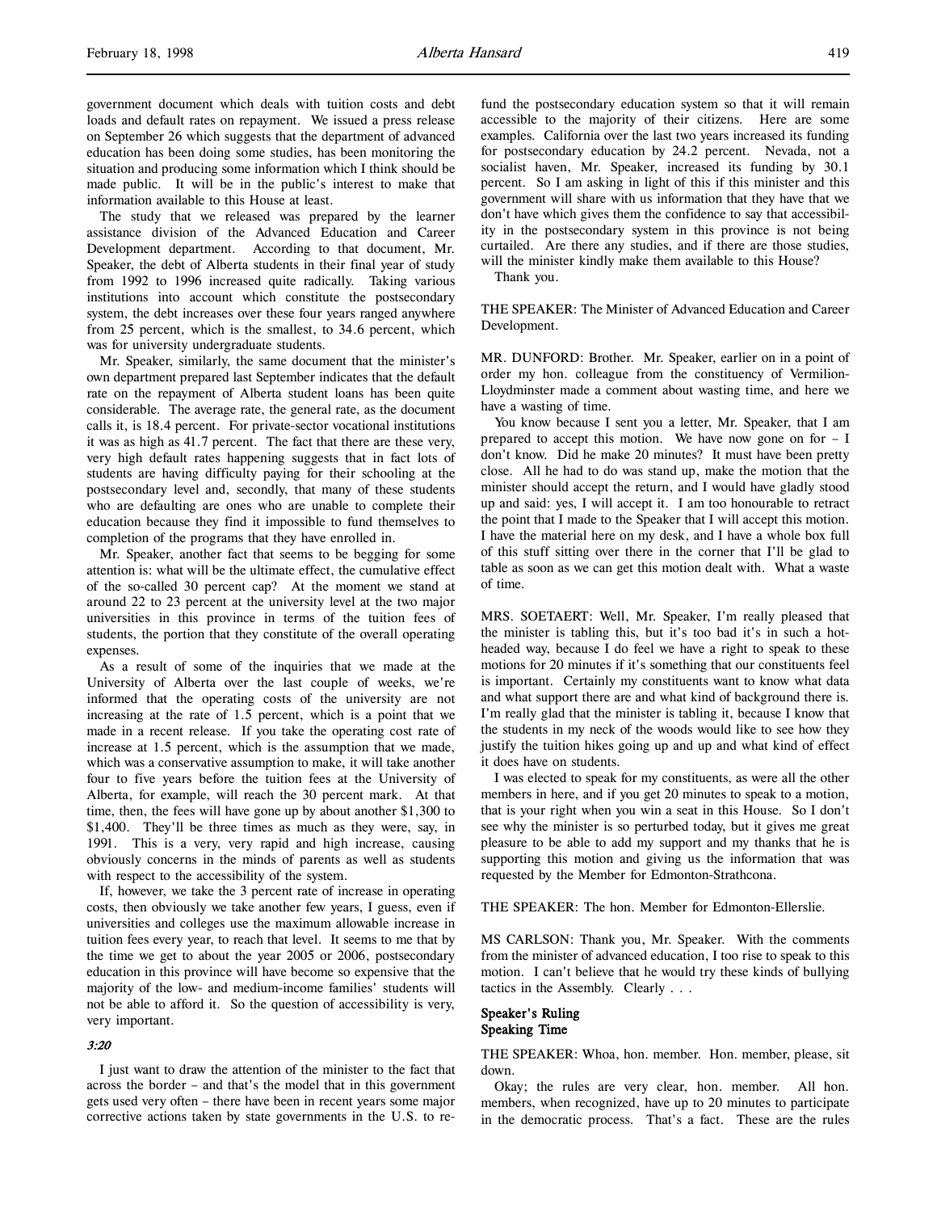government document which deals with tuition costs and debt loads and default rates on repayment. We issued a press release on September 26 which suggests that the department of advanced education has been doing some studies, has been monitoring the situation and producing some information which I think should be made public. It will be in the public's interest to make that information available to this House at least.

The study that we released was prepared by the learner assistance division of the Advanced Education and Career Development department. According to that document, Mr. Speaker, the debt of Alberta students in their final year of study from 1992 to 1996 increased quite radically. Taking various institutions into account which constitute the postsecondary system, the debt increases over these four years ranged anywhere from 25 percent, which is the smallest, to 34.6 percent, which was for university undergraduate students.

Mr. Speaker, similarly, the same document that the minister's own department prepared last September indicates that the default rate on the repayment of Alberta student loans has been quite considerable. The average rate, the general rate, as the document calls it, is 18.4 percent. For private-sector vocational institutions it was as high as 41.7 percent. The fact that there are these very, very high default rates happening suggests that in fact lots of students are having difficulty paying for their schooling at the postsecondary level and, secondly, that many of these students who are defaulting are ones who are unable to complete their education because they find it impossible to fund themselves to completion of the programs that they have enrolled in.

Mr. Speaker, another fact that seems to be begging for some attention is: what will be the ultimate effect, the cumulative effect of the so-called 30 percent cap? At the moment we stand at around 22 to 23 percent at the university level at the two major universities in this province in terms of the tuition fees of students, the portion that they constitute of the overall operating expenses.

As a result of some of the inquiries that we made at the University of Alberta over the last couple of weeks, we're informed that the operating costs of the university are not increasing at the rate of 1.5 percent, which is a point that we made in a recent release. If you take the operating cost rate of increase at 1.5 percent, which is the assumption that we made, which was a conservative assumption to make, it will take another four to five years before the tuition fees at the University of Alberta, for example, will reach the 30 percent mark. At that time, then, the fees will have gone up by about another \$1,300 to \$1,400. They'll be three times as much as they were, say, in 1991. This is a very, very rapid and high increase, causing obviously concerns in the minds of parents as well as students with respect to the accessibility of the system.

If, however, we take the 3 percent rate of increase in operating costs, then obviously we take another few years, I guess, even if universities and colleges use the maximum allowable increase in tuition fees every year, to reach that level. It seems to me that by the time we get to about the year 2005 or 2006, postsecondary education in this province will have become so expensive that the majority of the low- and medium-income families' students will not be able to afford it. So the question of accessibility is very, very important.

*3:20*

I just want to draw the attention of the minister to the fact that across the border – and that's the model that in this government gets used very often – there have been in recent years some major corrective actions taken by state governments in the U.S. to refund the postsecondary education system so that it will remain accessible to the majority of their citizens. Here are some examples. California over the last two years increased its funding for postsecondary education by 24.2 percent. Nevada, not a socialist haven, Mr. Speaker, increased its funding by 30.1 percent. So I am asking in light of this if this minister and this government will share with us information that they have that we don't have which gives them the confidence to say that accessibility in the postsecondary system in this province is not being curtailed. Are there any studies, and if there are those studies, will the minister kindly make them available to this House?

Thank you.

THE SPEAKER: The Minister of Advanced Education and Career Development.

MR. DUNFORD: Brother. Mr. Speaker, earlier on in a point of order my hon. colleague from the constituency of Vermilion-Lloydminster made a comment about wasting time, and here we have a wasting of time.

You know because I sent you a letter, Mr. Speaker, that I am prepared to accept this motion. We have now gone on for – I don't know. Did he make 20 minutes? It must have been pretty close. All he had to do was stand up, make the motion that the minister should accept the return, and I would have gladly stood up and said: yes, I will accept it. I am too honourable to retract the point that I made to the Speaker that I will accept this motion. I have the material here on my desk, and I have a whole box full of this stuff sitting over there in the corner that I'll be glad to table as soon as we can get this motion dealt with. What a waste of time.

MRS. SOETAERT: Well, Mr. Speaker, I'm really pleased that the minister is tabling this, but it's too bad it's in such a hot-headed way, because I do feel we have a right to speak to these motions for 20 minutes if it's something that our constituents feel is important. Certainly my constituents want to know what data and what support there are and what kind of background there is. I'm really glad that the minister is tabling it, because I know that the students in my neck of the woods would like to see how they justify the tuition hikes going up and up and what kind of effect it does have on students.

I was elected to speak for my constituents, as were all the other members in here, and if you get 20 minutes to speak to a motion, that is your right when you win a seat in this House. So I don't see why the minister is so perturbed today, but it gives me great pleasure to be able to add my support and my thanks that he is supporting this motion and giving us the information that was requested by the Member for Edmonton-Strathcona.

THE SPEAKER: The hon. Member for Edmonton-Ellerslie.

MS CARLSON: Thank you, Mr. Speaker. With the comments from the minister of advanced education, I too rise to speak to this motion. I can't believe that he would try these kinds of bullying tactics in the Assembly. Clearly . . .

### Speaker's Ruling
### Speaking Time

THE SPEAKER: Whoa, hon. member. Hon. member, please, sit down.

Okay; the rules are very clear, hon. member. All hon. members, when recognized, have up to 20 minutes to participate in the democratic process. That's a fact. These are the rules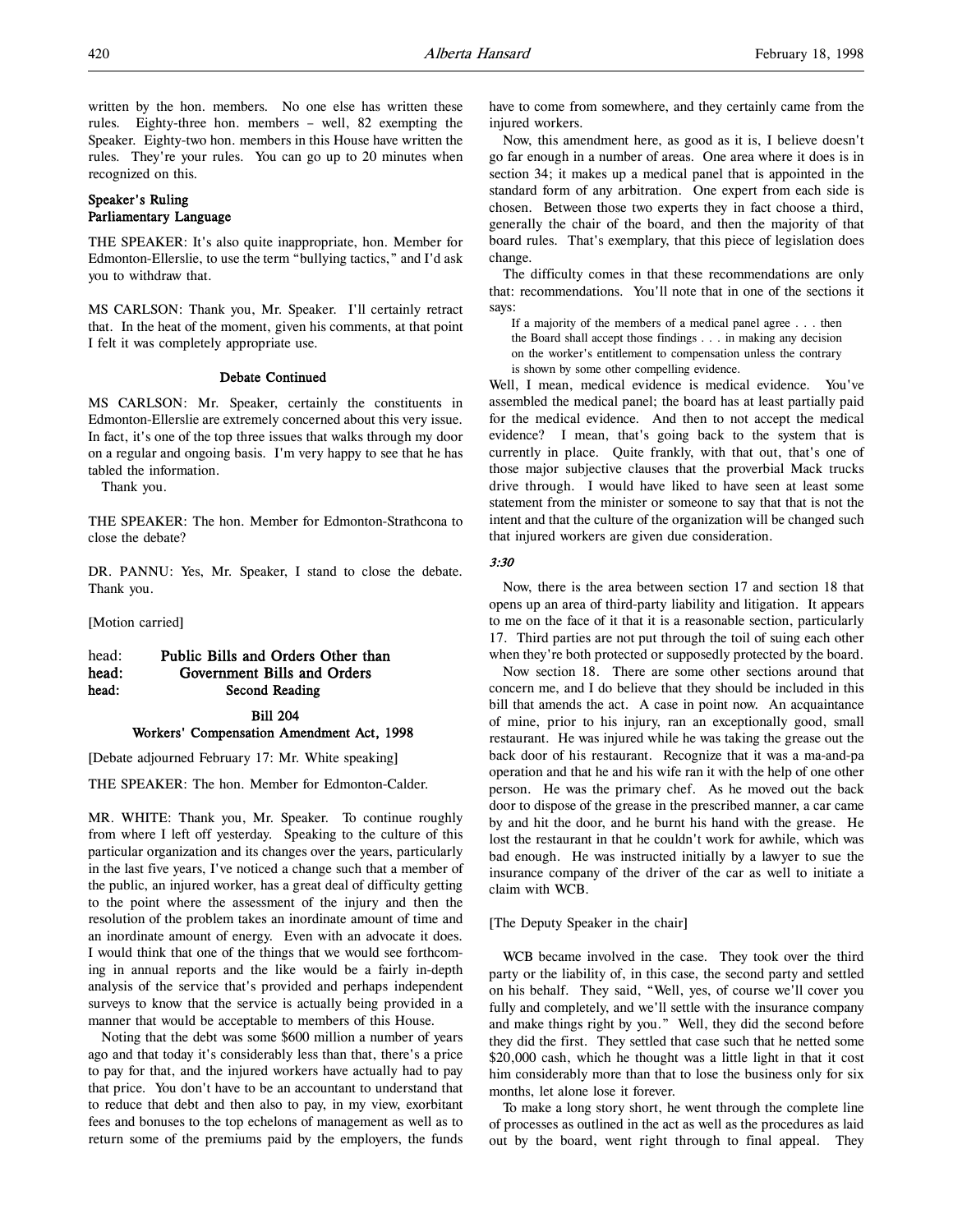written by the hon. members. No one else has written these rules. Eighty-three hon. members – well, 82 exempting the Speaker. Eighty-two hon. members in this House have written the rules. They're your rules. You can go up to 20 minutes when recognized on this.

**Speaker's Ruling**
**Parliamentary Language**

THE SPEAKER: It's also quite inappropriate, hon. Member for Edmonton-Ellerslie, to use the term "bullying tactics," and I'd ask you to withdraw that.

MS CARLSON: Thank you, Mr. Speaker. I'll certainly retract that. In the heat of the moment, given his comments, at that point I felt it was completely appropriate use.

**Debate Continued**

MS CARLSON: Mr. Speaker, certainly the constituents in Edmonton-Ellerslie are extremely concerned about this very issue. In fact, it's one of the top three issues that walks through my door on a regular and ongoing basis. I'm very happy to see that he has tabled the information.

Thank you.

THE SPEAKER: The hon. Member for Edmonton-Strathcona to close the debate?

DR. PANNU: Yes, Mr. Speaker, I stand to close the debate. Thank you.

[Motion carried]

head: **Public Bills and Orders Other than**
head: **Government Bills and Orders**
head: **Second Reading**

**Bill 204**
**Workers' Compensation Amendment Act, 1998**

[Debate adjourned February 17: Mr. White speaking]

THE SPEAKER: The hon. Member for Edmonton-Calder.

MR. WHITE: Thank you, Mr. Speaker. To continue roughly from where I left off yesterday. Speaking to the culture of this particular organization and its changes over the years, particularly in the last five years, I've noticed a change such that a member of the public, an injured worker, has a great deal of difficulty getting to the point where the assessment of the injury and then the resolution of the problem takes an inordinate amount of time and an inordinate amount of energy. Even with an advocate it does. I would think that one of the things that we would see forthcoming in annual reports and the like would be a fairly in-depth analysis of the service that's provided and perhaps independent surveys to know that the service is actually being provided in a manner that would be acceptable to members of this House.

Noting that the debt was some $600 million a number of years ago and that today it's considerably less than that, there's a price to pay for that, and the injured workers have actually had to pay that price. You don't have to be an accountant to understand that to reduce that debt and then also to pay, in my view, exorbitant fees and bonuses to the top echelons of management as well as to return some of the premiums paid by the employers, the funds have to come from somewhere, and they certainly came from the injured workers.

Now, this amendment here, as good as it is, I believe doesn't go far enough in a number of areas. One area where it does is in section 34; it makes up a medical panel that is appointed in the standard form of any arbitration. One expert from each side is chosen. Between those two experts they in fact choose a third, generally the chair of the board, and then the majority of that board rules. That's exemplary, that this piece of legislation does change.

The difficulty comes in that these recommendations are only that: recommendations. You'll note that in one of the sections it says:

> If a majority of the members of a medical panel agree . . . then the Board shall accept those findings . . . in making any decision on the worker's entitlement to compensation unless the contrary is shown by some other compelling evidence.

Well, I mean, medical evidence is medical evidence. You've assembled the medical panel; the board has at least partially paid for the medical evidence. And then to not accept the medical evidence? I mean, that's going back to the system that is currently in place. Quite frankly, with that out, that's one of those major subjective clauses that the proverbial Mack trucks drive through. I would have liked to have seen at least some statement from the minister or someone to say that that is not the intent and that the culture of the organization will be changed such that injured workers are given due consideration.

*3:30*

Now, there is the area between section 17 and section 18 that opens up an area of third-party liability and litigation. It appears to me on the face of it that it is a reasonable section, particularly 17. Third parties are not put through the toil of suing each other when they're both protected or supposedly protected by the board.

Now section 18. There are some other sections around that concern me, and I do believe that they should be included in this bill that amends the act. A case in point now. An acquaintance of mine, prior to his injury, ran an exceptionally good, small restaurant. He was injured while he was taking the grease out the back door of his restaurant. Recognize that it was a ma-and-pa operation and that he and his wife ran it with the help of one other person. He was the primary chef. As he moved out the back door to dispose of the grease in the prescribed manner, a car came by and hit the door, and he burnt his hand with the grease. He lost the restaurant in that he couldn't work for awhile, which was bad enough. He was instructed initially by a lawyer to sue the insurance company of the driver of the car as well to initiate a claim with WCB.

[The Deputy Speaker in the chair]

WCB became involved in the case. They took over the third party or the liability of, in this case, the second party and settled on his behalf. They said, "Well, yes, of course we'll cover you fully and completely, and we'll settle with the insurance company and make things right by you." Well, they did the second before they did the first. They settled that case such that he netted some $20,000 cash, which he thought was a little light in that it cost him considerably more than that to lose the business only for six months, let alone lose it forever.

To make a long story short, he went through the complete line of processes as outlined in the act as well as the procedures as laid out by the board, went right through to final appeal. They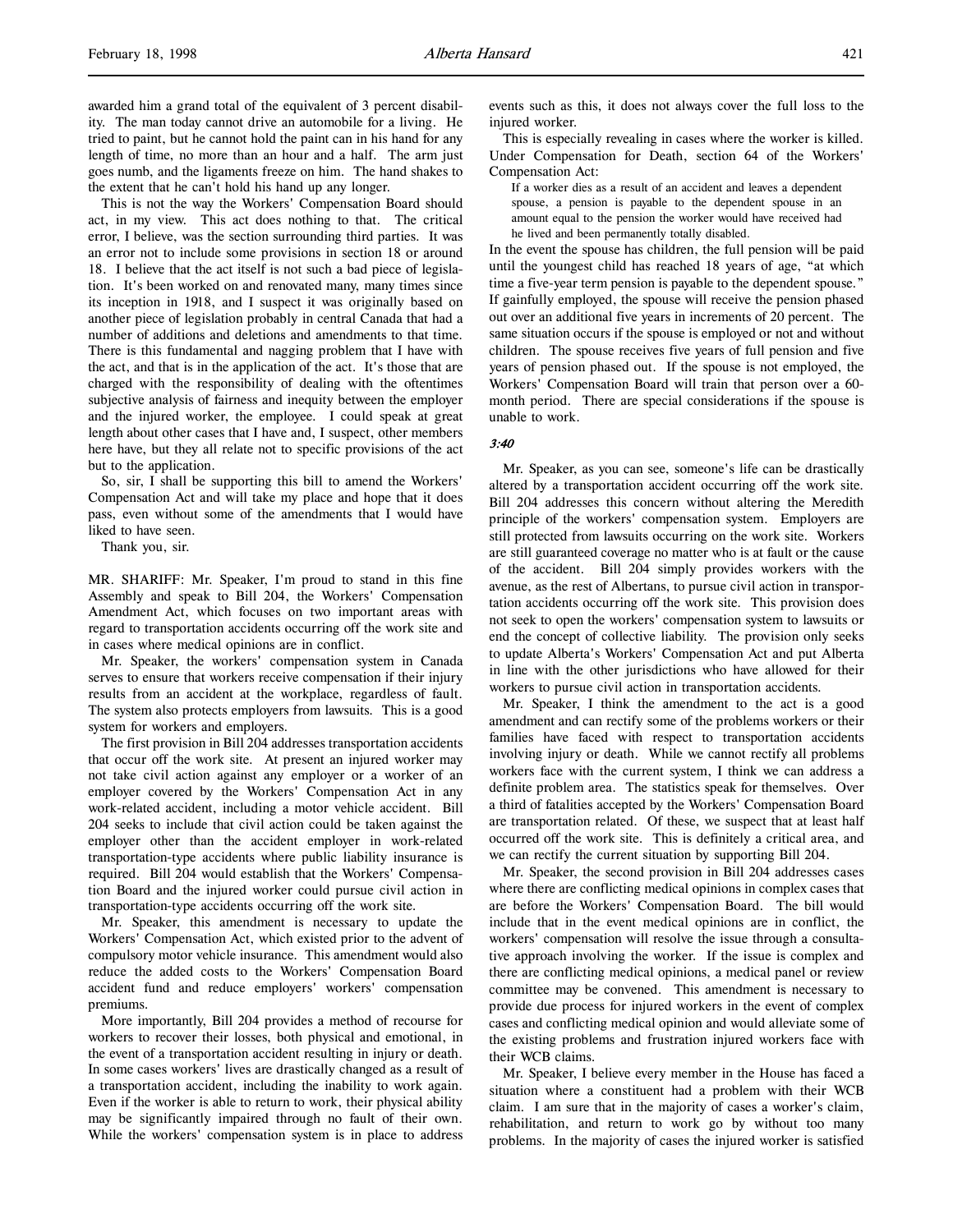awarded him a grand total of the equivalent of 3 percent disability. The man today cannot drive an automobile for a living. He tried to paint, but he cannot hold the paint can in his hand for any length of time, no more than an hour and a half. The arm just goes numb, and the ligaments freeze on him. The hand shakes to the extent that he can't hold his hand up any longer.

This is not the way the Workers' Compensation Board should act, in my view. This act does nothing to that. The critical error, I believe, was the section surrounding third parties. It was an error not to include some provisions in section 18 or around 18. I believe that the act itself is not such a bad piece of legislation. It's been worked on and renovated many, many times since its inception in 1918, and I suspect it was originally based on another piece of legislation probably in central Canada that had a number of additions and deletions and amendments to that time. There is this fundamental and nagging problem that I have with the act, and that is in the application of the act. It's those that are charged with the responsibility of dealing with the oftentimes subjective analysis of fairness and inequity between the employer and the injured worker, the employee. I could speak at great length about other cases that I have and, I suspect, other members here have, but they all relate not to specific provisions of the act but to the application.

So, sir, I shall be supporting this bill to amend the Workers' Compensation Act and will take my place and hope that it does pass, even without some of the amendments that I would have liked to have seen.

Thank you, sir.

MR. SHARIFF: Mr. Speaker, I'm proud to stand in this fine Assembly and speak to Bill 204, the Workers' Compensation Amendment Act, which focuses on two important areas with regard to transportation accidents occurring off the work site and in cases where medical opinions are in conflict.

Mr. Speaker, the workers' compensation system in Canada serves to ensure that workers receive compensation if their injury results from an accident at the workplace, regardless of fault. The system also protects employers from lawsuits. This is a good system for workers and employers.

The first provision in Bill 204 addresses transportation accidents that occur off the work site. At present an injured worker may not take civil action against any employer or a worker of an employer covered by the Workers' Compensation Act in any work-related accident, including a motor vehicle accident. Bill 204 seeks to include that civil action could be taken against the employer other than the accident employer in work-related transportation-type accidents where public liability insurance is required. Bill 204 would establish that the Workers' Compensation Board and the injured worker could pursue civil action in transportation-type accidents occurring off the work site.

Mr. Speaker, this amendment is necessary to update the Workers' Compensation Act, which existed prior to the advent of compulsory motor vehicle insurance. This amendment would also reduce the added costs to the Workers' Compensation Board accident fund and reduce employers' workers' compensation premiums.

More importantly, Bill 204 provides a method of recourse for workers to recover their losses, both physical and emotional, in the event of a transportation accident resulting in injury or death. In some cases workers' lives are drastically changed as a result of a transportation accident, including the inability to work again. Even if the worker is able to return to work, their physical ability may be significantly impaired through no fault of their own. While the workers' compensation system is in place to address events such as this, it does not always cover the full loss to the injured worker.

This is especially revealing in cases where the worker is killed. Under Compensation for Death, section 64 of the Workers' Compensation Act:

> If a worker dies as a result of an accident and leaves a dependent spouse, a pension is payable to the dependent spouse in an amount equal to the pension the worker would have received had he lived and been permanently totally disabled.

In the event the spouse has children, the full pension will be paid until the youngest child has reached 18 years of age, "at which time a five-year term pension is payable to the dependent spouse." If gainfully employed, the spouse will receive the pension phased out over an additional five years in increments of 20 percent. The same situation occurs if the spouse is employed or not and without children. The spouse receives five years of full pension and five years of pension phased out. If the spouse is not employed, the Workers' Compensation Board will train that person over a 60-month period. There are special considerations if the spouse is unable to work.

*3:40*

Mr. Speaker, as you can see, someone's life can be drastically altered by a transportation accident occurring off the work site. Bill 204 addresses this concern without altering the Meredith principle of the workers' compensation system. Employers are still protected from lawsuits occurring on the work site. Workers are still guaranteed coverage no matter who is at fault or the cause of the accident. Bill 204 simply provides workers with the avenue, as the rest of Albertans, to pursue civil action in transportation accidents occurring off the work site. This provision does not seek to open the workers' compensation system to lawsuits or end the concept of collective liability. The provision only seeks to update Alberta's Workers' Compensation Act and put Alberta in line with the other jurisdictions who have allowed for their workers to pursue civil action in transportation accidents.

Mr. Speaker, I think the amendment to the act is a good amendment and can rectify some of the problems workers or their families have faced with respect to transportation accidents involving injury or death. While we cannot rectify all problems workers face with the current system, I think we can address a definite problem area. The statistics speak for themselves. Over a third of fatalities accepted by the Workers' Compensation Board are transportation related. Of these, we suspect that at least half occurred off the work site. This is definitely a critical area, and we can rectify the current situation by supporting Bill 204.

Mr. Speaker, the second provision in Bill 204 addresses cases where there are conflicting medical opinions in complex cases that are before the Workers' Compensation Board. The bill would include that in the event medical opinions are in conflict, the workers' compensation will resolve the issue through a consultative approach involving the worker. If the issue is complex and there are conflicting medical opinions, a medical panel or review committee may be convened. This amendment is necessary to provide due process for injured workers in the event of complex cases and conflicting medical opinion and would alleviate some of the existing problems and frustration injured workers face with their WCB claims.

Mr. Speaker, I believe every member in the House has faced a situation where a constituent had a problem with their WCB claim. I am sure that in the majority of cases a worker's claim, rehabilitation, and return to work go by without too many problems. In the majority of cases the injured worker is satisfied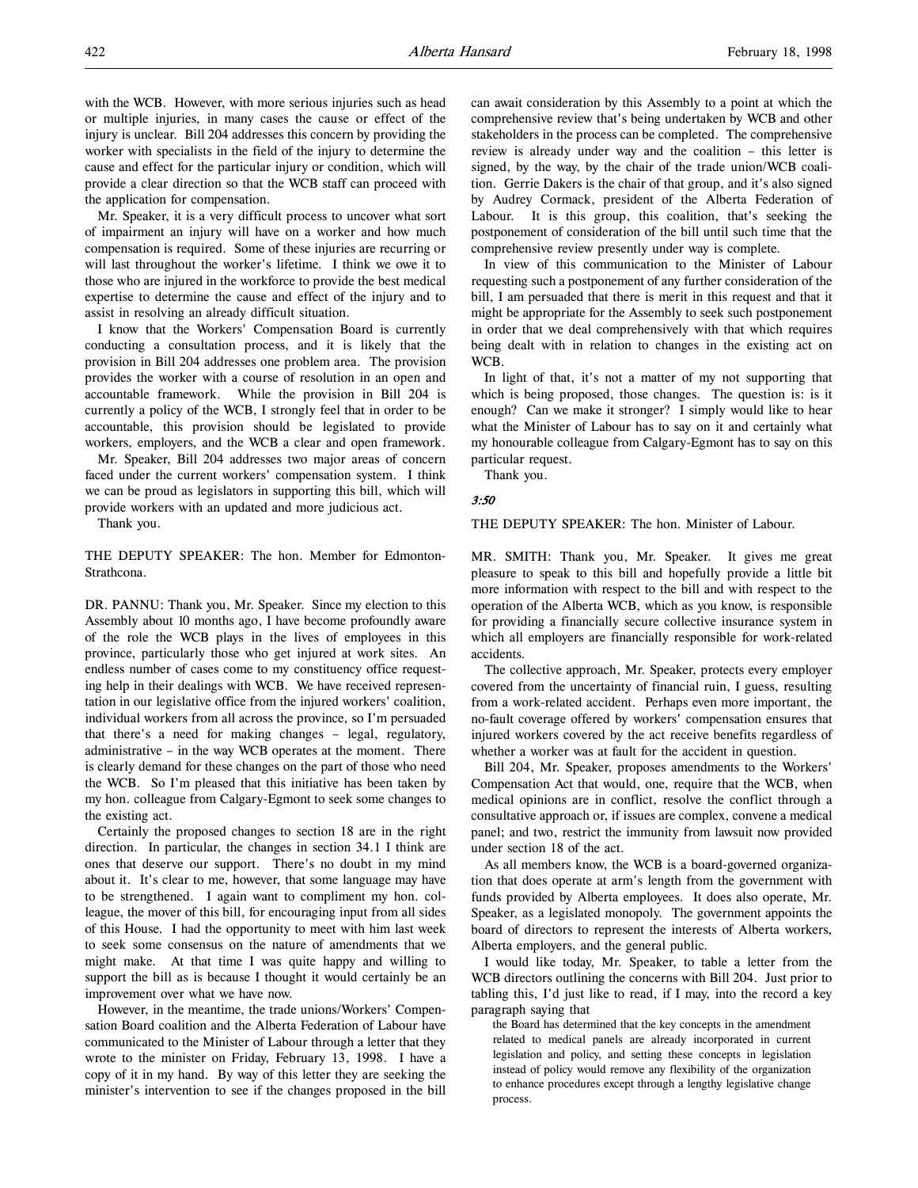with the WCB. However, with more serious injuries such as head or multiple injuries, in many cases the cause or effect of the injury is unclear. Bill 204 addresses this concern by providing the worker with specialists in the field of the injury to determine the cause and effect for the particular injury or condition, which will provide a clear direction so that the WCB staff can proceed with the application for compensation.

Mr. Speaker, it is a very difficult process to uncover what sort of impairment an injury will have on a worker and how much compensation is required. Some of these injuries are recurring or will last throughout the worker's lifetime. I think we owe it to those who are injured in the workforce to provide the best medical expertise to determine the cause and effect of the injury and to assist in resolving an already difficult situation.

I know that the Workers' Compensation Board is currently conducting a consultation process, and it is likely that the provision in Bill 204 addresses one problem area. The provision provides the worker with a course of resolution in an open and accountable framework. While the provision in Bill 204 is currently a policy of the WCB, I strongly feel that in order to be accountable, this provision should be legislated to provide workers, employers, and the WCB a clear and open framework.

Mr. Speaker, Bill 204 addresses two major areas of concern faced under the current workers' compensation system. I think we can be proud as legislators in supporting this bill, which will provide workers with an updated and more judicious act.

Thank you.

THE DEPUTY SPEAKER: The hon. Member for Edmonton-Strathcona.

DR. PANNU: Thank you, Mr. Speaker. Since my election to this Assembly about 10 months ago, I have become profoundly aware of the role the WCB plays in the lives of employees in this province, particularly those who get injured at work sites. An endless number of cases come to my constituency office requesting help in their dealings with WCB. We have received representation in our legislative office from the injured workers' coalition, individual workers from all across the province, so I'm persuaded that there's a need for making changes – legal, regulatory, administrative – in the way WCB operates at the moment. There is clearly demand for these changes on the part of those who need the WCB. So I'm pleased that this initiative has been taken by my hon. colleague from Calgary-Egmont to seek some changes to the existing act.

Certainly the proposed changes to section 18 are in the right direction. In particular, the changes in section 34.1 I think are ones that deserve our support. There's no doubt in my mind about it. It's clear to me, however, that some language may have to be strengthened. I again want to compliment my hon. colleague, the mover of this bill, for encouraging input from all sides of this House. I had the opportunity to meet with him last week to seek some consensus on the nature of amendments that we might make. At that time I was quite happy and willing to support the bill as is because I thought it would certainly be an improvement over what we have now.

However, in the meantime, the trade unions/Workers' Compensation Board coalition and the Alberta Federation of Labour have communicated to the Minister of Labour through a letter that they wrote to the minister on Friday, February 13, 1998. I have a copy of it in my hand. By way of this letter they are seeking the minister's intervention to see if the changes proposed in the bill can await consideration by this Assembly to a point at which the comprehensive review that's being undertaken by WCB and other stakeholders in the process can be completed. The comprehensive review is already under way and the coalition – this letter is signed, by the way, by the chair of the trade union/WCB coalition. Gerrie Dakers is the chair of that group, and it's also signed by Audrey Cormack, president of the Alberta Federation of Labour. It is this group, this coalition, that's seeking the postponement of consideration of the bill until such time that the comprehensive review presently under way is complete.

In view of this communication to the Minister of Labour requesting such a postponement of any further consideration of the bill, I am persuaded that there is merit in this request and that it might be appropriate for the Assembly to seek such postponement in order that we deal comprehensively with that which requires being dealt with in relation to changes in the existing act on WCB.

In light of that, it's not a matter of my not supporting that which is being proposed, those changes. The question is: is it enough? Can we make it stronger? I simply would like to hear what the Minister of Labour has to say on it and certainly what my honourable colleague from Calgary-Egmont has to say on this particular request.

Thank you.

*3:50*

THE DEPUTY SPEAKER: The hon. Minister of Labour.

MR. SMITH: Thank you, Mr. Speaker. It gives me great pleasure to speak to this bill and hopefully provide a little bit more information with respect to the bill and with respect to the operation of the Alberta WCB, which as you know, is responsible for providing a financially secure collective insurance system in which all employers are financially responsible for work-related accidents.

The collective approach, Mr. Speaker, protects every employer covered from the uncertainty of financial ruin, I guess, resulting from a work-related accident. Perhaps even more important, the no-fault coverage offered by workers' compensation ensures that injured workers covered by the act receive benefits regardless of whether a worker was at fault for the accident in question.

Bill 204, Mr. Speaker, proposes amendments to the Workers' Compensation Act that would, one, require that the WCB, when medical opinions are in conflict, resolve the conflict through a consultative approach or, if issues are complex, convene a medical panel; and two, restrict the immunity from lawsuit now provided under section 18 of the act.

As all members know, the WCB is a board-governed organization that does operate at arm's length from the government with funds provided by Alberta employees. It does also operate, Mr. Speaker, as a legislated monopoly. The government appoints the board of directors to represent the interests of Alberta workers, Alberta employers, and the general public.

I would like today, Mr. Speaker, to table a letter from the WCB directors outlining the concerns with Bill 204. Just prior to tabling this, I'd just like to read, if I may, into the record a key paragraph saying that

> the Board has determined that the key concepts in the amendment related to medical panels are already incorporated in current legislation and policy, and setting these concepts in legislation instead of policy would remove any flexibility of the organization to enhance procedures except through a lengthy legislative change process.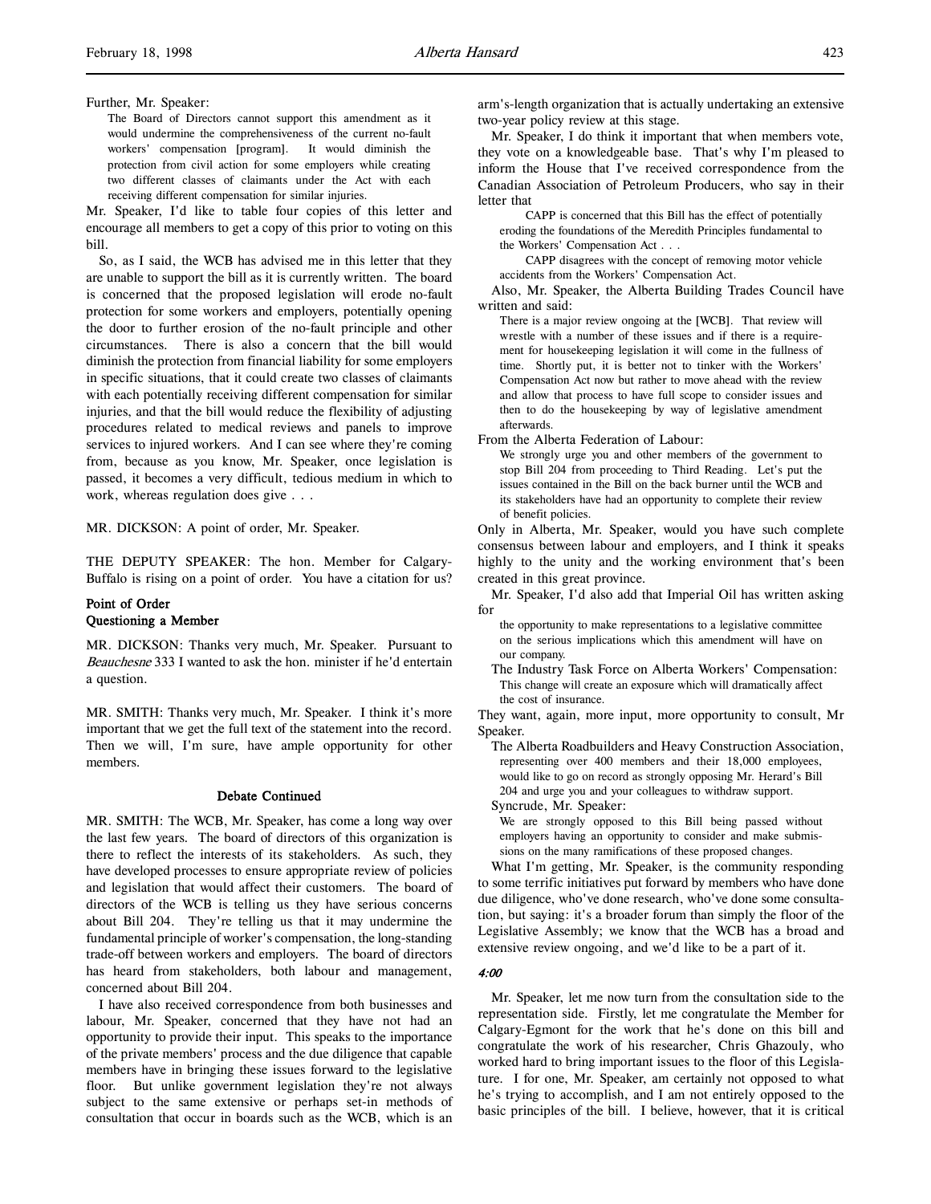Further, Mr. Speaker:

> The Board of Directors cannot support this amendment as it would undermine the comprehensiveness of the current no-fault workers' compensation [program]. It would diminish the protection from civil action for some employers while creating two different classes of claimants under the Act with each receiving different compensation for similar injuries.

Mr. Speaker, I'd like to table four copies of this letter and encourage all members to get a copy of this prior to voting on this bill.

So, as I said, the WCB has advised me in this letter that they are unable to support the bill as it is currently written. The board is concerned that the proposed legislation will erode no-fault protection for some workers and employers, potentially opening the door to further erosion of the no-fault principle and other circumstances. There is also a concern that the bill would diminish the protection from financial liability for some employers in specific situations, that it could create two classes of claimants with each potentially receiving different compensation for similar injuries, and that the bill would reduce the flexibility of adjusting procedures related to medical reviews and panels to improve services to injured workers. And I can see where they're coming from, because as you know, Mr. Speaker, once legislation is passed, it becomes a very difficult, tedious medium in which to work, whereas regulation does give . . .

MR. DICKSON: A point of order, Mr. Speaker.

THE DEPUTY SPEAKER: The hon. Member for Calgary-Buffalo is rising on a point of order. You have a citation for us?

### Point of Order
### Questioning a Member

MR. DICKSON: Thanks very much, Mr. Speaker. Pursuant to *Beauchesne* 333 I wanted to ask the hon. minister if he'd entertain a question.

MR. SMITH: Thanks very much, Mr. Speaker. I think it's more important that we get the full text of the statement into the record. Then we will, I'm sure, have ample opportunity for other members.

### Debate Continued

MR. SMITH: The WCB, Mr. Speaker, has come a long way over the last few years. The board of directors of this organization is there to reflect the interests of its stakeholders. As such, they have developed processes to ensure appropriate review of policies and legislation that would affect their customers. The board of directors of the WCB is telling us they have serious concerns about Bill 204. They're telling us that it may undermine the fundamental principle of worker's compensation, the long-standing trade-off between workers and employers. The board of directors has heard from stakeholders, both labour and management, concerned about Bill 204.

I have also received correspondence from both businesses and labour, Mr. Speaker, concerned that they have not had an opportunity to provide their input. This speaks to the importance of the private members' process and the due diligence that capable members have in bringing these issues forward to the legislative floor. But unlike government legislation they're not always subject to the same extensive or perhaps set-in methods of consultation that occur in boards such as the WCB, which is an arm's-length organization that is actually undertaking an extensive two-year policy review at this stage.

Mr. Speaker, I do think it important that when members vote, they vote on a knowledgeable base. That's why I'm pleased to inform the House that I've received correspondence from the Canadian Association of Petroleum Producers, who say in their letter that

> CAPP is concerned that this Bill has the effect of potentially eroding the foundations of the Meredith Principles fundamental to the Workers' Compensation Act . . .
>
> CAPP disagrees with the concept of removing motor vehicle accidents from the Workers' Compensation Act.

Also, Mr. Speaker, the Alberta Building Trades Council have written and said:

> There is a major review ongoing at the [WCB]. That review will wrestle with a number of these issues and if there is a requirement for housekeeping legislation it will come in the fullness of time. Shortly put, it is better not to tinker with the Workers' Compensation Act now but rather to move ahead with the review and allow that process to have full scope to consider issues and then to do the housekeeping by way of legislative amendment afterwards.

From the Alberta Federation of Labour:

> We strongly urge you and other members of the government to stop Bill 204 from proceeding to Third Reading. Let's put the issues contained in the Bill on the back burner until the WCB and its stakeholders have had an opportunity to complete their review of benefit policies.

Only in Alberta, Mr. Speaker, would you have such complete consensus between labour and employers, and I think it speaks highly to the unity and the working environment that's been created in this great province.

Mr. Speaker, I'd also add that Imperial Oil has written asking for

> the opportunity to make representations to a legislative committee on the serious implications which this amendment will have on our company.

The Industry Task Force on Alberta Workers' Compensation:

> This change will create an exposure which will dramatically affect the cost of insurance.

They want, again, more input, more opportunity to consult, Mr Speaker.

The Alberta Roadbuilders and Heavy Construction Association,

> representing over 400 members and their 18,000 employees, would like to go on record as strongly opposing Mr. Herard's Bill 204 and urge you and your colleagues to withdraw support.

Syncrude, Mr. Speaker:

> We are strongly opposed to this Bill being passed without employers having an opportunity to consider and make submissions on the many ramifications of these proposed changes.

What I'm getting, Mr. Speaker, is the community responding to some terrific initiatives put forward by members who have done due diligence, who've done research, who've done some consultation, but saying: it's a broader forum than simply the floor of the Legislative Assembly; we know that the WCB has a broad and extensive review ongoing, and we'd like to be a part of it.

*4:00*

Mr. Speaker, let me now turn from the consultation side to the representation side. Firstly, let me congratulate the Member for Calgary-Egmont for the work that he's done on this bill and congratulate the work of his researcher, Chris Ghazouly, who worked hard to bring important issues to the floor of this Legislature. I for one, Mr. Speaker, am certainly not opposed to what he's trying to accomplish, and I am not entirely opposed to the basic principles of the bill. I believe, however, that it is critical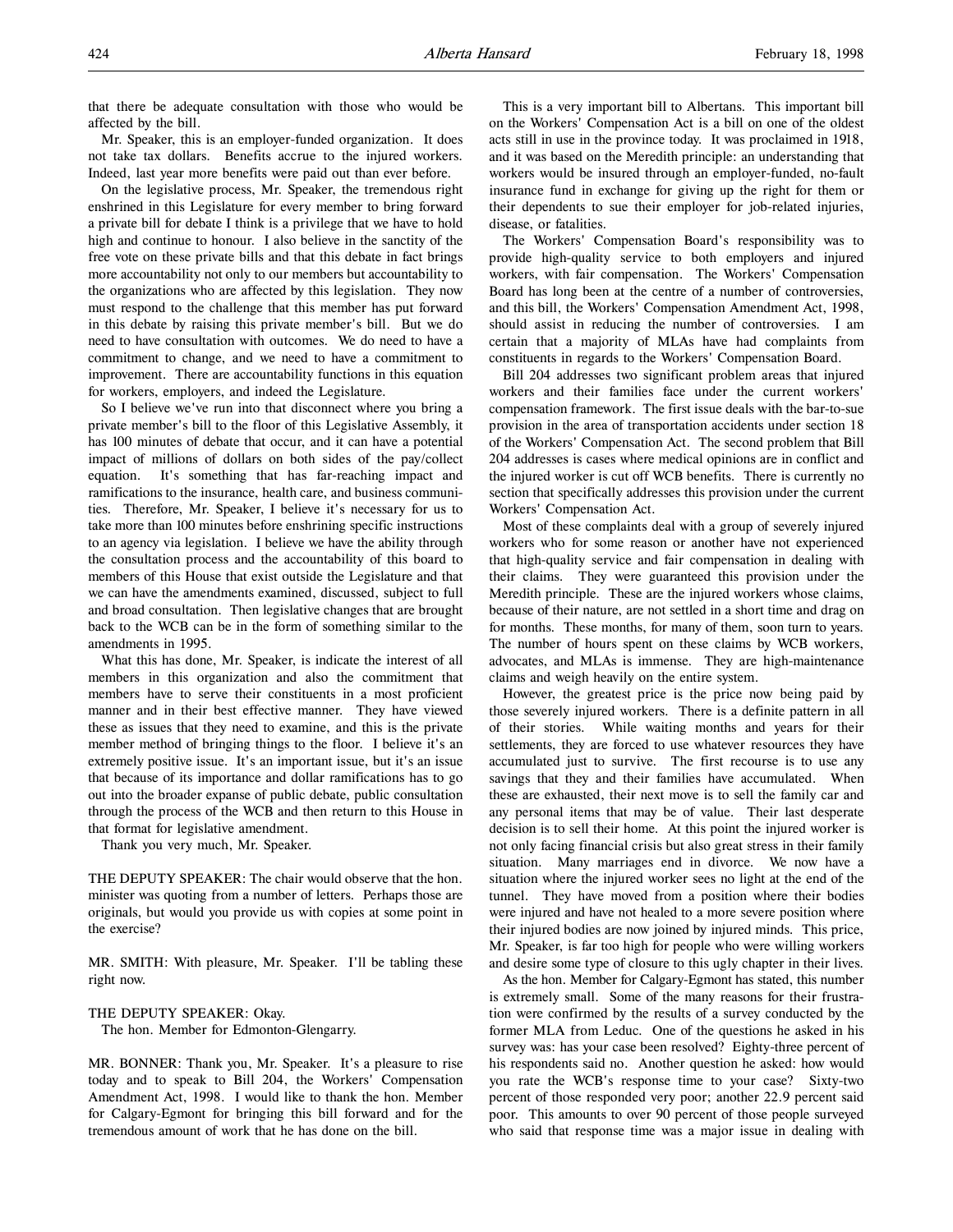that there be adequate consultation with those who would be affected by the bill.

Mr. Speaker, this is an employer-funded organization. It does not take tax dollars. Benefits accrue to the injured workers. Indeed, last year more benefits were paid out than ever before.

On the legislative process, Mr. Speaker, the tremendous right enshrined in this Legislature for every member to bring forward a private bill for debate I think is a privilege that we have to hold high and continue to honour. I also believe in the sanctity of the free vote on these private bills and that this debate in fact brings more accountability not only to our members but accountability to the organizations who are affected by this legislation. They now must respond to the challenge that this member has put forward in this debate by raising this private member's bill. But we do need to have consultation with outcomes. We do need to have a commitment to change, and we need to have a commitment to improvement. There are accountability functions in this equation for workers, employers, and indeed the Legislature.

So I believe we've run into that disconnect where you bring a private member's bill to the floor of this Legislative Assembly, it has 100 minutes of debate that occur, and it can have a potential impact of millions of dollars on both sides of the pay/collect equation. It's something that has far-reaching impact and ramifications to the insurance, health care, and business communities. Therefore, Mr. Speaker, I believe it's necessary for us to take more than 100 minutes before enshrining specific instructions to an agency via legislation. I believe we have the ability through the consultation process and the accountability of this board to members of this House that exist outside the Legislature and that we can have the amendments examined, discussed, subject to full and broad consultation. Then legislative changes that are brought back to the WCB can be in the form of something similar to the amendments in 1995.

What this has done, Mr. Speaker, is indicate the interest of all members in this organization and also the commitment that members have to serve their constituents in a most proficient manner and in their best effective manner. They have viewed these as issues that they need to examine, and this is the private member method of bringing things to the floor. I believe it's an extremely positive issue. It's an important issue, but it's an issue that because of its importance and dollar ramifications has to go out into the broader expanse of public debate, public consultation through the process of the WCB and then return to this House in that format for legislative amendment.

Thank you very much, Mr. Speaker.

THE DEPUTY SPEAKER: The chair would observe that the hon. minister was quoting from a number of letters. Perhaps those are originals, but would you provide us with copies at some point in the exercise?

MR. SMITH: With pleasure, Mr. Speaker. I'll be tabling these right now.

THE DEPUTY SPEAKER: Okay.

The hon. Member for Edmonton-Glengarry.

MR. BONNER: Thank you, Mr. Speaker. It's a pleasure to rise today and to speak to Bill 204, the Workers' Compensation Amendment Act, 1998. I would like to thank the hon. Member for Calgary-Egmont for bringing this bill forward and for the tremendous amount of work that he has done on the bill.

This is a very important bill to Albertans. This important bill on the Workers' Compensation Act is a bill on one of the oldest acts still in use in the province today. It was proclaimed in 1918, and it was based on the Meredith principle: an understanding that workers would be insured through an employer-funded, no-fault insurance fund in exchange for giving up the right for them or their dependents to sue their employer for job-related injuries, disease, or fatalities.

The Workers' Compensation Board's responsibility was to provide high-quality service to both employers and injured workers, with fair compensation. The Workers' Compensation Board has long been at the centre of a number of controversies, and this bill, the Workers' Compensation Amendment Act, 1998, should assist in reducing the number of controversies. I am certain that a majority of MLAs have had complaints from constituents in regards to the Workers' Compensation Board.

Bill 204 addresses two significant problem areas that injured workers and their families face under the current workers' compensation framework. The first issue deals with the bar-to-sue provision in the area of transportation accidents under section 18 of the Workers' Compensation Act. The second problem that Bill 204 addresses is cases where medical opinions are in conflict and the injured worker is cut off WCB benefits. There is currently no section that specifically addresses this provision under the current Workers' Compensation Act.

Most of these complaints deal with a group of severely injured workers who for some reason or another have not experienced that high-quality service and fair compensation in dealing with their claims. They were guaranteed this provision under the Meredith principle. These are the injured workers whose claims, because of their nature, are not settled in a short time and drag on for months. These months, for many of them, soon turn to years. The number of hours spent on these claims by WCB workers, advocates, and MLAs is immense. They are high-maintenance claims and weigh heavily on the entire system.

However, the greatest price is the price now being paid by those severely injured workers. There is a definite pattern in all of their stories. While waiting months and years for their settlements, they are forced to use whatever resources they have accumulated just to survive. The first recourse is to use any savings that they and their families have accumulated. When these are exhausted, their next move is to sell the family car and any personal items that may be of value. Their last desperate decision is to sell their home. At this point the injured worker is not only facing financial crisis but also great stress in their family situation. Many marriages end in divorce. We now have a situation where the injured worker sees no light at the end of the tunnel. They have moved from a position where their bodies were injured and have not healed to a more severe position where their injured bodies are now joined by injured minds. This price, Mr. Speaker, is far too high for people who were willing workers and desire some type of closure to this ugly chapter in their lives.

As the hon. Member for Calgary-Egmont has stated, this number is extremely small. Some of the many reasons for their frustration were confirmed by the results of a survey conducted by the former MLA from Leduc. One of the questions he asked in his survey was: has your case been resolved? Eighty-three percent of his respondents said no. Another question he asked: how would you rate the WCB's response time to your case? Sixty-two percent of those responded very poor; another 22.9 percent said poor. This amounts to over 90 percent of those people surveyed who said that response time was a major issue in dealing with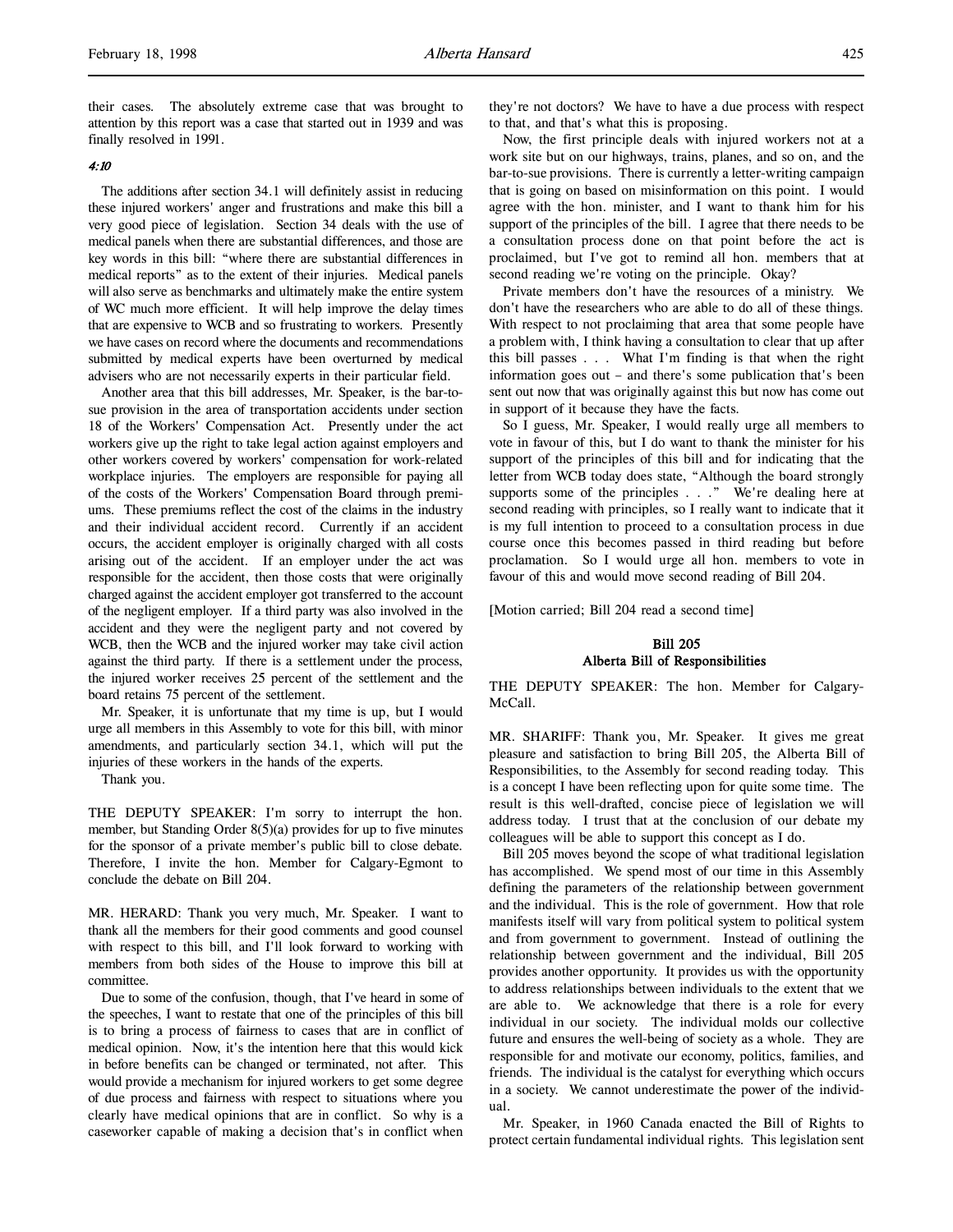their cases. The absolutely extreme case that was brought to attention by this report was a case that started out in 1939 and was finally resolved in 1991.

*4:10*

The additions after section 34.1 will definitely assist in reducing these injured workers' anger and frustrations and make this bill a very good piece of legislation. Section 34 deals with the use of medical panels when there are substantial differences, and those are key words in this bill: "where there are substantial differences in medical reports" as to the extent of their injuries. Medical panels will also serve as benchmarks and ultimately make the entire system of WC much more efficient. It will help improve the delay times that are expensive to WCB and so frustrating to workers. Presently we have cases on record where the documents and recommendations submitted by medical experts have been overturned by medical advisers who are not necessarily experts in their particular field.

Another area that this bill addresses, Mr. Speaker, is the bar-to-sue provision in the area of transportation accidents under section 18 of the Workers' Compensation Act. Presently under the act workers give up the right to take legal action against employers and other workers covered by workers' compensation for work-related workplace injuries. The employers are responsible for paying all of the costs of the Workers' Compensation Board through premiums. These premiums reflect the cost of the claims in the industry and their individual accident record. Currently if an accident occurs, the accident employer is originally charged with all costs arising out of the accident. If an employer under the act was responsible for the accident, then those costs that were originally charged against the accident employer got transferred to the account of the negligent employer. If a third party was also involved in the accident and they were the negligent party and not covered by WCB, then the WCB and the injured worker may take civil action against the third party. If there is a settlement under the process, the injured worker receives 25 percent of the settlement and the board retains 75 percent of the settlement.

Mr. Speaker, it is unfortunate that my time is up, but I would urge all members in this Assembly to vote for this bill, with minor amendments, and particularly section 34.1, which will put the injuries of these workers in the hands of the experts.

Thank you.

THE DEPUTY SPEAKER: I'm sorry to interrupt the hon. member, but Standing Order 8(5)(a) provides for up to five minutes for the sponsor of a private member's public bill to close debate. Therefore, I invite the hon. Member for Calgary-Egmont to conclude the debate on Bill 204.

MR. HERARD: Thank you very much, Mr. Speaker. I want to thank all the members for their good comments and good counsel with respect to this bill, and I'll look forward to working with members from both sides of the House to improve this bill at committee.

Due to some of the confusion, though, that I've heard in some of the speeches, I want to restate that one of the principles of this bill is to bring a process of fairness to cases that are in conflict of medical opinion. Now, it's the intention here that this would kick in before benefits can be changed or terminated, not after. This would provide a mechanism for injured workers to get some degree of due process and fairness with respect to situations where you clearly have medical opinions that are in conflict. So why is a caseworker capable of making a decision that's in conflict when they're not doctors? We have to have a due process with respect to that, and that's what this is proposing.

Now, the first principle deals with injured workers not at a work site but on our highways, trains, planes, and so on, and the bar-to-sue provisions. There is currently a letter-writing campaign that is going on based on misinformation on this point. I would agree with the hon. minister, and I want to thank him for his support of the principles of the bill. I agree that there needs to be a consultation process done on that point before the act is proclaimed, but I've got to remind all hon. members that at second reading we're voting on the principle. Okay?

Private members don't have the resources of a ministry. We don't have the researchers who are able to do all of these things. With respect to not proclaiming that area that some people have a problem with, I think having a consultation to clear that up after this bill passes . . . What I'm finding is that when the right information goes out – and there's some publication that's been sent out now that was originally against this but now has come out in support of it because they have the facts.

So I guess, Mr. Speaker, I would really urge all members to vote in favour of this, but I do want to thank the minister for his support of the principles of this bill and for indicating that the letter from WCB today does state, "Although the board strongly supports some of the principles . . ." We're dealing here at second reading with principles, so I really want to indicate that it is my full intention to proceed to a consultation process in due course once this becomes passed in third reading but before proclamation. So I would urge all hon. members to vote in favour of this and would move second reading of Bill 204.

[Motion carried; Bill 204 read a second time]

## Bill 205
## Alberta Bill of Responsibilities

THE DEPUTY SPEAKER: The hon. Member for Calgary-McCall.

MR. SHARIFF: Thank you, Mr. Speaker. It gives me great pleasure and satisfaction to bring Bill 205, the Alberta Bill of Responsibilities, to the Assembly for second reading today. This is a concept I have been reflecting upon for quite some time. The result is this well-drafted, concise piece of legislation we will address today. I trust that at the conclusion of our debate my colleagues will be able to support this concept as I do.

Bill 205 moves beyond the scope of what traditional legislation has accomplished. We spend most of our time in this Assembly defining the parameters of the relationship between government and the individual. This is the role of government. How that role manifests itself will vary from political system to political system and from government to government. Instead of outlining the relationship between government and the individual, Bill 205 provides another opportunity. It provides us with the opportunity to address relationships between individuals to the extent that we are able to. We acknowledge that there is a role for every individual in our society. The individual molds our collective future and ensures the well-being of society as a whole. They are responsible for and motivate our economy, politics, families, and friends. The individual is the catalyst for everything which occurs in a society. We cannot underestimate the power of the individual.

Mr. Speaker, in 1960 Canada enacted the Bill of Rights to protect certain fundamental individual rights. This legislation sent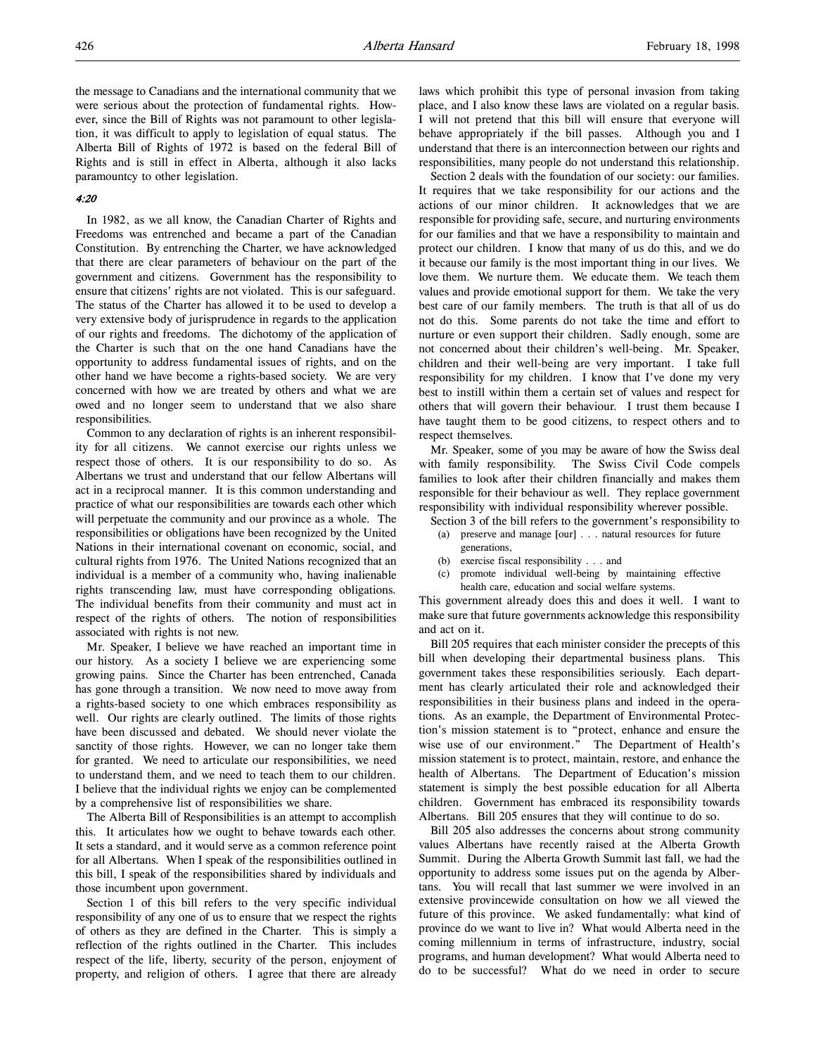the message to Canadians and the international community that we were serious about the protection of fundamental rights. However, since the Bill of Rights was not paramount to other legislation, it was difficult to apply to legislation of equal status. The Alberta Bill of Rights of 1972 is based on the federal Bill of Rights and is still in effect in Alberta, although it also lacks paramountcy to other legislation.

*4:20*

In 1982, as we all know, the Canadian Charter of Rights and Freedoms was entrenched and became a part of the Canadian Constitution. By entrenching the Charter, we have acknowledged that there are clear parameters of behaviour on the part of the government and citizens. Government has the responsibility to ensure that citizens' rights are not violated. This is our safeguard. The status of the Charter has allowed it to be used to develop a very extensive body of jurisprudence in regards to the application of our rights and freedoms. The dichotomy of the application of the Charter is such that on the one hand Canadians have the opportunity to address fundamental issues of rights, and on the other hand we have become a rights-based society. We are very concerned with how we are treated by others and what we are owed and no longer seem to understand that we also share responsibilities.

Common to any declaration of rights is an inherent responsibility for all citizens. We cannot exercise our rights unless we respect those of others. It is our responsibility to do so. As Albertans we trust and understand that our fellow Albertans will act in a reciprocal manner. It is this common understanding and practice of what our responsibilities are towards each other which will perpetuate the community and our province as a whole. The responsibilities or obligations have been recognized by the United Nations in their international covenant on economic, social, and cultural rights from 1976. The United Nations recognized that an individual is a member of a community who, having inalienable rights transcending law, must have corresponding obligations. The individual benefits from their community and must act in respect of the rights of others. The notion of responsibilities associated with rights is not new.

Mr. Speaker, I believe we have reached an important time in our history. As a society I believe we are experiencing some growing pains. Since the Charter has been entrenched, Canada has gone through a transition. We now need to move away from a rights-based society to one which embraces responsibility as well. Our rights are clearly outlined. The limits of those rights have been discussed and debated. We should never violate the sanctity of those rights. However, we can no longer take them for granted. We need to articulate our responsibilities, we need to understand them, and we need to teach them to our children. I believe that the individual rights we enjoy can be complemented by a comprehensive list of responsibilities we share.

The Alberta Bill of Responsibilities is an attempt to accomplish this. It articulates how we ought to behave towards each other. It sets a standard, and it would serve as a common reference point for all Albertans. When I speak of the responsibilities outlined in this bill, I speak of the responsibilities shared by individuals and those incumbent upon government.

Section 1 of this bill refers to the very specific individual responsibility of any one of us to ensure that we respect the rights of others as they are defined in the Charter. This is simply a reflection of the rights outlined in the Charter. This includes respect of the life, liberty, security of the person, enjoyment of property, and religion of others. I agree that there are already laws which prohibit this type of personal invasion from taking place, and I also know these laws are violated on a regular basis. I will not pretend that this bill will ensure that everyone will behave appropriately if the bill passes. Although you and I understand that there is an interconnection between our rights and responsibilities, many people do not understand this relationship.

Section 2 deals with the foundation of our society: our families. It requires that we take responsibility for our actions and the actions of our minor children. It acknowledges that we are responsible for providing safe, secure, and nurturing environments for our families and that we have a responsibility to maintain and protect our children. I know that many of us do this, and we do it because our family is the most important thing in our lives. We love them. We nurture them. We educate them. We teach them values and provide emotional support for them. We take the very best care of our family members. The truth is that all of us do not do this. Some parents do not take the time and effort to nurture or even support their children. Sadly enough, some are not concerned about their children's well-being. Mr. Speaker, children and their well-being are very important. I take full responsibility for my children. I know that I've done my very best to instill within them a certain set of values and respect for others that will govern their behaviour. I trust them because I have taught them to be good citizens, to respect others and to respect themselves.

Mr. Speaker, some of you may be aware of how the Swiss deal with family responsibility. The Swiss Civil Code compels families to look after their children financially and makes them responsible for their behaviour as well. They replace government responsibility with individual responsibility wherever possible.

Section 3 of the bill refers to the government's responsibility to

> (a) preserve and manage [our] . . . natural resources for future generations,
> (b) exercise fiscal responsibility . . . and
> (c) promote individual well-being by maintaining effective health care, education and social welfare systems.

This government already does this and does it well. I want to make sure that future governments acknowledge this responsibility and act on it.

Bill 205 requires that each minister consider the precepts of this bill when developing their departmental business plans. This government takes these responsibilities seriously. Each department has clearly articulated their role and acknowledged their responsibilities in their business plans and indeed in the operations. As an example, the Department of Environmental Protection's mission statement is to "protect, enhance and ensure the wise use of our environment." The Department of Health's mission statement is to protect, maintain, restore, and enhance the health of Albertans. The Department of Education's mission statement is simply the best possible education for all Alberta children. Government has embraced its responsibility towards Albertans. Bill 205 ensures that they will continue to do so.

Bill 205 also addresses the concerns about strong community values Albertans have recently raised at the Alberta Growth Summit. During the Alberta Growth Summit last fall, we had the opportunity to address some issues put on the agenda by Albertans. You will recall that last summer we were involved in an extensive provincewide consultation on how we all viewed the future of this province. We asked fundamentally: what kind of province do we want to live in? What would Alberta need in the coming millennium in terms of infrastructure, industry, social programs, and human development? What would Alberta need to do to be successful? What do we need in order to secure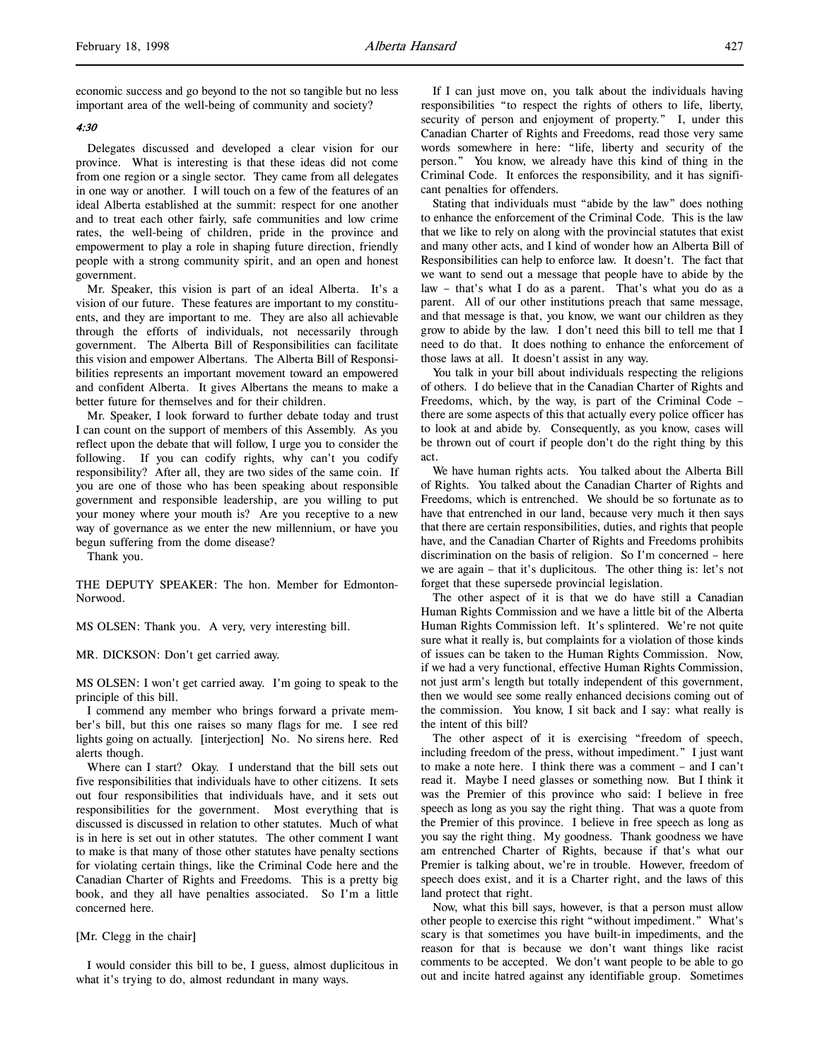economic success and go beyond to the not so tangible but no less important area of the well-being of community and society?

*4:30*

Delegates discussed and developed a clear vision for our province. What is interesting is that these ideas did not come from one region or a single sector. They came from all delegates in one way or another. I will touch on a few of the features of an ideal Alberta established at the summit: respect for one another and to treat each other fairly, safe communities and low crime rates, the well-being of children, pride in the province and empowerment to play a role in shaping future direction, friendly people with a strong community spirit, and an open and honest government.

Mr. Speaker, this vision is part of an ideal Alberta. It's a vision of our future. These features are important to my constituents, and they are important to me. They are also all achievable through the efforts of individuals, not necessarily through government. The Alberta Bill of Responsibilities can facilitate this vision and empower Albertans. The Alberta Bill of Responsibilities represents an important movement toward an empowered and confident Alberta. It gives Albertans the means to make a better future for themselves and for their children.

Mr. Speaker, I look forward to further debate today and trust I can count on the support of members of this Assembly. As you reflect upon the debate that will follow, I urge you to consider the following. If you can codify rights, why can't you codify responsibility? After all, they are two sides of the same coin. If you are one of those who has been speaking about responsible government and responsible leadership, are you willing to put your money where your mouth is? Are you receptive to a new way of governance as we enter the new millennium, or have you begun suffering from the dome disease?

Thank you.

THE DEPUTY SPEAKER: The hon. Member for Edmonton-Norwood.

MS OLSEN: Thank you. A very, very interesting bill.

MR. DICKSON: Don't get carried away.

MS OLSEN: I won't get carried away. I'm going to speak to the principle of this bill.

I commend any member who brings forward a private member's bill, but this one raises so many flags for me. I see red lights going on actually. [interjection] No. No sirens here. Red alerts though.

Where can I start? Okay. I understand that the bill sets out five responsibilities that individuals have to other citizens. It sets out four responsibilities that individuals have, and it sets out responsibilities for the government. Most everything that is discussed is discussed in relation to other statutes. Much of what is in here is set out in other statutes. The other comment I want to make is that many of those other statutes have penalty sections for violating certain things, like the Criminal Code here and the Canadian Charter of Rights and Freedoms. This is a pretty big book, and they all have penalties associated. So I'm a little concerned here.

[Mr. Clegg in the chair]

I would consider this bill to be, I guess, almost duplicitous in what it's trying to do, almost redundant in many ways.

If I can just move on, you talk about the individuals having responsibilities "to respect the rights of others to life, liberty, security of person and enjoyment of property." I, under this Canadian Charter of Rights and Freedoms, read those very same words somewhere in here: "life, liberty and security of the person." You know, we already have this kind of thing in the Criminal Code. It enforces the responsibility, and it has significant penalties for offenders.

Stating that individuals must "abide by the law" does nothing to enhance the enforcement of the Criminal Code. This is the law that we like to rely on along with the provincial statutes that exist and many other acts, and I kind of wonder how an Alberta Bill of Responsibilities can help to enforce law. It doesn't. The fact that we want to send out a message that people have to abide by the law – that's what I do as a parent. That's what you do as a parent. All of our other institutions preach that same message, and that message is that, you know, we want our children as they grow to abide by the law. I don't need this bill to tell me that I need to do that. It does nothing to enhance the enforcement of those laws at all. It doesn't assist in any way.

You talk in your bill about individuals respecting the religions of others. I do believe that in the Canadian Charter of Rights and Freedoms, which, by the way, is part of the Criminal Code – there are some aspects of this that actually every police officer has to look at and abide by. Consequently, as you know, cases will be thrown out of court if people don't do the right thing by this act.

We have human rights acts. You talked about the Alberta Bill of Rights. You talked about the Canadian Charter of Rights and Freedoms, which is entrenched. We should be so fortunate as to have that entrenched in our land, because very much it then says that there are certain responsibilities, duties, and rights that people have, and the Canadian Charter of Rights and Freedoms prohibits discrimination on the basis of religion. So I'm concerned – here we are again – that it's duplicitous. The other thing is: let's not forget that these supersede provincial legislation.

The other aspect of it is that we do have still a Canadian Human Rights Commission and we have a little bit of the Alberta Human Rights Commission left. It's splintered. We're not quite sure what it really is, but complaints for a violation of those kinds of issues can be taken to the Human Rights Commission. Now, if we had a very functional, effective Human Rights Commission, not just arm's length but totally independent of this government, then we would see some really enhanced decisions coming out of the commission. You know, I sit back and I say: what really is the intent of this bill?

The other aspect of it is exercising "freedom of speech, including freedom of the press, without impediment." I just want to make a note here. I think there was a comment – and I can't read it. Maybe I need glasses or something now. But I think it was the Premier of this province who said: I believe in free speech as long as you say the right thing. That was a quote from the Premier of this province. I believe in free speech as long as you say the right thing. My goodness. Thank goodness we have am entrenched Charter of Rights, because if that's what our Premier is talking about, we're in trouble. However, freedom of speech does exist, and it is a Charter right, and the laws of this land protect that right.

Now, what this bill says, however, is that a person must allow other people to exercise this right "without impediment." What's scary is that sometimes you have built-in impediments, and the reason for that is because we don't want things like racist comments to be accepted. We don't want people to be able to go out and incite hatred against any identifiable group. Sometimes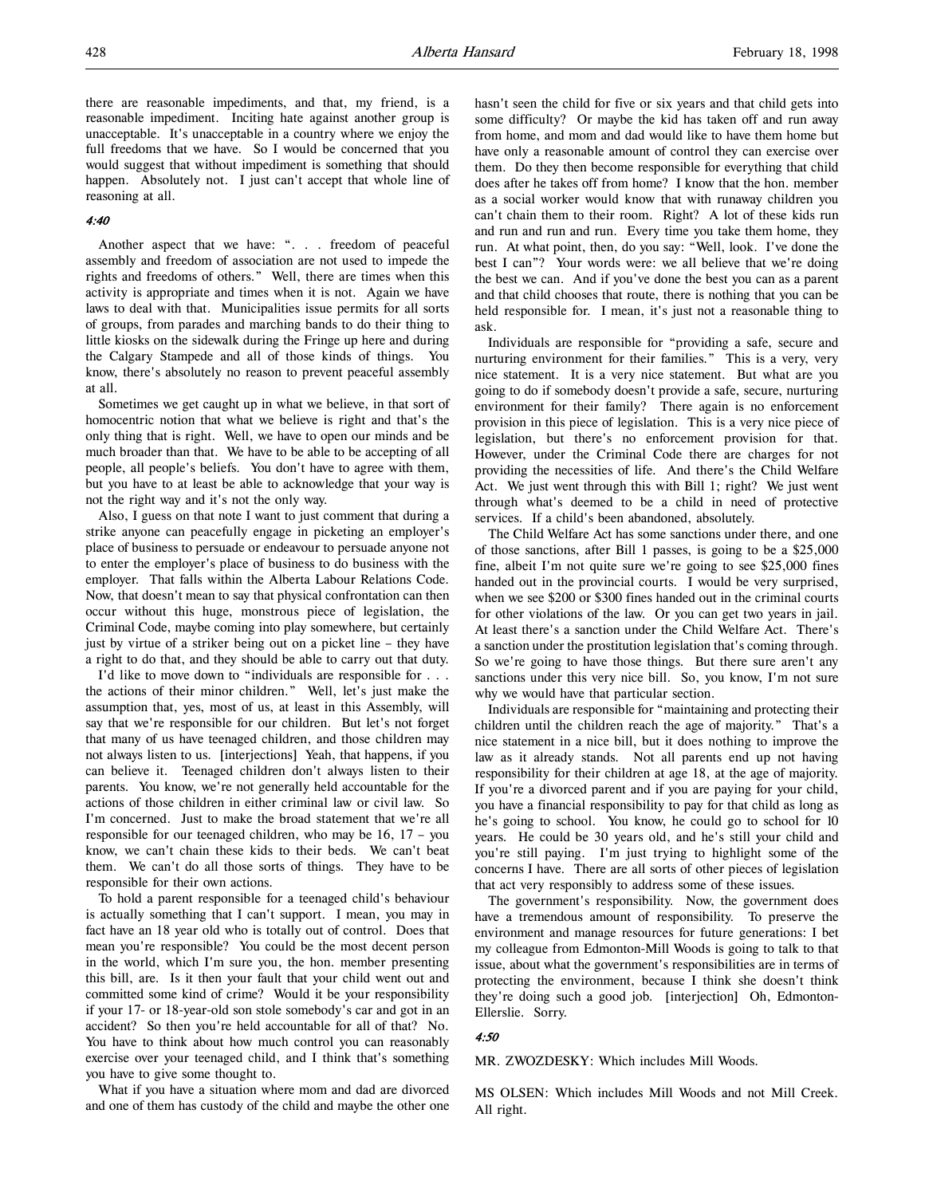there are reasonable impediments, and that, my friend, is a reasonable impediment. Inciting hate against another group is unacceptable. It's unacceptable in a country where we enjoy the full freedoms that we have. So I would be concerned that you would suggest that without impediment is something that should happen. Absolutely not. I just can't accept that whole line of reasoning at all.

*4:40*

Another aspect that we have: ". . . freedom of peaceful assembly and freedom of association are not used to impede the rights and freedoms of others." Well, there are times when this activity is appropriate and times when it is not. Again we have laws to deal with that. Municipalities issue permits for all sorts of groups, from parades and marching bands to do their thing to little kiosks on the sidewalk during the Fringe up here and during the Calgary Stampede and all of those kinds of things. You know, there's absolutely no reason to prevent peaceful assembly at all.

Sometimes we get caught up in what we believe, in that sort of homocentric notion that what we believe is right and that's the only thing that is right. Well, we have to open our minds and be much broader than that. We have to be able to be accepting of all people, all people's beliefs. You don't have to agree with them, but you have to at least be able to acknowledge that your way is not the right way and it's not the only way.

Also, I guess on that note I want to just comment that during a strike anyone can peacefully engage in picketing an employer's place of business to persuade or endeavour to persuade anyone not to enter the employer's place of business to do business with the employer. That falls within the Alberta Labour Relations Code. Now, that doesn't mean to say that physical confrontation can then occur without this huge, monstrous piece of legislation, the Criminal Code, maybe coming into play somewhere, but certainly just by virtue of a striker being out on a picket line – they have a right to do that, and they should be able to carry out that duty.

I'd like to move down to "individuals are responsible for . . . the actions of their minor children." Well, let's just make the assumption that, yes, most of us, at least in this Assembly, will say that we're responsible for our children. But let's not forget that many of us have teenaged children, and those children may not always listen to us. [interjections] Yeah, that happens, if you can believe it. Teenaged children don't always listen to their parents. You know, we're not generally held accountable for the actions of those children in either criminal law or civil law. So I'm concerned. Just to make the broad statement that we're all responsible for our teenaged children, who may be 16, 17 – you know, we can't chain these kids to their beds. We can't beat them. We can't do all those sorts of things. They have to be responsible for their own actions.

To hold a parent responsible for a teenaged child's behaviour is actually something that I can't support. I mean, you may in fact have an 18 year old who is totally out of control. Does that mean you're responsible? You could be the most decent person in the world, which I'm sure you, the hon. member presenting this bill, are. Is it then your fault that your child went out and committed some kind of crime? Would it be your responsibility if your 17- or 18-year-old son stole somebody's car and got in an accident? So then you're held accountable for all of that? No. You have to think about how much control you can reasonably exercise over your teenaged child, and I think that's something you have to give some thought to.

What if you have a situation where mom and dad are divorced and one of them has custody of the child and maybe the other one hasn't seen the child for five or six years and that child gets into some difficulty? Or maybe the kid has taken off and run away from home, and mom and dad would like to have them home but have only a reasonable amount of control they can exercise over them. Do they then become responsible for everything that child does after he takes off from home? I know that the hon. member as a social worker would know that with runaway children you can't chain them to their room. Right? A lot of these kids run and run and run and run. Every time you take them home, they run. At what point, then, do you say: "Well, look. I've done the best I can"? Your words were: we all believe that we're doing the best we can. And if you've done the best you can as a parent and that child chooses that route, there is nothing that you can be held responsible for. I mean, it's just not a reasonable thing to ask.

Individuals are responsible for "providing a safe, secure and nurturing environment for their families." This is a very, very nice statement. It is a very nice statement. But what are you going to do if somebody doesn't provide a safe, secure, nurturing environment for their family? There again is no enforcement provision in this piece of legislation. This is a very nice piece of legislation, but there's no enforcement provision for that. However, under the Criminal Code there are charges for not providing the necessities of life. And there's the Child Welfare Act. We just went through this with Bill 1; right? We just went through what's deemed to be a child in need of protective services. If a child's been abandoned, absolutely.

The Child Welfare Act has some sanctions under there, and one of those sanctions, after Bill 1 passes, is going to be a $25,000 fine, albeit I'm not quite sure we're going to see $25,000 fines handed out in the provincial courts. I would be very surprised, when we see $200 or $300 fines handed out in the criminal courts for other violations of the law. Or you can get two years in jail. At least there's a sanction under the Child Welfare Act. There's a sanction under the prostitution legislation that's coming through. So we're going to have those things. But there sure aren't any sanctions under this very nice bill. So, you know, I'm not sure why we would have that particular section.

Individuals are responsible for "maintaining and protecting their children until the children reach the age of majority." That's a nice statement in a nice bill, but it does nothing to improve the law as it already stands. Not all parents end up not having responsibility for their children at age 18, at the age of majority. If you're a divorced parent and if you are paying for your child, you have a financial responsibility to pay for that child as long as he's going to school. You know, he could go to school for 10 years. He could be 30 years old, and he's still your child and you're still paying. I'm just trying to highlight some of the concerns I have. There are all sorts of other pieces of legislation that act very responsibly to address some of these issues.

The government's responsibility. Now, the government does have a tremendous amount of responsibility. To preserve the environment and manage resources for future generations: I bet my colleague from Edmonton-Mill Woods is going to talk to that issue, about what the government's responsibilities are in terms of protecting the environment, because I think she doesn't think they're doing such a good job. [interjection] Oh, Edmonton-Ellerslie. Sorry.

*4:50*

MR. ZWOZDESKY: Which includes Mill Woods.

MS OLSEN: Which includes Mill Woods and not Mill Creek. All right.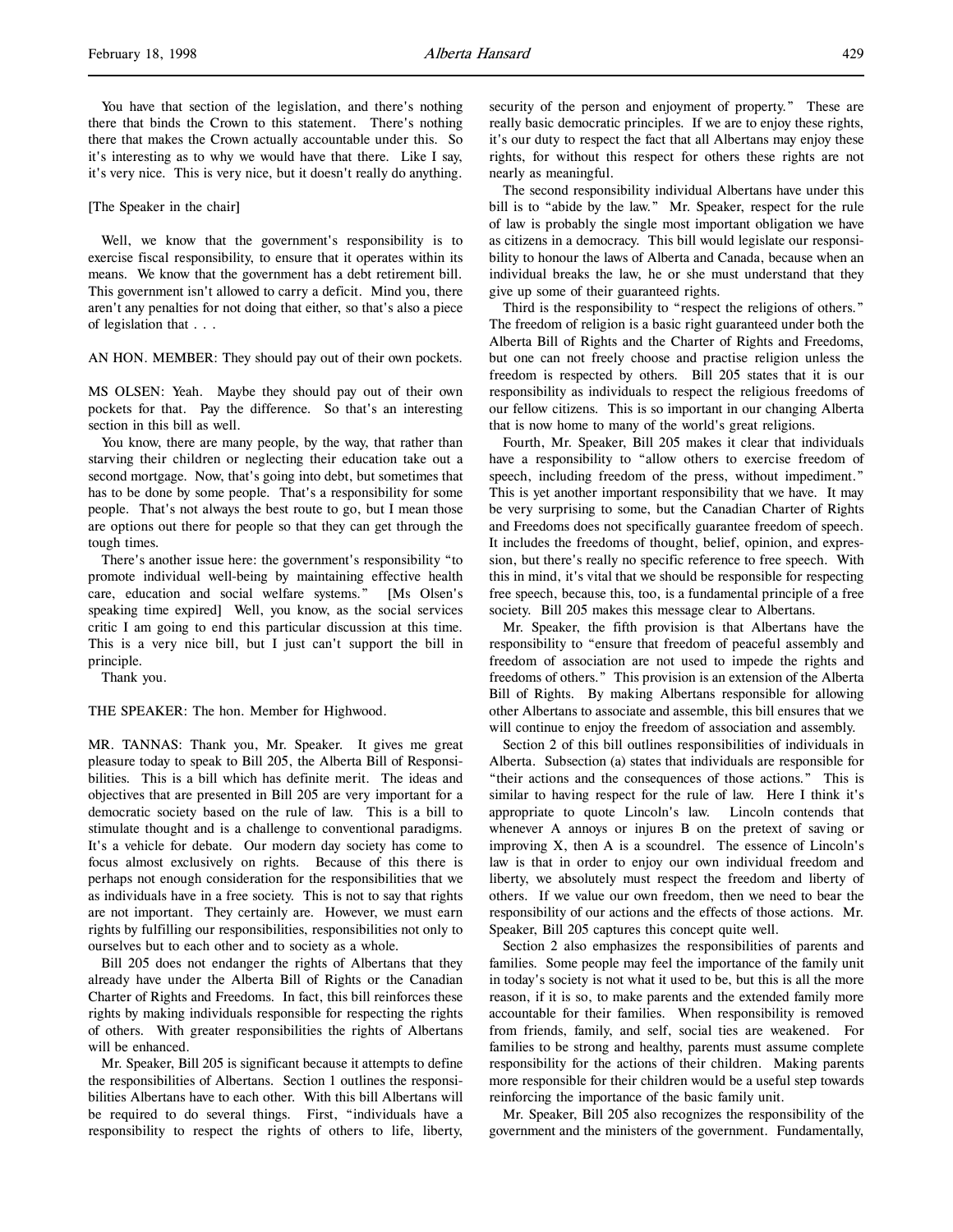You have that section of the legislation, and there's nothing there that binds the Crown to this statement. There's nothing there that makes the Crown actually accountable under this. So it's interesting as to why we would have that there. Like I say, it's very nice. This is very nice, but it doesn't really do anything.

[The Speaker in the chair]

Well, we know that the government's responsibility is to exercise fiscal responsibility, to ensure that it operates within its means. We know that the government has a debt retirement bill. This government isn't allowed to carry a deficit. Mind you, there aren't any penalties for not doing that either, so that's also a piece of legislation that . . .

AN HON. MEMBER: They should pay out of their own pockets.

MS OLSEN: Yeah. Maybe they should pay out of their own pockets for that. Pay the difference. So that's an interesting section in this bill as well.

You know, there are many people, by the way, that rather than starving their children or neglecting their education take out a second mortgage. Now, that's going into debt, but sometimes that has to be done by some people. That's a responsibility for some people. That's not always the best route to go, but I mean those are options out there for people so that they can get through the tough times.

There's another issue here: the government's responsibility "to promote individual well-being by maintaining effective health care, education and social welfare systems." [Ms Olsen's speaking time expired] Well, you know, as the social services critic I am going to end this particular discussion at this time. This is a very nice bill, but I just can't support the bill in principle.

Thank you.

THE SPEAKER: The hon. Member for Highwood.

MR. TANNAS: Thank you, Mr. Speaker. It gives me great pleasure today to speak to Bill 205, the Alberta Bill of Responsibilities. This is a bill which has definite merit. The ideas and objectives that are presented in Bill 205 are very important for a democratic society based on the rule of law. This is a bill to stimulate thought and is a challenge to conventional paradigms. It's a vehicle for debate. Our modern day society has come to focus almost exclusively on rights. Because of this there is perhaps not enough consideration for the responsibilities that we as individuals have in a free society. This is not to say that rights are not important. They certainly are. However, we must earn rights by fulfilling our responsibilities, responsibilities not only to ourselves but to each other and to society as a whole.

Bill 205 does not endanger the rights of Albertans that they already have under the Alberta Bill of Rights or the Canadian Charter of Rights and Freedoms. In fact, this bill reinforces these rights by making individuals responsible for respecting the rights of others. With greater responsibilities the rights of Albertans will be enhanced.

Mr. Speaker, Bill 205 is significant because it attempts to define the responsibilities of Albertans. Section 1 outlines the responsibilities Albertans have to each other. With this bill Albertans will be required to do several things. First, "individuals have a responsibility to respect the rights of others to life, liberty, security of the person and enjoyment of property." These are really basic democratic principles. If we are to enjoy these rights, it's our duty to respect the fact that all Albertans may enjoy these rights, for without this respect for others these rights are not nearly as meaningful.

The second responsibility individual Albertans have under this bill is to "abide by the law." Mr. Speaker, respect for the rule of law is probably the single most important obligation we have as citizens in a democracy. This bill would legislate our responsibility to honour the laws of Alberta and Canada, because when an individual breaks the law, he or she must understand that they give up some of their guaranteed rights.

Third is the responsibility to "respect the religions of others." The freedom of religion is a basic right guaranteed under both the Alberta Bill of Rights and the Charter of Rights and Freedoms, but one can not freely choose and practise religion unless the freedom is respected by others. Bill 205 states that it is our responsibility as individuals to respect the religious freedoms of our fellow citizens. This is so important in our changing Alberta that is now home to many of the world's great religions.

Fourth, Mr. Speaker, Bill 205 makes it clear that individuals have a responsibility to "allow others to exercise freedom of speech, including freedom of the press, without impediment." This is yet another important responsibility that we have. It may be very surprising to some, but the Canadian Charter of Rights and Freedoms does not specifically guarantee freedom of speech. It includes the freedoms of thought, belief, opinion, and expression, but there's really no specific reference to free speech. With this in mind, it's vital that we should be responsible for respecting free speech, because this, too, is a fundamental principle of a free society. Bill 205 makes this message clear to Albertans.

Mr. Speaker, the fifth provision is that Albertans have the responsibility to "ensure that freedom of peaceful assembly and freedom of association are not used to impede the rights and freedoms of others." This provision is an extension of the Alberta Bill of Rights. By making Albertans responsible for allowing other Albertans to associate and assemble, this bill ensures that we will continue to enjoy the freedom of association and assembly.

Section 2 of this bill outlines responsibilities of individuals in Alberta. Subsection (a) states that individuals are responsible for "their actions and the consequences of those actions." This is similar to having respect for the rule of law. Here I think it's appropriate to quote Lincoln's law. Lincoln contends that whenever A annoys or injures B on the pretext of saving or improving X, then A is a scoundrel. The essence of Lincoln's law is that in order to enjoy our own individual freedom and liberty, we absolutely must respect the freedom and liberty of others. If we value our own freedom, then we need to bear the responsibility of our actions and the effects of those actions. Mr. Speaker, Bill 205 captures this concept quite well.

Section 2 also emphasizes the responsibilities of parents and families. Some people may feel the importance of the family unit in today's society is not what it used to be, but this is all the more reason, if it is so, to make parents and the extended family more accountable for their families. When responsibility is removed from friends, family, and self, social ties are weakened. For families to be strong and healthy, parents must assume complete responsibility for the actions of their children. Making parents more responsible for their children would be a useful step towards reinforcing the importance of the basic family unit.

Mr. Speaker, Bill 205 also recognizes the responsibility of the government and the ministers of the government. Fundamentally,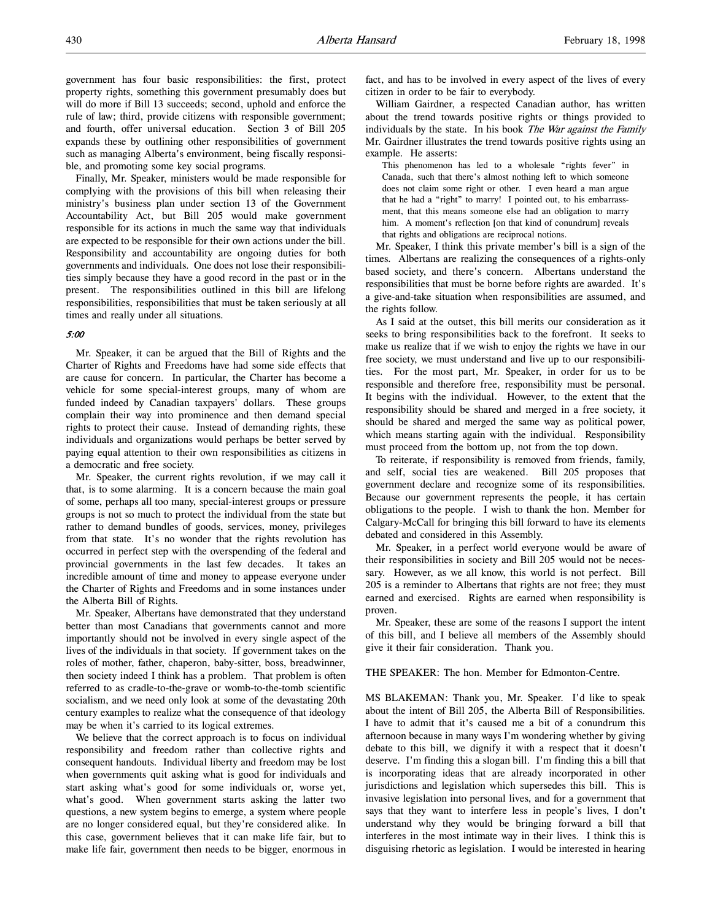government has four basic responsibilities: the first, protect property rights, something this government presumably does but will do more if Bill 13 succeeds; second, uphold and enforce the rule of law; third, provide citizens with responsible government; and fourth, offer universal education. Section 3 of Bill 205 expands these by outlining other responsibilities of government such as managing Alberta's environment, being fiscally responsible, and promoting some key social programs.

Finally, Mr. Speaker, ministers would be made responsible for complying with the provisions of this bill when releasing their ministry's business plan under section 13 of the Government Accountability Act, but Bill 205 would make government responsible for its actions in much the same way that individuals are expected to be responsible for their own actions under the bill. Responsibility and accountability are ongoing duties for both governments and individuals. One does not lose their responsibilities simply because they have a good record in the past or in the present. The responsibilities outlined in this bill are lifelong responsibilities, responsibilities that must be taken seriously at all times and really under all situations.

*5:00*

Mr. Speaker, it can be argued that the Bill of Rights and the Charter of Rights and Freedoms have had some side effects that are cause for concern. In particular, the Charter has become a vehicle for some special-interest groups, many of whom are funded indeed by Canadian taxpayers' dollars. These groups complain their way into prominence and then demand special rights to protect their cause. Instead of demanding rights, these individuals and organizations would perhaps be better served by paying equal attention to their own responsibilities as citizens in a democratic and free society.

Mr. Speaker, the current rights revolution, if we may call it that, is to some alarming. It is a concern because the main goal of some, perhaps all too many, special-interest groups or pressure groups is not so much to protect the individual from the state but rather to demand bundles of goods, services, money, privileges from that state. It's no wonder that the rights revolution has occurred in perfect step with the overspending of the federal and provincial governments in the last few decades. It takes an incredible amount of time and money to appease everyone under the Charter of Rights and Freedoms and in some instances under the Alberta Bill of Rights.

Mr. Speaker, Albertans have demonstrated that they understand better than most Canadians that governments cannot and more importantly should not be involved in every single aspect of the lives of the individuals in that society. If government takes on the roles of mother, father, chaperon, baby-sitter, boss, breadwinner, then society indeed I think has a problem. That problem is often referred to as cradle-to-the-grave or womb-to-the-tomb scientific socialism, and we need only look at some of the devastating 20th century examples to realize what the consequence of that ideology may be when it's carried to its logical extremes.

We believe that the correct approach is to focus on individual responsibility and freedom rather than collective rights and consequent handouts. Individual liberty and freedom may be lost when governments quit asking what is good for individuals and start asking what's good for some individuals or, worse yet, what's good. When government starts asking the latter two questions, a new system begins to emerge, a system where people are no longer considered equal, but they're considered alike. In this case, government believes that it can make life fair, but to make life fair, government then needs to be bigger, enormous in fact, and has to be involved in every aspect of the lives of every citizen in order to be fair to everybody.

William Gairdner, a respected Canadian author, has written about the trend towards positive rights or things provided to individuals by the state. In his book *The War against the Family* Mr. Gairdner illustrates the trend towards positive rights using an example. He asserts:

> This phenomenon has led to a wholesale "rights fever" in Canada, such that there's almost nothing left to which someone does not claim some right or other. I even heard a man argue that he had a "right" to marry! I pointed out, to his embarrassment, that this means someone else had an obligation to marry him. A moment's reflection [on that kind of conundrum] reveals that rights and obligations are reciprocal notions.

Mr. Speaker, I think this private member's bill is a sign of the times. Albertans are realizing the consequences of a rights-only based society, and there's concern. Albertans understand the responsibilities that must be borne before rights are awarded. It's a give-and-take situation when responsibilities are assumed, and the rights follow.

As I said at the outset, this bill merits our consideration as it seeks to bring responsibilities back to the forefront. It seeks to make us realize that if we wish to enjoy the rights we have in our free society, we must understand and live up to our responsibilities. For the most part, Mr. Speaker, in order for us to be responsible and therefore free, responsibility must be personal. It begins with the individual. However, to the extent that the responsibility should be shared and merged in a free society, it should be shared and merged the same way as political power, which means starting again with the individual. Responsibility must proceed from the bottom up, not from the top down.

To reiterate, if responsibility is removed from friends, family, and self, social ties are weakened. Bill 205 proposes that government declare and recognize some of its responsibilities. Because our government represents the people, it has certain obligations to the people. I wish to thank the hon. Member for Calgary-McCall for bringing this bill forward to have its elements debated and considered in this Assembly.

Mr. Speaker, in a perfect world everyone would be aware of their responsibilities in society and Bill 205 would not be necessary. However, as we all know, this world is not perfect. Bill 205 is a reminder to Albertans that rights are not free; they must earned and exercised. Rights are earned when responsibility is proven.

Mr. Speaker, these are some of the reasons I support the intent of this bill, and I believe all members of the Assembly should give it their fair consideration. Thank you.

THE SPEAKER: The hon. Member for Edmonton-Centre.

MS BLAKEMAN: Thank you, Mr. Speaker. I'd like to speak about the intent of Bill 205, the Alberta Bill of Responsibilities. I have to admit that it's caused me a bit of a conundrum this afternoon because in many ways I'm wondering whether by giving debate to this bill, we dignify it with a respect that it doesn't deserve. I'm finding this a slogan bill. I'm finding this a bill that is incorporating ideas that are already incorporated in other jurisdictions and legislation which supersedes this bill. This is invasive legislation into personal lives, and for a government that says that they want to interfere less in people's lives, I don't understand why they would be bringing forward a bill that interferes in the most intimate way in their lives. I think this is disguising rhetoric as legislation. I would be interested in hearing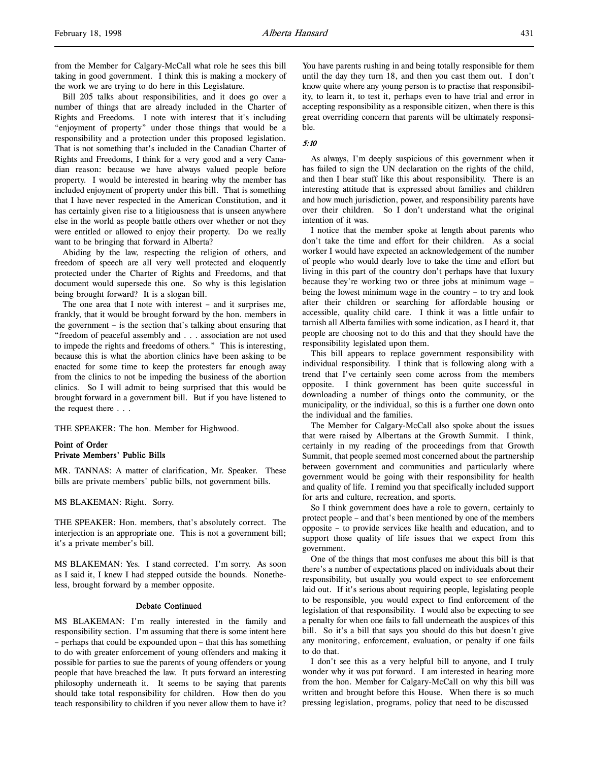from the Member for Calgary-McCall what role he sees this bill taking in good government. I think this is making a mockery of the work we are trying to do here in this Legislature.

Bill 205 talks about responsibilities, and it does go over a number of things that are already included in the Charter of Rights and Freedoms. I note with interest that it's including "enjoyment of property" under those things that would be a responsibility and a protection under this proposed legislation. That is not something that's included in the Canadian Charter of Rights and Freedoms, I think for a very good and a very Canadian reason: because we have always valued people before property. I would be interested in hearing why the member has included enjoyment of property under this bill. That is something that I have never respected in the American Constitution, and it has certainly given rise to a litigiousness that is unseen anywhere else in the world as people battle others over whether or not they were entitled or allowed to enjoy their property. Do we really want to be bringing that forward in Alberta?

Abiding by the law, respecting the religion of others, and freedom of speech are all very well protected and eloquently protected under the Charter of Rights and Freedoms, and that document would supersede this one. So why is this legislation being brought forward? It is a slogan bill.

The one area that I note with interest – and it surprises me, frankly, that it would be brought forward by the hon. members in the government – is the section that's talking about ensuring that "freedom of peaceful assembly and . . . association are not used to impede the rights and freedoms of others." This is interesting, because this is what the abortion clinics have been asking to be enacted for some time to keep the protesters far enough away from the clinics to not be impeding the business of the abortion clinics. So I will admit to being surprised that this would be brought forward in a government bill. But if you have listened to the request there . . .

THE SPEAKER: The hon. Member for Highwood.

**Point of Order**
**Private Members' Public Bills**

MR. TANNAS: A matter of clarification, Mr. Speaker. These bills are private members' public bills, not government bills.

MS BLAKEMAN: Right. Sorry.

THE SPEAKER: Hon. members, that's absolutely correct. The interjection is an appropriate one. This is not a government bill; it's a private member's bill.

MS BLAKEMAN: Yes. I stand corrected. I'm sorry. As soon as I said it, I knew I had stepped outside the bounds. Nonetheless, brought forward by a member opposite.

**Debate Continued**

MS BLAKEMAN: I'm really interested in the family and responsibility section. I'm assuming that there is some intent here – perhaps that could be expounded upon – that this has something to do with greater enforcement of young offenders and making it possible for parties to sue the parents of young offenders or young people that have breached the law. It puts forward an interesting philosophy underneath it. It seems to be saying that parents should take total responsibility for children. How then do you teach responsibility to children if you never allow them to have it? You have parents rushing in and being totally responsible for them until the day they turn 18, and then you cast them out. I don't know quite where any young person is to practise that responsibility, to learn it, to test it, perhaps even to have trial and error in accepting responsibility as a responsible citizen, when there is this great overriding concern that parents will be ultimately responsible.

*5:10*

As always, I'm deeply suspicious of this government when it has failed to sign the UN declaration on the rights of the child, and then I hear stuff like this about responsibility. There is an interesting attitude that is expressed about families and children and how much jurisdiction, power, and responsibility parents have over their children. So I don't understand what the original intention of it was.

I notice that the member spoke at length about parents who don't take the time and effort for their children. As a social worker I would have expected an acknowledgement of the number of people who would dearly love to take the time and effort but living in this part of the country don't perhaps have that luxury because they're working two or three jobs at minimum wage – being the lowest minimum wage in the country – to try and look after their children or searching for affordable housing or accessible, quality child care. I think it was a little unfair to tarnish all Alberta families with some indication, as I heard it, that people are choosing not to do this and that they should have the responsibility legislated upon them.

This bill appears to replace government responsibility with individual responsibility. I think that is following along with a trend that I've certainly seen come across from the members opposite. I think government has been quite successful in downloading a number of things onto the community, or the municipality, or the individual, so this is a further one down onto the individual and the families.

The Member for Calgary-McCall also spoke about the issues that were raised by Albertans at the Growth Summit. I think, certainly in my reading of the proceedings from that Growth Summit, that people seemed most concerned about the partnership between government and communities and particularly where government would be going with their responsibility for health and quality of life. I remind you that specifically included support for arts and culture, recreation, and sports.

So I think government does have a role to govern, certainly to protect people – and that's been mentioned by one of the members opposite – to provide services like health and education, and to support those quality of life issues that we expect from this government.

One of the things that most confuses me about this bill is that there's a number of expectations placed on individuals about their responsibility, but usually you would expect to see enforcement laid out. If it's serious about requiring people, legislating people to be responsible, you would expect to find enforcement of the legislation of that responsibility. I would also be expecting to see a penalty for when one fails to fall underneath the auspices of this bill. So it's a bill that says you should do this but doesn't give any monitoring, enforcement, evaluation, or penalty if one fails to do that.

I don't see this as a very helpful bill to anyone, and I truly wonder why it was put forward. I am interested in hearing more from the hon. Member for Calgary-McCall on why this bill was written and brought before this House. When there is so much pressing legislation, programs, policy that need to be discussed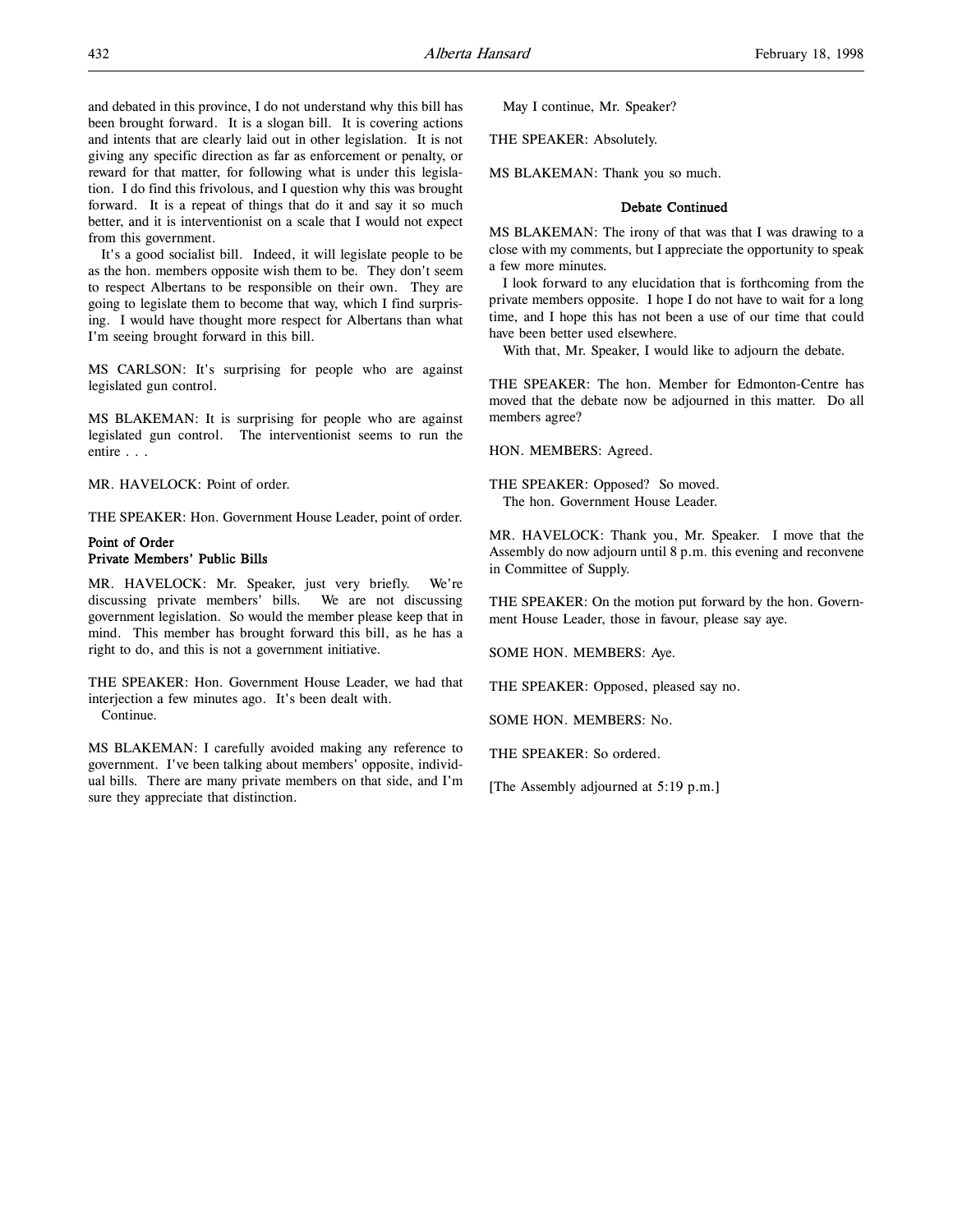and debated in this province, I do not understand why this bill has been brought forward. It is a slogan bill. It is covering actions and intents that are clearly laid out in other legislation. It is not giving any specific direction as far as enforcement or penalty, or reward for that matter, for following what is under this legislation. I do find this frivolous, and I question why this was brought forward. It is a repeat of things that do it and say it so much better, and it is interventionist on a scale that I would not expect from this government.

It's a good socialist bill. Indeed, it will legislate people to be as the hon. members opposite wish them to be. They don't seem to respect Albertans to be responsible on their own. They are going to legislate them to become that way, which I find surprising. I would have thought more respect for Albertans than what I'm seeing brought forward in this bill.

MS CARLSON: It's surprising for people who are against legislated gun control.

MS BLAKEMAN: It is surprising for people who are against legislated gun control. The interventionist seems to run the entire . . .

MR. HAVELOCK: Point of order.

THE SPEAKER: Hon. Government House Leader, point of order.

### Point of Order
### Private Members' Public Bills

MR. HAVELOCK: Mr. Speaker, just very briefly. We're discussing private members' bills. We are not discussing government legislation. So would the member please keep that in mind. This member has brought forward this bill, as he has a right to do, and this is not a government initiative.

THE SPEAKER: Hon. Government House Leader, we had that interjection a few minutes ago. It's been dealt with.
Continue.

MS BLAKEMAN: I carefully avoided making any reference to government. I've been talking about members' opposite, individual bills. There are many private members on that side, and I'm sure they appreciate that distinction.

May I continue, Mr. Speaker?

THE SPEAKER: Absolutely.

MS BLAKEMAN: Thank you so much.

### Debate Continued

MS BLAKEMAN: The irony of that was that I was drawing to a close with my comments, but I appreciate the opportunity to speak a few more minutes.

I look forward to any elucidation that is forthcoming from the private members opposite. I hope I do not have to wait for a long time, and I hope this has not been a use of our time that could have been better used elsewhere.

With that, Mr. Speaker, I would like to adjourn the debate.

THE SPEAKER: The hon. Member for Edmonton-Centre has moved that the debate now be adjourned in this matter. Do all members agree?

HON. MEMBERS: Agreed.

THE SPEAKER: Opposed? So moved.
The hon. Government House Leader.

MR. HAVELOCK: Thank you, Mr. Speaker. I move that the Assembly do now adjourn until 8 p.m. this evening and reconvene in Committee of Supply.

THE SPEAKER: On the motion put forward by the hon. Government House Leader, those in favour, please say aye.

SOME HON. MEMBERS: Aye.

THE SPEAKER: Opposed, pleased say no.

SOME HON. MEMBERS: No.

THE SPEAKER: So ordered.

[The Assembly adjourned at 5:19 p.m.]